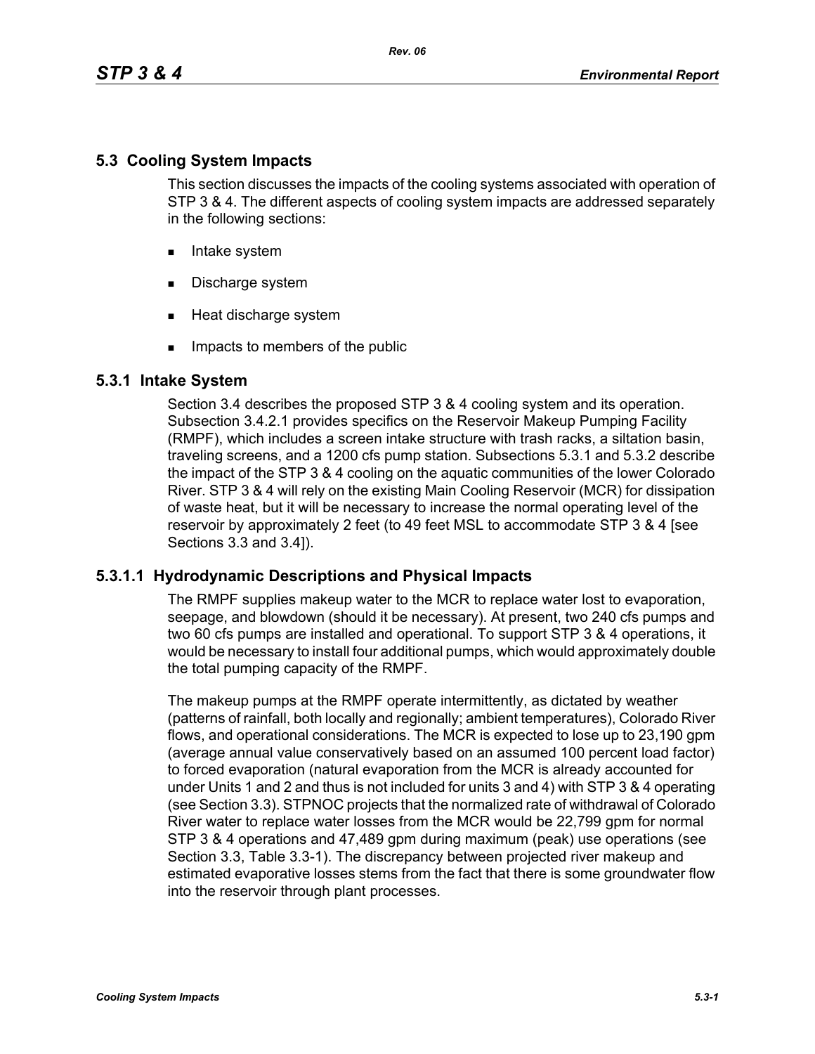## 5.3 Cooling System Impacts

This section discusses the impacts of the cooling systems associated with operation of STP 3 & 4. The different aspects of cooling system impacts are addressed separately in the following sections:

- Intake system
- Discharge system
- Heat discharge system
- Impacts to members of the public

### 5.3.1 Intake System

Section 3.4 describes the proposed STP 3 & 4 cooling system and its operation. Subsection 3.4.2.1 provides specifics on the Reservoir Makeup Pumping Facility (RMPF), which includes a screen intake structure with trash racks, a siltation basin, traveling screens, and a 1200 cfs pump station. Subsections 5.3.1 and 5.3.2 describe the impact of the STP 3 & 4 cooling on the aquatic communities of the lower Colorado River. STP 3 & 4 will rely on the existing Main Cooling Reservoir (MCR) for dissipation of waste heat, but it will be necessary to increase the normal operating level of the reservoir by approximately 2 feet (to 49 feet MSL to accommodate STP 3 & 4 [see Sections 3.3 and 3.4]).

#### 5.3.1.1 Hydrodynamic Descriptions and Physical Impacts

The RMPF supplies makeup water to the MCR to replace water lost to evaporation, seepage, and blowdown (should it be necessary). At present, two 240 cfs pumps and two 60 cfs pumps are installed and operational. To support STP 3 & 4 operations, it would be necessary to install four additional pumps, which would approximately double the total pumping capacity of the RMPF.

The makeup pumps at the RMPF operate intermittently, as dictated by weather (patterns of rainfall, both locally and regionally; ambient temperatures), Colorado River flows, and operational considerations. The MCR is expected to lose up to 23,190 gpm (average annual value conservatively based on an assumed 100 percent load factor) to forced evaporation (natural evaporation from the MCR is already accounted for under Units 1 and 2 and thus is not included for units 3 and 4) with STP 3 & 4 operating (see Section 3.3). STPNOC projects that the normalized rate of withdrawal of Colorado River water to replace water losses from the MCR would be 22,799 gpm for normal STP 3 & 4 operations and 47,489 gpm during maximum (peak) use operations (see Section 3.3, Table 3.3-1). The discrepancy between projected river makeup and estimated evaporative losses stems from the fact that there is some groundwater flow into the reservoir through plant processes.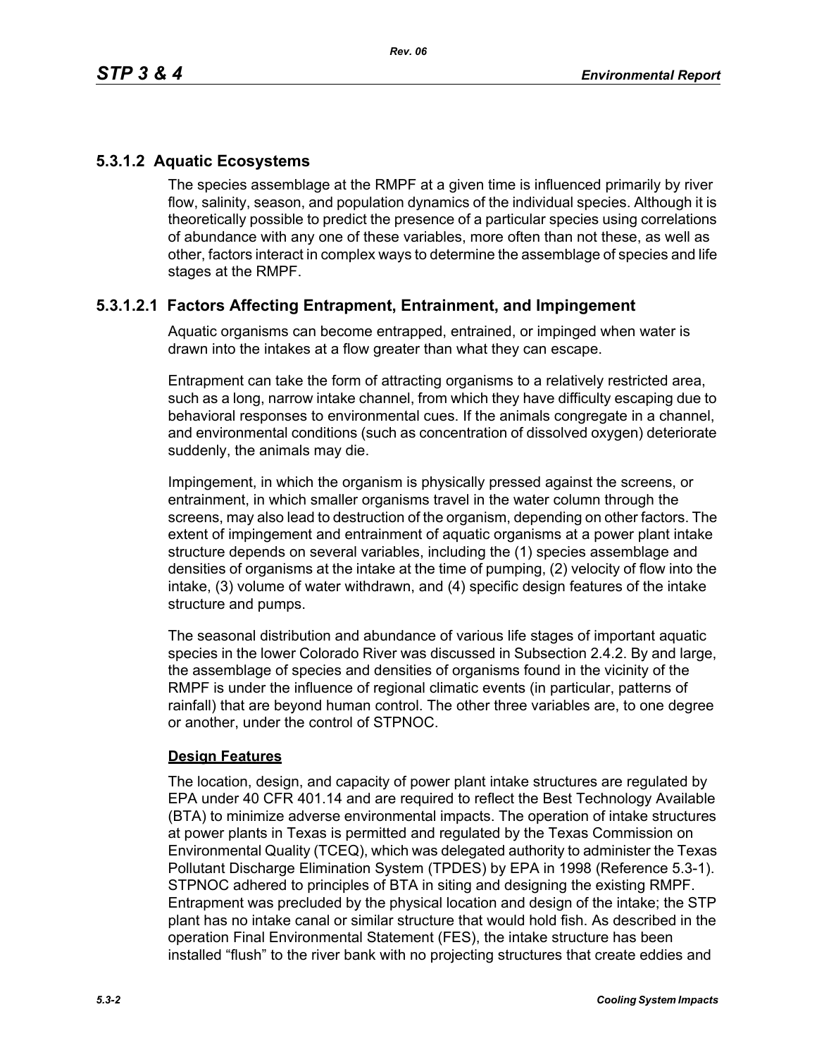### 5.3.1.2 Aquatic Ecosystems

The species assemblage at the RMPF at a given time is influenced primarily by river flow, salinity, season, and population dynamics of the individual species. Although it is theoretically possible to predict the presence of a particular species using correlations of abundance with any one of these variables, more often than not these, as well as other, factors interact in complex ways to determine the assemblage of species and life stages at the RMPF.

#### 5.3.1.2.1 Factors Affecting Entrapment, Entrainment, and Impingement

Aquatic organisms can become entrapped, entrained, or impinged when water is drawn into the intakes at a flow greater than what they can escape.

Entrapment can take the form of attracting organisms to a relatively restricted area, such as a long, narrow intake channel, from which they have difficulty escaping due to behavioral responses to environmental cues. If the animals congregate in a channel, and environmental conditions (such as concentration of dissolved oxygen) deteriorate suddenly, the animals may die.

Impingement, in which the organism is physically pressed against the screens, or entrainment, in which smaller organisms travel in the water column through the screens, may also lead to destruction of the organism, depending on other factors. The extent of impingement and entrainment of aquatic organisms at a power plant intake structure depends on several variables, including the (1) species assemblage and densities of organisms at the intake at the time of pumping, (2) velocity of flow into the intake, (3) volume of water withdrawn, and (4) specific design features of the intake structure and pumps.

The seasonal distribution and abundance of various life stages of important aquatic species in the lower Colorado River was discussed in Subsection 2.4.2. By and large, the assemblage of species and densities of organisms found in the vicinity of the RMPF is under the influence of regional climatic events (in particular, patterns of rainfall) that are beyond human control. The other three variables are, to one degree or another, under the control of STPNOC.

**Design Features**

The location, design, and capacity of power plant intake structures are regulated by EPA under 40 CFR 401.14 and are required to reflect the Best Technology Available (BTA) to minimize adverse environmental impacts. The operation of intake structures at power plants in Texas is permitted and regulated by the Texas Commission on Environmental Quality (TCEQ), which was delegated authority to administer the Texas Pollutant Discharge Elimination System (TPDES) by EPA in 1998 (Reference 5.3-1). STPNOC adhered to principles of BTA in siting and designing the existing RMPF. Entrapment was precluded by the physical location and design of the intake; the STP plant has no intake canal or similar structure that would hold fish. As described in the operation Final Environmental Statement (FES), the intake structure has been installed "flush" to the river bank with no projecting structures that create eddies and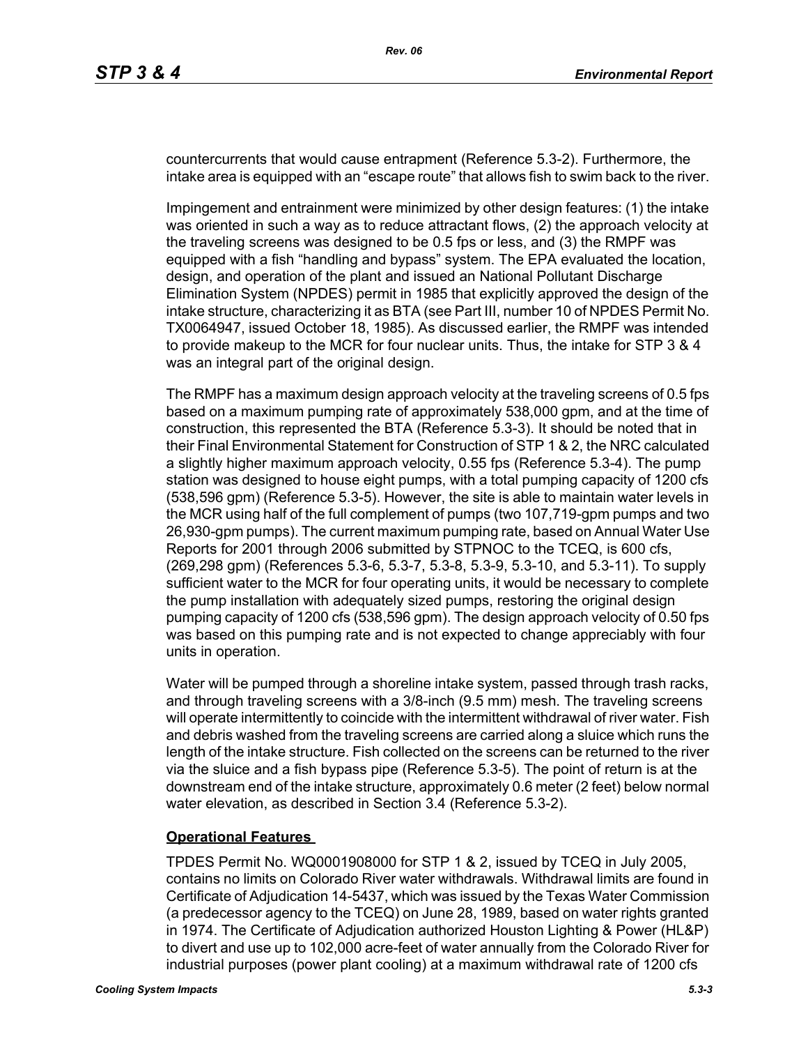countercurrents that would cause entrapment (Reference 5.3-2). Furthermore, the intake area is equipped with an "escape route" that allows fish to swim back to the river.

Impingement and entrainment were minimized by other design features: (1) the intake was oriented in such a way as to reduce attractant flows, (2) the approach velocity at the traveling screens was designed to be 0.5 fps or less, and (3) the RMPF was equipped with a fish "handling and bypass" system. The EPA evaluated the location, design, and operation of the plant and issued an National Pollutant Discharge Elimination System (NPDES) permit in 1985 that explicitly approved the design of the intake structure, characterizing it as BTA (see Part III, number 10 of NPDES Permit No. TX0064947, issued October 18, 1985). As discussed earlier, the RMPF was intended to provide makeup to the MCR for four nuclear units. Thus, the intake for STP 3 & 4 was an integral part of the original design.

The RMPF has a maximum design approach velocity at the traveling screens of 0.5 fps based on a maximum pumping rate of approximately 538,000 gpm, and at the time of construction, this represented the BTA (Reference 5.3-3). It should be noted that in their Final Environmental Statement for Construction of STP 1 & 2, the NRC calculated a slightly higher maximum approach velocity, 0.55 fps (Reference 5.3-4). The pump station was designed to house eight pumps, with a total pumping capacity of 1200 cfs (538,596 gpm) (Reference 5.3-5). However, the site is able to maintain water levels in the MCR using half of the full complement of pumps (two 107,719-gpm pumps and two 26,930-gpm pumps). The current maximum pumping rate, based on Annual Water Use Reports for 2001 through 2006 submitted by STPNOC to the TCEQ, is 600 cfs, (269,298 gpm) (References 5.3-6, 5.3-7, 5.3-8, 5.3-9, 5.3-10, and 5.3-11). To supply sufficient water to the MCR for four operating units, it would be necessary to complete the pump installation with adequately sized pumps, restoring the original design pumping capacity of 1200 cfs (538,596 gpm). The design approach velocity of 0.50 fps was based on this pumping rate and is not expected to change appreciably with four units in operation.

Water will be pumped through a shoreline intake system, passed through trash racks, and through traveling screens with a 3/8-inch (9.5 mm) mesh. The traveling screens will operate intermittently to coincide with the intermittent withdrawal of river water. Fish and debris washed from the traveling screens are carried along a sluice which runs the length of the intake structure. Fish collected on the screens can be returned to the river via the sluice and a fish bypass pipe (Reference 5.3-5). The point of return is at the downstream end of the intake structure, approximately 0.6 meter (2 feet) below normal water elevation, as described in Section 3.4 (Reference 5.3-2).

**Operational Features**

TPDES Permit No. WQ0001908000 for STP 1 & 2, issued by TCEQ in July 2005, contains no limits on Colorado River water withdrawals. Withdrawal limits are found in Certificate of Adjudication 14-5437, which was issued by the Texas Water Commission (a predecessor agency to the TCEQ) on June 28, 1989, based on water rights granted in 1974. The Certificate of Adjudication authorized Houston Lighting & Power (HL&P) to divert and use up to 102,000 acre-feet of water annually from the Colorado River for industrial purposes (power plant cooling) at a maximum withdrawal rate of 1200 cfs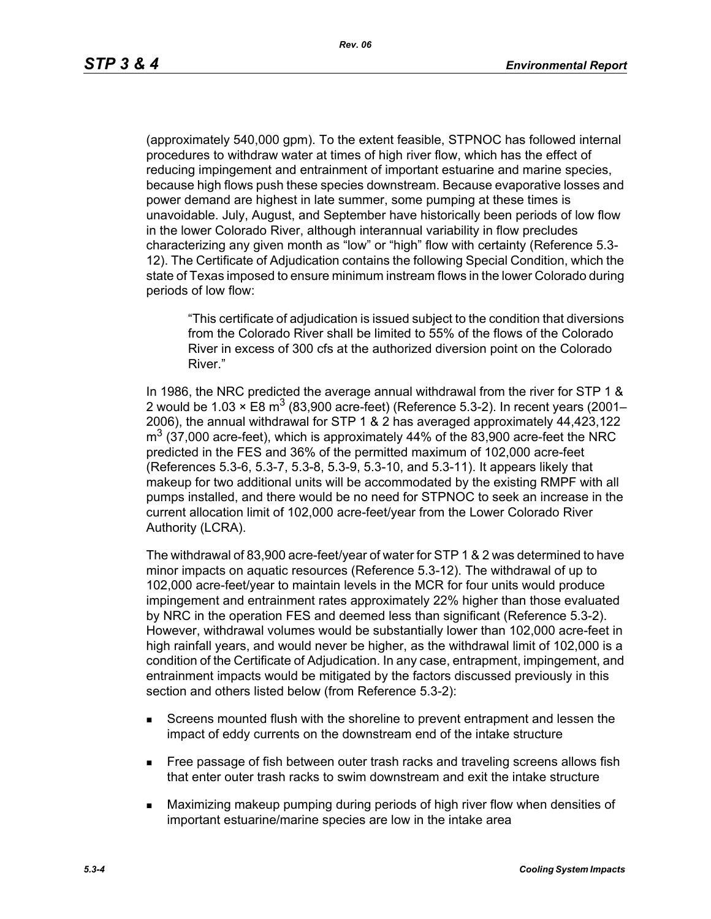(approximately 540,000 gpm). To the extent feasible, STPNOC has followed internal procedures to withdraw water at times of high river flow, which has the effect of reducing impingement and entrainment of important estuarine and marine species, because high flows push these species downstream. Because evaporative losses and power demand are highest in late summer, some pumping at these times is unavoidable. July, August, and September have historically been periods of low flow in the lower Colorado River, although interannual variability in flow precludes characterizing any given month as “low” or “high” flow with certainty (Reference 5.3-12). The Certificate of Adjudication contains the following Special Condition, which the state of Texas imposed to ensure minimum instream flows in the lower Colorado during periods of low flow:

> “This certificate of adjudication is issued subject to the condition that diversions from the Colorado River shall be limited to 55% of the flows of the Colorado River in excess of 300 cfs at the authorized diversion point on the Colorado River.”

In 1986, the NRC predicted the average annual withdrawal from the river for STP 1 & 2 would be 1.03 × E8 $m^3$ (83,900 acre-feet) (Reference 5.3-2). In recent years (2001–2006), the annual withdrawal for STP 1 & 2 has averaged approximately 44,423,122 $m^3$ (37,000 acre-feet), which is approximately 44% of the 83,900 acre-feet the NRC predicted in the FES and 36% of the permitted maximum of 102,000 acre-feet (References 5.3-6, 5.3-7, 5.3-8, 5.3-9, 5.3-10, and 5.3-11). It appears likely that makeup for two additional units will be accommodated by the existing RMPF with all pumps installed, and there would be no need for STPNOC to seek an increase in the current allocation limit of 102,000 acre-feet/year from the Lower Colorado River Authority (LCRA).

The withdrawal of 83,900 acre-feet/year of water for STP 1 & 2 was determined to have minor impacts on aquatic resources (Reference 5.3-12). The withdrawal of up to 102,000 acre-feet/year to maintain levels in the MCR for four units would produce impingement and entrainment rates approximately 22% higher than those evaluated by NRC in the operation FES and deemed less than significant (Reference 5.3-2). However, withdrawal volumes would be substantially lower than 102,000 acre-feet in high rainfall years, and would never be higher, as the withdrawal limit of 102,000 is a condition of the Certificate of Adjudication. In any case, entrapment, impingement, and entrainment impacts would be mitigated by the factors discussed previously in this section and others listed below (from Reference 5.3-2):

- Screens mounted flush with the shoreline to prevent entrapment and lessen the impact of eddy currents on the downstream end of the intake structure
- Free passage of fish between outer trash racks and traveling screens allows fish that enter outer trash racks to swim downstream and exit the intake structure
- Maximizing makeup pumping during periods of high river flow when densities of important estuarine/marine species are low in the intake area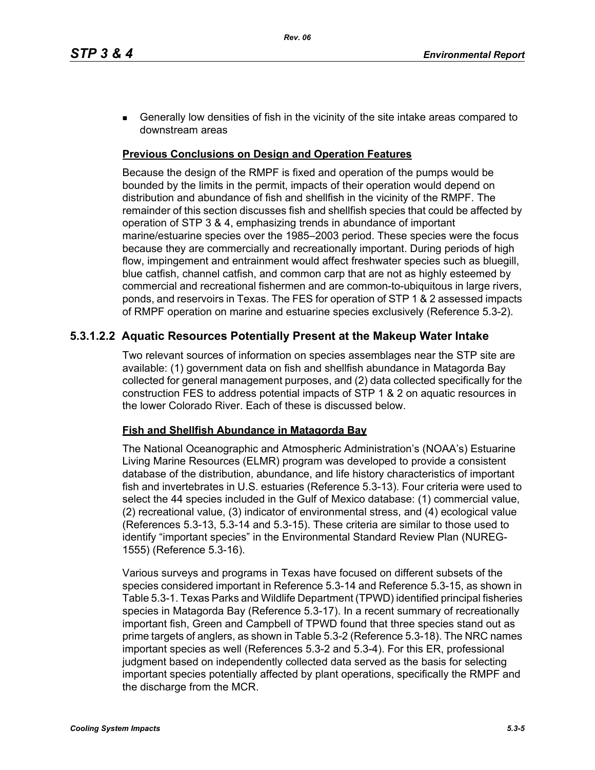- Generally low densities of fish in the vicinity of the site intake areas compared to downstream areas

**Previous Conclusions on Design and Operation Features**

Because the design of the RMPF is fixed and operation of the pumps would be bounded by the limits in the permit, impacts of their operation would depend on distribution and abundance of fish and shellfish in the vicinity of the RMPF. The remainder of this section discusses fish and shellfish species that could be affected by operation of STP 3 & 4, emphasizing trends in abundance of important marine/estuarine species over the 1985–2003 period. These species were the focus because they are commercially and recreationally important. During periods of high flow, impingement and entrainment would affect freshwater species such as bluegill, blue catfish, channel catfish, and common carp that are not as highly esteemed by commercial and recreational fishermen and are common-to-ubiquitous in large rivers, ponds, and reservoirs in Texas. The FES for operation of STP 1 & 2 assessed impacts of RMPF operation on marine and estuarine species exclusively (Reference 5.3-2).

### 5.3.1.2.2 Aquatic Resources Potentially Present at the Makeup Water Intake

Two relevant sources of information on species assemblages near the STP site are available: (1) government data on fish and shellfish abundance in Matagorda Bay collected for general management purposes, and (2) data collected specifically for the construction FES to address potential impacts of STP 1 & 2 on aquatic resources in the lower Colorado River. Each of these is discussed below.

**Fish and Shellfish Abundance in Matagorda Bay**

The National Oceanographic and Atmospheric Administration's (NOAA's) Estuarine Living Marine Resources (ELMR) program was developed to provide a consistent database of the distribution, abundance, and life history characteristics of important fish and invertebrates in U.S. estuaries (Reference 5.3-13). Four criteria were used to select the 44 species included in the Gulf of Mexico database: (1) commercial value, (2) recreational value, (3) indicator of environmental stress, and (4) ecological value (References 5.3-13, 5.3-14 and 5.3-15). These criteria are similar to those used to identify "important species" in the Environmental Standard Review Plan (NUREG-1555) (Reference 5.3-16).

Various surveys and programs in Texas have focused on different subsets of the species considered important in Reference 5.3-14 and Reference 5.3-15, as shown in Table 5.3-1. Texas Parks and Wildlife Department (TPWD) identified principal fisheries species in Matagorda Bay (Reference 5.3-17). In a recent summary of recreationally important fish, Green and Campbell of TPWD found that three species stand out as prime targets of anglers, as shown in Table 5.3-2 (Reference 5.3-18). The NRC names important species as well (References 5.3-2 and 5.3-4). For this ER, professional judgment based on independently collected data served as the basis for selecting important species potentially affected by plant operations, specifically the RMPF and the discharge from the MCR.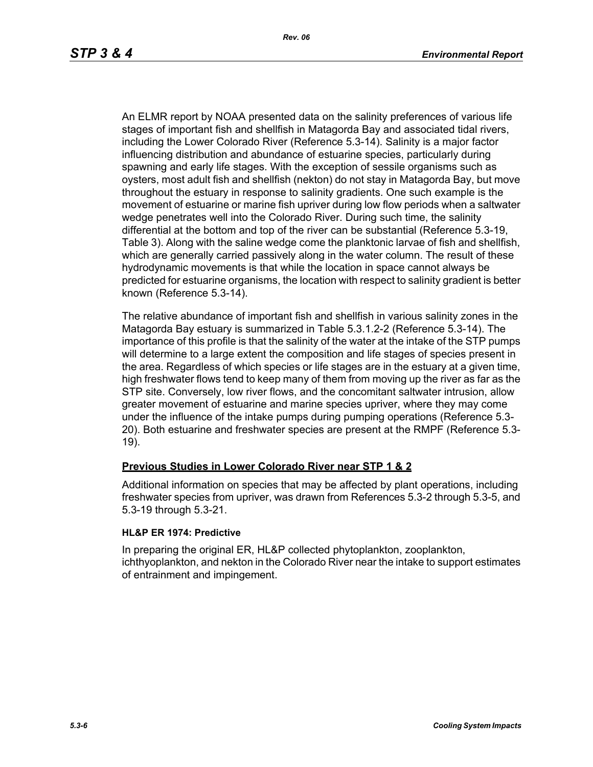An ELMR report by NOAA presented data on the salinity preferences of various life stages of important fish and shellfish in Matagorda Bay and associated tidal rivers, including the Lower Colorado River (Reference 5.3-14). Salinity is a major factor influencing distribution and abundance of estuarine species, particularly during spawning and early life stages. With the exception of sessile organisms such as oysters, most adult fish and shellfish (nekton) do not stay in Matagorda Bay, but move throughout the estuary in response to salinity gradients. One such example is the movement of estuarine or marine fish upriver during low flow periods when a saltwater wedge penetrates well into the Colorado River. During such time, the salinity differential at the bottom and top of the river can be substantial (Reference 5.3-19, Table 3). Along with the saline wedge come the planktonic larvae of fish and shellfish, which are generally carried passively along in the water column. The result of these hydrodynamic movements is that while the location in space cannot always be predicted for estuarine organisms, the location with respect to salinity gradient is better known (Reference 5.3-14).

The relative abundance of important fish and shellfish in various salinity zones in the Matagorda Bay estuary is summarized in Table 5.3.1.2-2 (Reference 5.3-14). The importance of this profile is that the salinity of the water at the intake of the STP pumps will determine to a large extent the composition and life stages of species present in the area. Regardless of which species or life stages are in the estuary at a given time, high freshwater flows tend to keep many of them from moving up the river as far as the STP site. Conversely, low river flows, and the concomitant saltwater intrusion, allow greater movement of estuarine and marine species upriver, where they may come under the influence of the intake pumps during pumping operations (Reference 5.3-20). Both estuarine and freshwater species are present at the RMPF (Reference 5.3-19).

## Previous Studies in Lower Colorado River near STP 1 & 2

Additional information on species that may be affected by plant operations, including freshwater species from upriver, was drawn from References 5.3-2 through 5.3-5, and 5.3-19 through 5.3-21.

### HL&P ER 1974: Predictive

In preparing the original ER, HL&P collected phytoplankton, zooplankton, ichthyoplankton, and nekton in the Colorado River near the intake to support estimates of entrainment and impingement.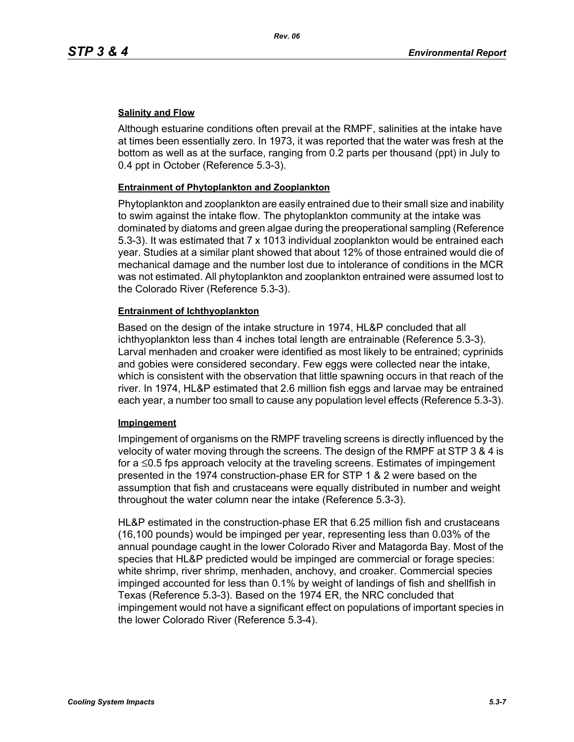**Salinity and Flow**

Although estuarine conditions often prevail at the RMPF, salinities at the intake have at times been essentially zero. In 1973, it was reported that the water was fresh at the bottom as well as at the surface, ranging from 0.2 parts per thousand (ppt) in July to 0.4 ppt in October (Reference 5.3-3).

**Entrainment of Phytoplankton and Zooplankton**

Phytoplankton and zooplankton are easily entrained due to their small size and inability to swim against the intake flow. The phytoplankton community at the intake was dominated by diatoms and green algae during the preoperational sampling (Reference 5.3-3). It was estimated that 7 x 1013 individual zooplankton would be entrained each year. Studies at a similar plant showed that about 12% of those entrained would die of mechanical damage and the number lost due to intolerance of conditions in the MCR was not estimated. All phytoplankton and zooplankton entrained were assumed lost to the Colorado River (Reference 5.3-3).

**Entrainment of Ichthyoplankton**

Based on the design of the intake structure in 1974, HL&P concluded that all ichthyoplankton less than 4 inches total length are entrainable (Reference 5.3-3). Larval menhaden and croaker were identified as most likely to be entrained; cyprinids and gobies were considered secondary. Few eggs were collected near the intake, which is consistent with the observation that little spawning occurs in that reach of the river. In 1974, HL&P estimated that 2.6 million fish eggs and larvae may be entrained each year, a number too small to cause any population level effects (Reference 5.3-3).

**Impingement**

Impingement of organisms on the RMPF traveling screens is directly influenced by the velocity of water moving through the screens. The design of the RMPF at STP 3 & 4 is for a ≤0.5 fps approach velocity at the traveling screens. Estimates of impingement presented in the 1974 construction-phase ER for STP 1 & 2 were based on the assumption that fish and crustaceans were equally distributed in number and weight throughout the water column near the intake (Reference 5.3-3).

HL&P estimated in the construction-phase ER that 6.25 million fish and crustaceans (16,100 pounds) would be impinged per year, representing less than 0.03% of the annual poundage caught in the lower Colorado River and Matagorda Bay. Most of the species that HL&P predicted would be impinged are commercial or forage species: white shrimp, river shrimp, menhaden, anchovy, and croaker. Commercial species impinged accounted for less than 0.1% by weight of landings of fish and shellfish in Texas (Reference 5.3-3). Based on the 1974 ER, the NRC concluded that impingement would not have a significant effect on populations of important species in the lower Colorado River (Reference 5.3-4).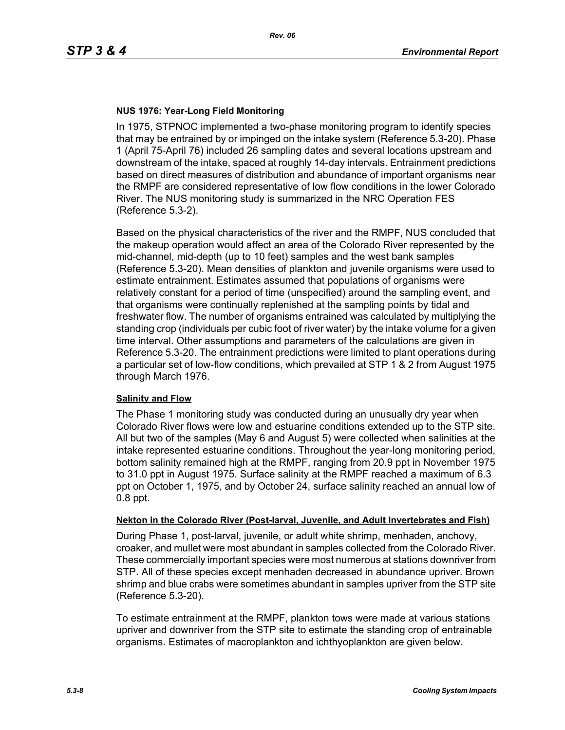**NUS 1976: Year-Long Field Monitoring**

In 1975, STPNOC implemented a two-phase monitoring program to identify species that may be entrained by or impinged on the intake system (Reference 5.3-20). Phase 1 (April 75-April 76) included 26 sampling dates and several locations upstream and downstream of the intake, spaced at roughly 14-day intervals. Entrainment predictions based on direct measures of distribution and abundance of important organisms near the RMPF are considered representative of low flow conditions in the lower Colorado River. The NUS monitoring study is summarized in the NRC Operation FES (Reference 5.3-2).

Based on the physical characteristics of the river and the RMPF, NUS concluded that the makeup operation would affect an area of the Colorado River represented by the mid-channel, mid-depth (up to 10 feet) samples and the west bank samples (Reference 5.3-20). Mean densities of plankton and juvenile organisms were used to estimate entrainment. Estimates assumed that populations of organisms were relatively constant for a period of time (unspecified) around the sampling event, and that organisms were continually replenished at the sampling points by tidal and freshwater flow. The number of organisms entrained was calculated by multiplying the standing crop (individuals per cubic foot of river water) by the intake volume for a given time interval. Other assumptions and parameters of the calculations are given in Reference 5.3-20. The entrainment predictions were limited to plant operations during a particular set of low-flow conditions, which prevailed at STP 1 & 2 from August 1975 through March 1976.

**Salinity and Flow**

The Phase 1 monitoring study was conducted during an unusually dry year when Colorado River flows were low and estuarine conditions extended up to the STP site. All but two of the samples (May 6 and August 5) were collected when salinities at the intake represented estuarine conditions. Throughout the year-long monitoring period, bottom salinity remained high at the RMPF, ranging from 20.9 ppt in November 1975 to 31.0 ppt in August 1975. Surface salinity at the RMPF reached a maximum of 6.3 ppt on October 1, 1975, and by October 24, surface salinity reached an annual low of 0.8 ppt.

**Nekton in the Colorado River (Post-larval, Juvenile, and Adult Invertebrates and Fish)**

During Phase 1, post-larval, juvenile, or adult white shrimp, menhaden, anchovy, croaker, and mullet were most abundant in samples collected from the Colorado River. These commercially important species were most numerous at stations downriver from STP. All of these species except menhaden decreased in abundance upriver. Brown shrimp and blue crabs were sometimes abundant in samples upriver from the STP site (Reference 5.3-20).

To estimate entrainment at the RMPF, plankton tows were made at various stations upriver and downriver from the STP site to estimate the standing crop of entrainable organisms. Estimates of macroplankton and ichthyoplankton are given below.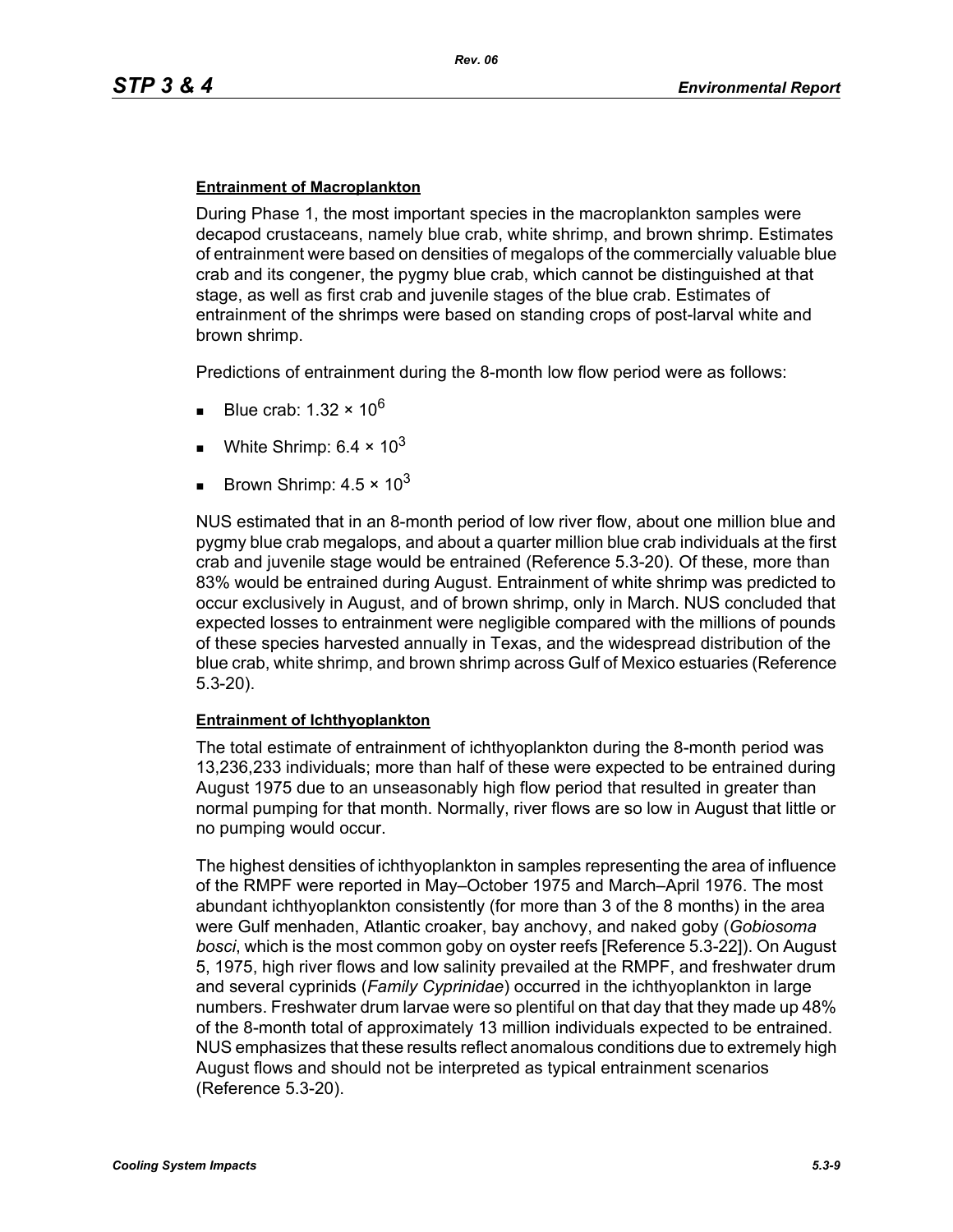#### Entrainment of Macroplankton

During Phase 1, the most important species in the macroplankton samples were decapod crustaceans, namely blue crab, white shrimp, and brown shrimp. Estimates of entrainment were based on densities of megalops of the commercially valuable blue crab and its congener, the pygmy blue crab, which cannot be distinguished at that stage, as well as first crab and juvenile stages of the blue crab. Estimates of entrainment of the shrimps were based on standing crops of post-larval white and brown shrimp.

Predictions of entrainment during the 8-month low flow period were as follows:

- Blue crab: $1.32 \times 10^6$
- White Shrimp: $6.4 \times 10^3$
- Brown Shrimp: $4.5 \times 10^3$

NUS estimated that in an 8-month period of low river flow, about one million blue and pygmy blue crab megalops, and about a quarter million blue crab individuals at the first crab and juvenile stage would be entrained (Reference 5.3-20). Of these, more than 83% would be entrained during August. Entrainment of white shrimp was predicted to occur exclusively in August, and of brown shrimp, only in March. NUS concluded that expected losses to entrainment were negligible compared with the millions of pounds of these species harvested annually in Texas, and the widespread distribution of the blue crab, white shrimp, and brown shrimp across Gulf of Mexico estuaries (Reference 5.3-20).

#### Entrainment of Ichthyoplankton

The total estimate of entrainment of ichthyoplankton during the 8-month period was 13,236,233 individuals; more than half of these were expected to be entrained during August 1975 due to an unseasonably high flow period that resulted in greater than normal pumping for that month. Normally, river flows are so low in August that little or no pumping would occur.

The highest densities of ichthyoplankton in samples representing the area of influence of the RMPF were reported in May–October 1975 and March–April 1976. The most abundant ichthyoplankton consistently (for more than 3 of the 8 months) in the area were Gulf menhaden, Atlantic croaker, bay anchovy, and naked goby (*Gobiosoma bosci*, which is the most common goby on oyster reefs [Reference 5.3-22]). On August 5, 1975, high river flows and low salinity prevailed at the RMPF, and freshwater drum and several cyprinids (*Family Cyprinidae*) occurred in the ichthyoplankton in large numbers. Freshwater drum larvae were so plentiful on that day that they made up 48% of the 8-month total of approximately 13 million individuals expected to be entrained. NUS emphasizes that these results reflect anomalous conditions due to extremely high August flows and should not be interpreted as typical entrainment scenarios (Reference 5.3-20).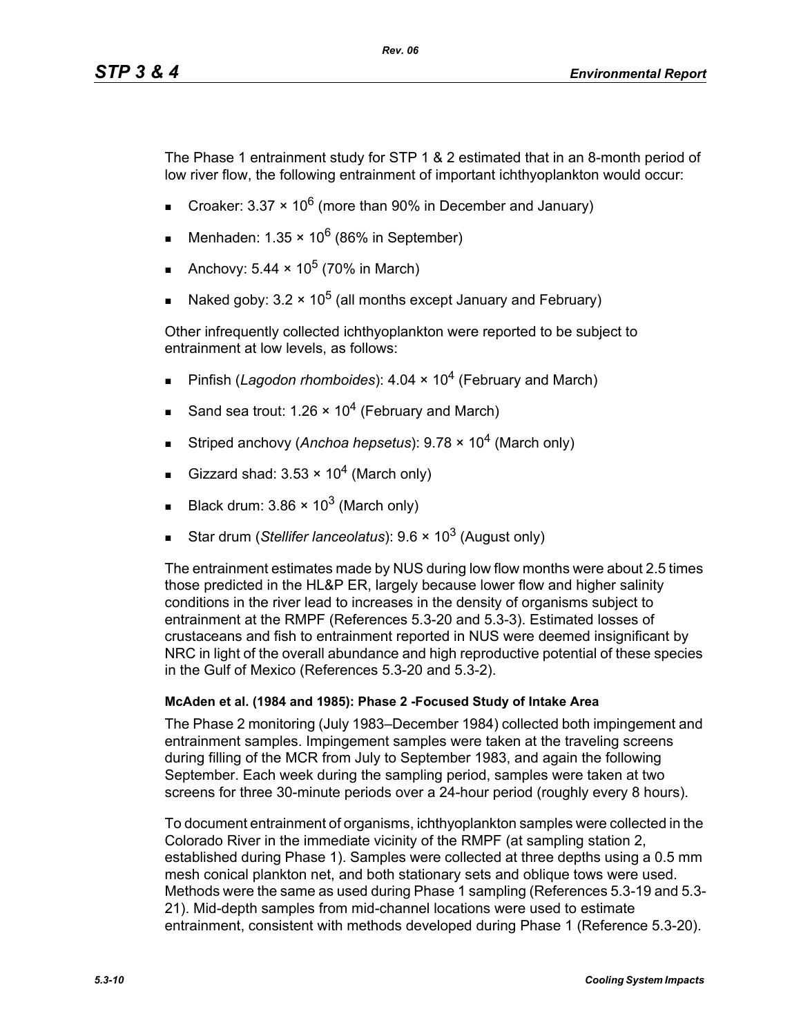The Phase 1 entrainment study for STP 1 & 2 estimated that in an 8-month period of low river flow, the following entrainment of important ichthyoplankton would occur:

- Croaker: $3.37 \times 10^6$ (more than 90% in December and January)
- Menhaden: $1.35 \times 10^6$ (86% in September)
- Anchovy: $5.44 \times 10^5$ (70% in March)
- Naked goby: $3.2 \times 10^5$ (all months except January and February)

Other infrequently collected ichthyoplankton were reported to be subject to entrainment at low levels, as follows:

- Pinfish (*Lagodon rhomboides*): $4.04 \times 10^4$ (February and March)
- Sand sea trout: $1.26 \times 10^4$ (February and March)
- Striped anchovy (*Anchoa hepsetus*): $9.78 \times 10^4$ (March only)
- Gizzard shad: $3.53 \times 10^4$ (March only)
- Black drum: $3.86 \times 10^3$ (March only)
- Star drum (*Stellifer lanceolatus*): $9.6 \times 10^3$ (August only)

The entrainment estimates made by NUS during low flow months were about 2.5 times those predicted in the HL&P ER, largely because lower flow and higher salinity conditions in the river lead to increases in the density of organisms subject to entrainment at the RMPF (References 5.3-20 and 5.3-3). Estimated losses of crustaceans and fish to entrainment reported in NUS were deemed insignificant by NRC in light of the overall abundance and high reproductive potential of these species in the Gulf of Mexico (References 5.3-20 and 5.3-2).

**McAden et al. (1984 and 1985): Phase 2 -Focused Study of Intake Area**

The Phase 2 monitoring (July 1983–December 1984) collected both impingement and entrainment samples. Impingement samples were taken at the traveling screens during filling of the MCR from July to September 1983, and again the following September. Each week during the sampling period, samples were taken at two screens for three 30-minute periods over a 24-hour period (roughly every 8 hours).

To document entrainment of organisms, ichthyoplankton samples were collected in the Colorado River in the immediate vicinity of the RMPF (at sampling station 2, established during Phase 1). Samples were collected at three depths using a 0.5 mm mesh conical plankton net, and both stationary sets and oblique tows were used. Methods were the same as used during Phase 1 sampling (References 5.3-19 and 5.3-21). Mid-depth samples from mid-channel locations were used to estimate entrainment, consistent with methods developed during Phase 1 (Reference 5.3-20).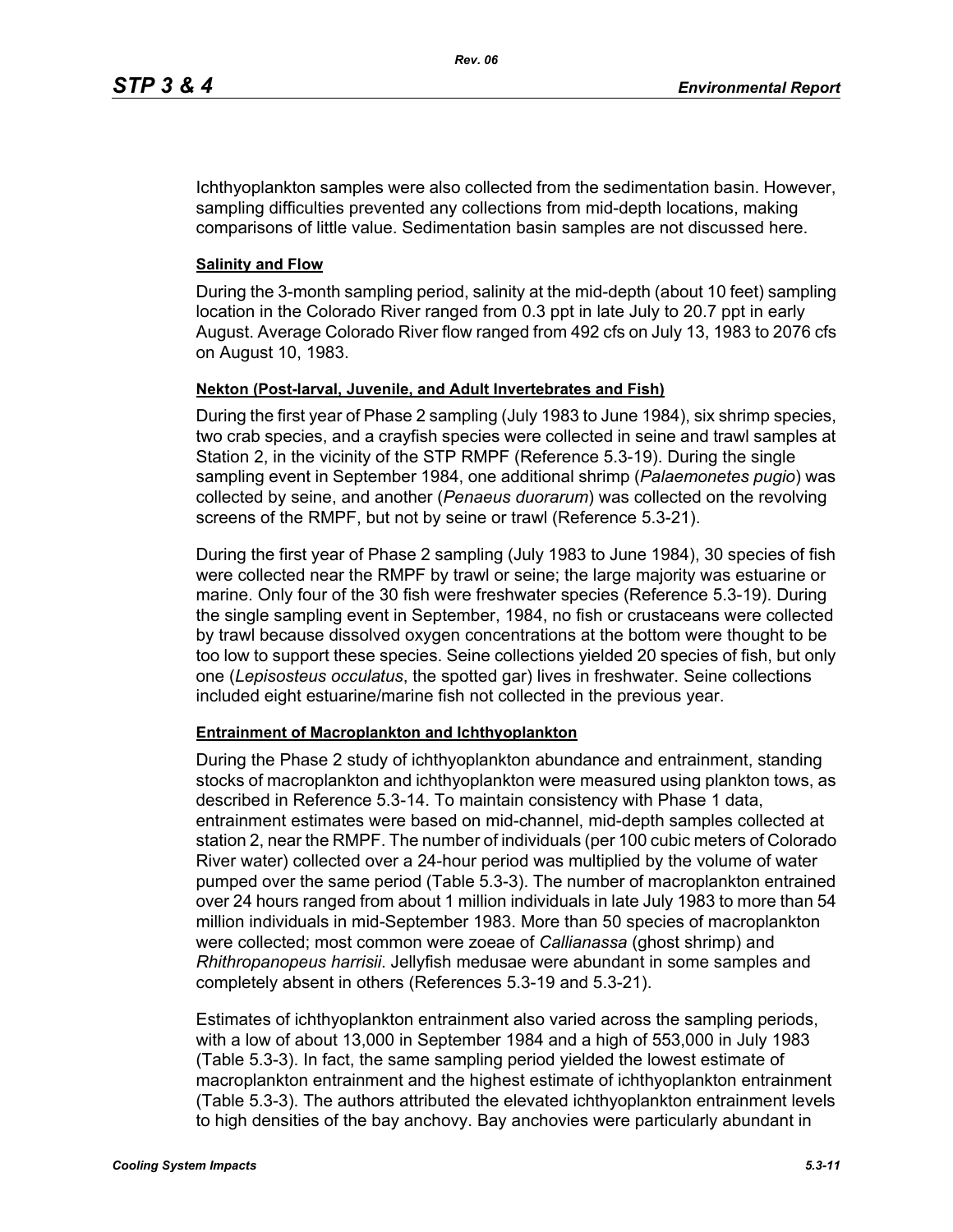Ichthyoplankton samples were also collected from the sedimentation basin. However, sampling difficulties prevented any collections from mid-depth locations, making comparisons of little value. Sedimentation basin samples are not discussed here.

**Salinity and Flow**

During the 3-month sampling period, salinity at the mid-depth (about 10 feet) sampling location in the Colorado River ranged from 0.3 ppt in late July to 20.7 ppt in early August. Average Colorado River flow ranged from 492 cfs on July 13, 1983 to 2076 cfs on August 10, 1983.

**Nekton (Post-larval, Juvenile, and Adult Invertebrates and Fish)**

During the first year of Phase 2 sampling (July 1983 to June 1984), six shrimp species, two crab species, and a crayfish species were collected in seine and trawl samples at Station 2, in the vicinity of the STP RMPF (Reference 5.3-19). During the single sampling event in September 1984, one additional shrimp (*Palaemonetes pugio*) was collected by seine, and another (*Penaeus duorarum*) was collected on the revolving screens of the RMPF, but not by seine or trawl (Reference 5.3-21).

During the first year of Phase 2 sampling (July 1983 to June 1984), 30 species of fish were collected near the RMPF by trawl or seine; the large majority was estuarine or marine. Only four of the 30 fish were freshwater species (Reference 5.3-19). During the single sampling event in September, 1984, no fish or crustaceans were collected by trawl because dissolved oxygen concentrations at the bottom were thought to be too low to support these species. Seine collections yielded 20 species of fish, but only one (*Lepisosteus occulatus*, the spotted gar) lives in freshwater. Seine collections included eight estuarine/marine fish not collected in the previous year.

**Entrainment of Macroplankton and Ichthyoplankton**

During the Phase 2 study of ichthyoplankton abundance and entrainment, standing stocks of macroplankton and ichthyoplankton were measured using plankton tows, as described in Reference 5.3-14. To maintain consistency with Phase 1 data, entrainment estimates were based on mid-channel, mid-depth samples collected at station 2, near the RMPF. The number of individuals (per 100 cubic meters of Colorado River water) collected over a 24-hour period was multiplied by the volume of water pumped over the same period (Table 5.3-3). The number of macroplankton entrained over 24 hours ranged from about 1 million individuals in late July 1983 to more than 54 million individuals in mid-September 1983. More than 50 species of macroplankton were collected; most common were zoeae of *Callianassa* (ghost shrimp) and *Rhithropanopeus harrisii*. Jellyfish medusae were abundant in some samples and completely absent in others (References 5.3-19 and 5.3-21).

Estimates of ichthyoplankton entrainment also varied across the sampling periods, with a low of about 13,000 in September 1984 and a high of 553,000 in July 1983 (Table 5.3-3). In fact, the same sampling period yielded the lowest estimate of macroplankton entrainment and the highest estimate of ichthyoplankton entrainment (Table 5.3-3). The authors attributed the elevated ichthyoplankton entrainment levels to high densities of the bay anchovy. Bay anchovies were particularly abundant in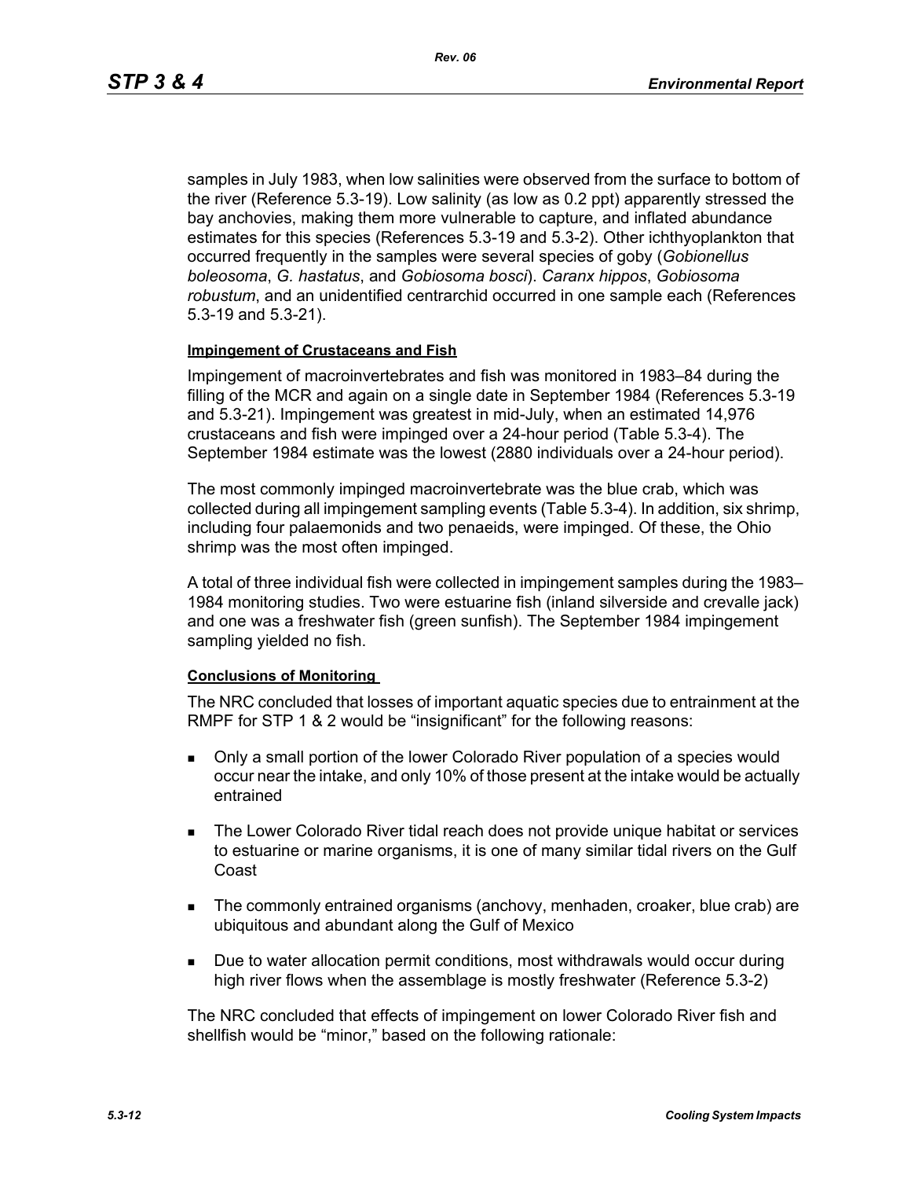samples in July 1983, when low salinities were observed from the surface to bottom of the river (Reference 5.3-19). Low salinity (as low as 0.2 ppt) apparently stressed the bay anchovies, making them more vulnerable to capture, and inflated abundance estimates for this species (References 5.3-19 and 5.3-2). Other ichthyoplankton that occurred frequently in the samples were several species of goby (*Gobionellus boleosoma*, *G. hastatus*, and *Gobiosoma bosci*). *Caranx hippos*, *Gobiosoma robustum*, and an unidentified centrarchid occurred in one sample each (References 5.3-19 and 5.3-21).

**Impingement of Crustaceans and Fish**

Impingement of macroinvertebrates and fish was monitored in 1983–84 during the filling of the MCR and again on a single date in September 1984 (References 5.3-19 and 5.3-21). Impingement was greatest in mid-July, when an estimated 14,976 crustaceans and fish were impinged over a 24-hour period (Table 5.3-4). The September 1984 estimate was the lowest (2880 individuals over a 24-hour period).

The most commonly impinged macroinvertebrate was the blue crab, which was collected during all impingement sampling events (Table 5.3-4). In addition, six shrimp, including four palaemonids and two penaeids, were impinged. Of these, the Ohio shrimp was the most often impinged.

A total of three individual fish were collected in impingement samples during the 1983–1984 monitoring studies. Two were estuarine fish (inland silverside and crevalle jack) and one was a freshwater fish (green sunfish). The September 1984 impingement sampling yielded no fish.

**Conclusions of Monitoring**

The NRC concluded that losses of important aquatic species due to entrainment at the RMPF for STP 1 & 2 would be "insignificant" for the following reasons:

- Only a small portion of the lower Colorado River population of a species would occur near the intake, and only 10% of those present at the intake would be actually entrained
- The Lower Colorado River tidal reach does not provide unique habitat or services to estuarine or marine organisms, it is one of many similar tidal rivers on the Gulf Coast
- The commonly entrained organisms (anchovy, menhaden, croaker, blue crab) are ubiquitous and abundant along the Gulf of Mexico
- Due to water allocation permit conditions, most withdrawals would occur during high river flows when the assemblage is mostly freshwater (Reference 5.3-2)

The NRC concluded that effects of impingement on lower Colorado River fish and shellfish would be "minor," based on the following rationale: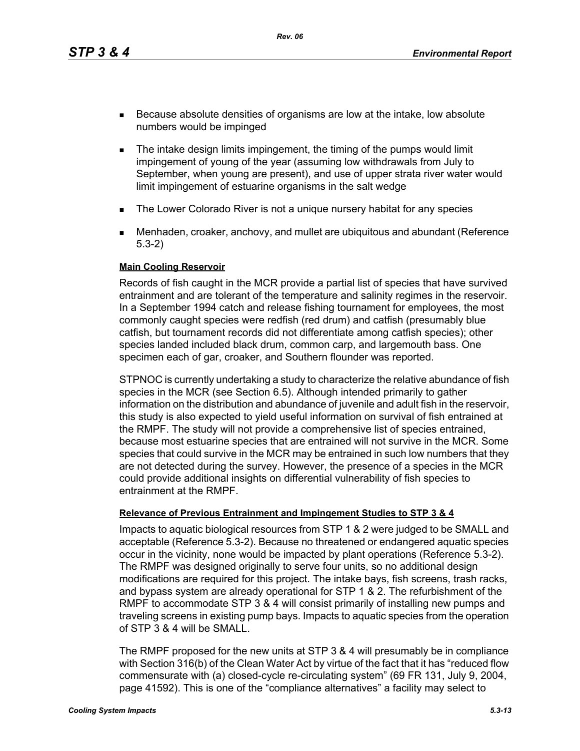- Because absolute densities of organisms are low at the intake, low absolute numbers would be impinged
- The intake design limits impingement, the timing of the pumps would limit impingement of young of the year (assuming low withdrawals from July to September, when young are present), and use of upper strata river water would limit impingement of estuarine organisms in the salt wedge
- The Lower Colorado River is not a unique nursery habitat for any species
- Menhaden, croaker, anchovy, and mullet are ubiquitous and abundant (Reference 5.3-2)

**Main Cooling Reservoir**

Records of fish caught in the MCR provide a partial list of species that have survived entrainment and are tolerant of the temperature and salinity regimes in the reservoir. In a September 1994 catch and release fishing tournament for employees, the most commonly caught species were redfish (red drum) and catfish (presumably blue catfish, but tournament records did not differentiate among catfish species); other species landed included black drum, common carp, and largemouth bass. One specimen each of gar, croaker, and Southern flounder was reported.

STPNOC is currently undertaking a study to characterize the relative abundance of fish species in the MCR (see Section 6.5). Although intended primarily to gather information on the distribution and abundance of juvenile and adult fish in the reservoir, this study is also expected to yield useful information on survival of fish entrained at the RMPF. The study will not provide a comprehensive list of species entrained, because most estuarine species that are entrained will not survive in the MCR. Some species that could survive in the MCR may be entrained in such low numbers that they are not detected during the survey. However, the presence of a species in the MCR could provide additional insights on differential vulnerability of fish species to entrainment at the RMPF.

**Relevance of Previous Entrainment and Impingement Studies to STP 3 & 4**

Impacts to aquatic biological resources from STP 1 & 2 were judged to be SMALL and acceptable (Reference 5.3-2). Because no threatened or endangered aquatic species occur in the vicinity, none would be impacted by plant operations (Reference 5.3-2). The RMPF was designed originally to serve four units, so no additional design modifications are required for this project. The intake bays, fish screens, trash racks, and bypass system are already operational for STP 1 & 2. The refurbishment of the RMPF to accommodate STP 3 & 4 will consist primarily of installing new pumps and traveling screens in existing pump bays. Impacts to aquatic species from the operation of STP 3 & 4 will be SMALL.

The RMPF proposed for the new units at STP 3 & 4 will presumably be in compliance with Section 316(b) of the Clean Water Act by virtue of the fact that it has "reduced flow commensurate with (a) closed-cycle re-circulating system" (69 FR 131, July 9, 2004, page 41592). This is one of the "compliance alternatives" a facility may select to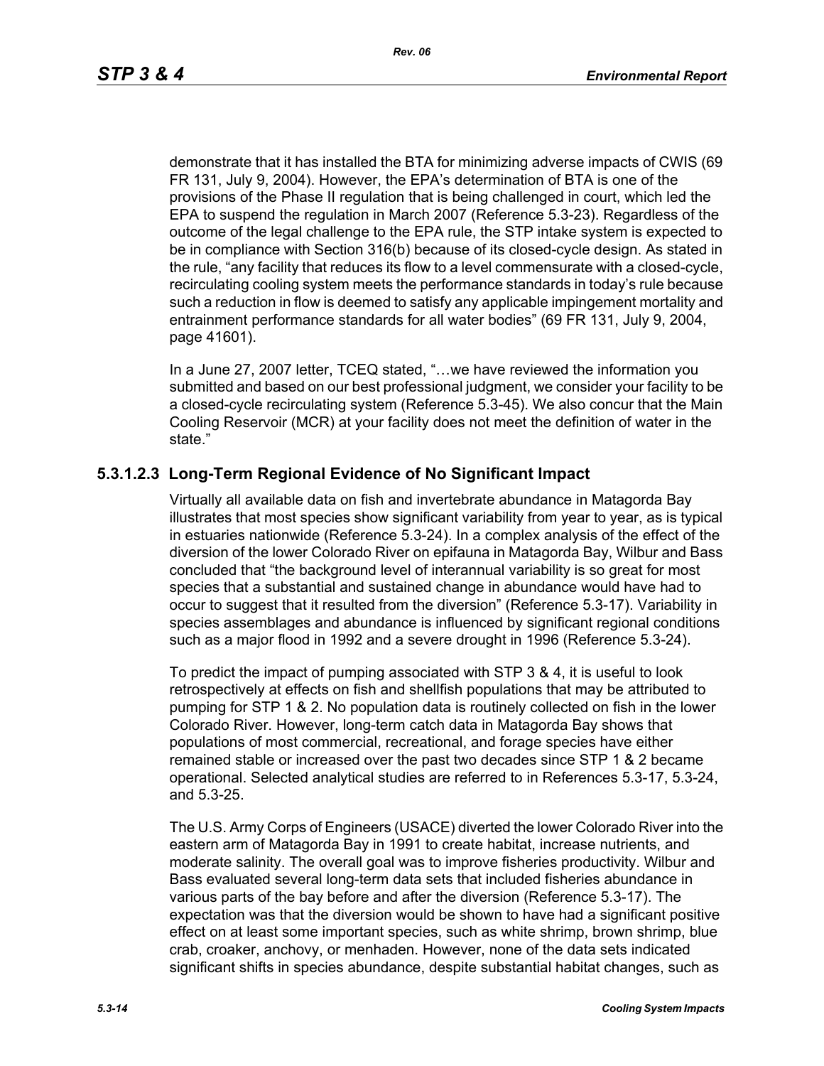demonstrate that it has installed the BTA for minimizing adverse impacts of CWIS (69 FR 131, July 9, 2004). However, the EPA's determination of BTA is one of the provisions of the Phase II regulation that is being challenged in court, which led the EPA to suspend the regulation in March 2007 (Reference 5.3-23). Regardless of the outcome of the legal challenge to the EPA rule, the STP intake system is expected to be in compliance with Section 316(b) because of its closed-cycle design. As stated in the rule, "any facility that reduces its flow to a level commensurate with a closed-cycle, recirculating cooling system meets the performance standards in today's rule because such a reduction in flow is deemed to satisfy any applicable impingement mortality and entrainment performance standards for all water bodies" (69 FR 131, July 9, 2004, page 41601).

In a June 27, 2007 letter, TCEQ stated, "…we have reviewed the information you submitted and based on our best professional judgment, we consider your facility to be a closed-cycle recirculating system (Reference 5.3-45). We also concur that the Main Cooling Reservoir (MCR) at your facility does not meet the definition of water in the state."

### 5.3.1.2.3 Long-Term Regional Evidence of No Significant Impact

Virtually all available data on fish and invertebrate abundance in Matagorda Bay illustrates that most species show significant variability from year to year, as is typical in estuaries nationwide (Reference 5.3-24). In a complex analysis of the effect of the diversion of the lower Colorado River on epifauna in Matagorda Bay, Wilbur and Bass concluded that "the background level of interannual variability is so great for most species that a substantial and sustained change in abundance would have had to occur to suggest that it resulted from the diversion" (Reference 5.3-17). Variability in species assemblages and abundance is influenced by significant regional conditions such as a major flood in 1992 and a severe drought in 1996 (Reference 5.3-24).

To predict the impact of pumping associated with STP 3 & 4, it is useful to look retrospectively at effects on fish and shellfish populations that may be attributed to pumping for STP 1 & 2. No population data is routinely collected on fish in the lower Colorado River. However, long-term catch data in Matagorda Bay shows that populations of most commercial, recreational, and forage species have either remained stable or increased over the past two decades since STP 1 & 2 became operational. Selected analytical studies are referred to in References 5.3-17, 5.3-24, and 5.3-25.

The U.S. Army Corps of Engineers (USACE) diverted the lower Colorado River into the eastern arm of Matagorda Bay in 1991 to create habitat, increase nutrients, and moderate salinity. The overall goal was to improve fisheries productivity. Wilbur and Bass evaluated several long-term data sets that included fisheries abundance in various parts of the bay before and after the diversion (Reference 5.3-17). The expectation was that the diversion would be shown to have had a significant positive effect on at least some important species, such as white shrimp, brown shrimp, blue crab, croaker, anchovy, or menhaden. However, none of the data sets indicated significant shifts in species abundance, despite substantial habitat changes, such as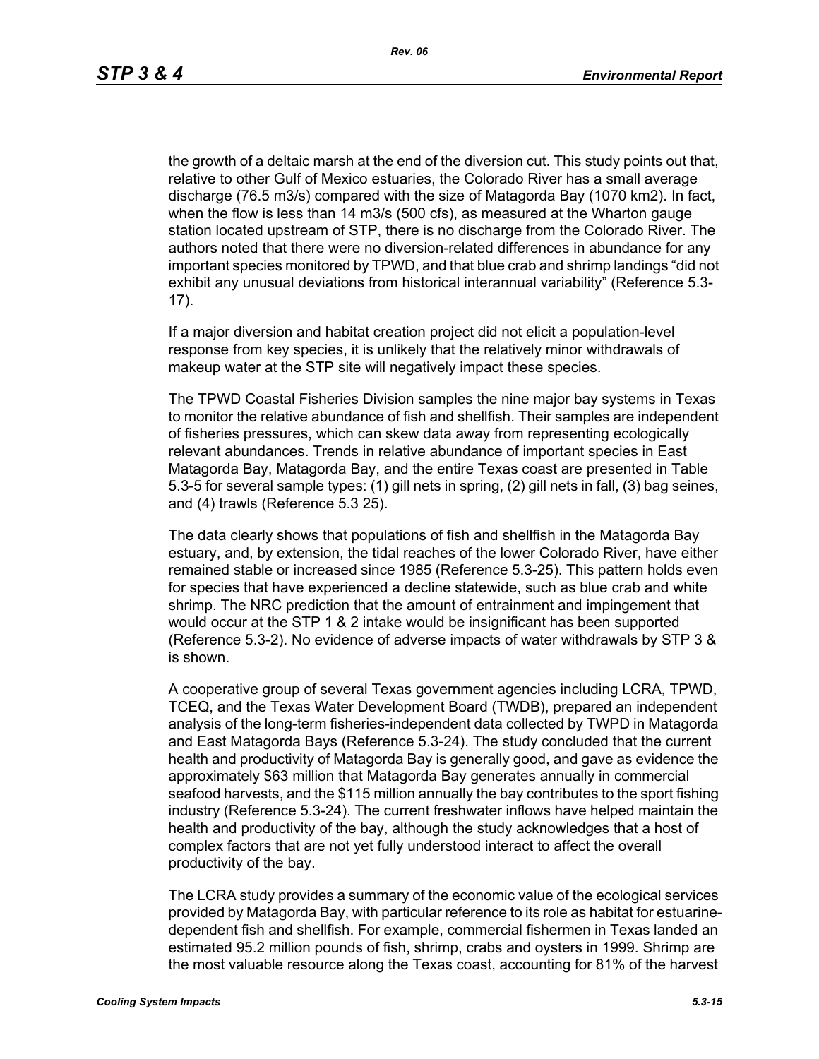the growth of a deltaic marsh at the end of the diversion cut. This study points out that, relative to other Gulf of Mexico estuaries, the Colorado River has a small average discharge (76.5 m3/s) compared with the size of Matagorda Bay (1070 km2). In fact, when the flow is less than 14 m3/s (500 cfs), as measured at the Wharton gauge station located upstream of STP, there is no discharge from the Colorado River. The authors noted that there were no diversion-related differences in abundance for any important species monitored by TPWD, and that blue crab and shrimp landings "did not exhibit any unusual deviations from historical interannual variability" (Reference 5.3-17).

If a major diversion and habitat creation project did not elicit a population-level response from key species, it is unlikely that the relatively minor withdrawals of makeup water at the STP site will negatively impact these species.

The TPWD Coastal Fisheries Division samples the nine major bay systems in Texas to monitor the relative abundance of fish and shellfish. Their samples are independent of fisheries pressures, which can skew data away from representing ecologically relevant abundances. Trends in relative abundance of important species in East Matagorda Bay, Matagorda Bay, and the entire Texas coast are presented in Table 5.3-5 for several sample types: (1) gill nets in spring, (2) gill nets in fall, (3) bag seines, and (4) trawls (Reference 5.3 25).

The data clearly shows that populations of fish and shellfish in the Matagorda Bay estuary, and, by extension, the tidal reaches of the lower Colorado River, have either remained stable or increased since 1985 (Reference 5.3-25). This pattern holds even for species that have experienced a decline statewide, such as blue crab and white shrimp. The NRC prediction that the amount of entrainment and impingement that would occur at the STP 1 & 2 intake would be insignificant has been supported (Reference 5.3-2). No evidence of adverse impacts of water withdrawals by STP 3 & is shown.

A cooperative group of several Texas government agencies including LCRA, TPWD, TCEQ, and the Texas Water Development Board (TWDB), prepared an independent analysis of the long-term fisheries-independent data collected by TWPD in Matagorda and East Matagorda Bays (Reference 5.3-24). The study concluded that the current health and productivity of Matagorda Bay is generally good, and gave as evidence the approximately $63 million that Matagorda Bay generates annually in commercial seafood harvests, and the $115 million annually the bay contributes to the sport fishing industry (Reference 5.3-24). The current freshwater inflows have helped maintain the health and productivity of the bay, although the study acknowledges that a host of complex factors that are not yet fully understood interact to affect the overall productivity of the bay.

The LCRA study provides a summary of the economic value of the ecological services provided by Matagorda Bay, with particular reference to its role as habitat for estuarine-dependent fish and shellfish. For example, commercial fishermen in Texas landed an estimated 95.2 million pounds of fish, shrimp, crabs and oysters in 1999. Shrimp are the most valuable resource along the Texas coast, accounting for 81% of the harvest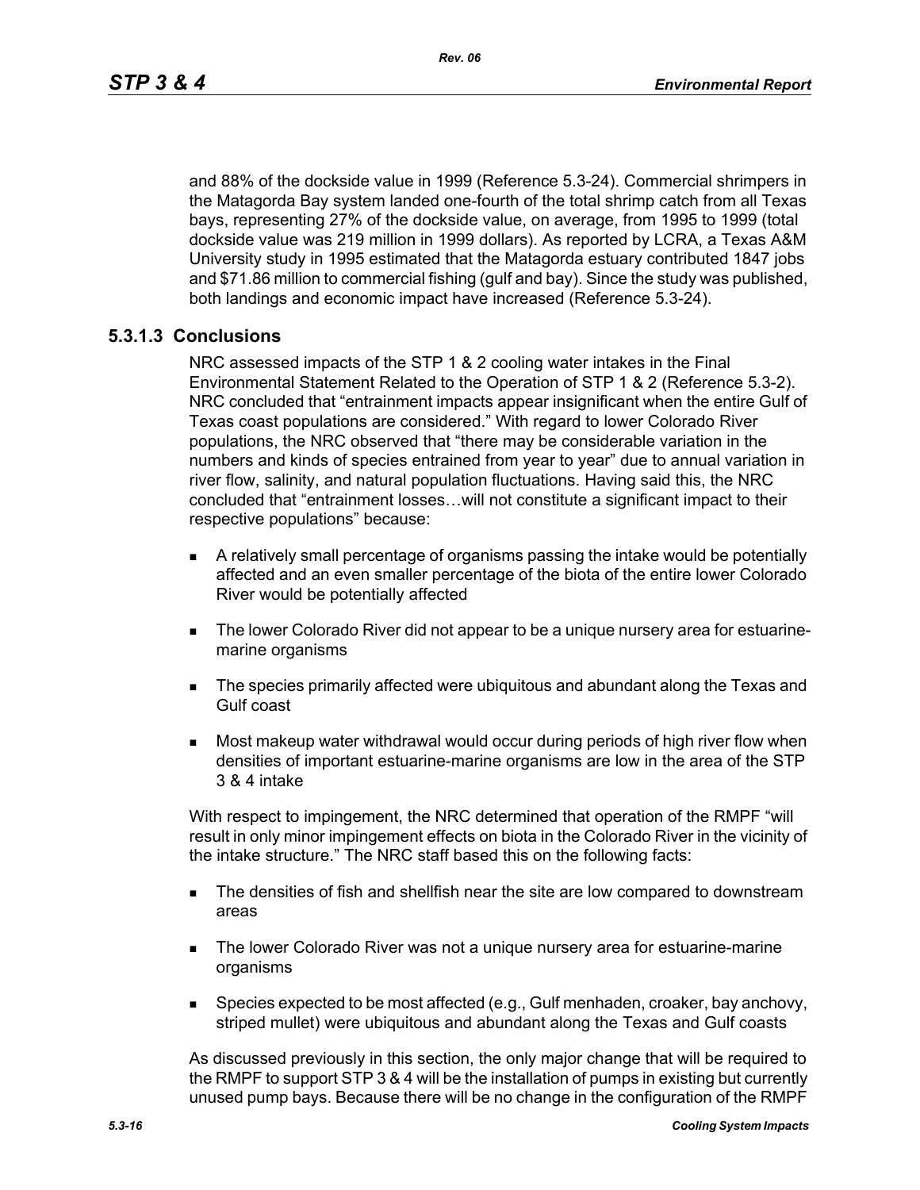and 88% of the dockside value in 1999 (Reference 5.3-24). Commercial shrimpers in the Matagorda Bay system landed one-fourth of the total shrimp catch from all Texas bays, representing 27% of the dockside value, on average, from 1995 to 1999 (total dockside value was 219 million in 1999 dollars). As reported by LCRA, a Texas A&M University study in 1995 estimated that the Matagorda estuary contributed 1847 jobs and $71.86 million to commercial fishing (gulf and bay). Since the study was published, both landings and economic impact have increased (Reference 5.3-24).

### 5.3.1.3 Conclusions

NRC assessed impacts of the STP 1 & 2 cooling water intakes in the Final Environmental Statement Related to the Operation of STP 1 & 2 (Reference 5.3-2). NRC concluded that "entrainment impacts appear insignificant when the entire Gulf of Texas coast populations are considered." With regard to lower Colorado River populations, the NRC observed that "there may be considerable variation in the numbers and kinds of species entrained from year to year" due to annual variation in river flow, salinity, and natural population fluctuations. Having said this, the NRC concluded that "entrainment losses…will not constitute a significant impact to their respective populations" because:

- A relatively small percentage of organisms passing the intake would be potentially affected and an even smaller percentage of the biota of the entire lower Colorado River would be potentially affected
- The lower Colorado River did not appear to be a unique nursery area for estuarine-marine organisms
- The species primarily affected were ubiquitous and abundant along the Texas and Gulf coast
- Most makeup water withdrawal would occur during periods of high river flow when densities of important estuarine-marine organisms are low in the area of the STP 3 & 4 intake

With respect to impingement, the NRC determined that operation of the RMPF "will result in only minor impingement effects on biota in the Colorado River in the vicinity of the intake structure." The NRC staff based this on the following facts:

- The densities of fish and shellfish near the site are low compared to downstream areas
- The lower Colorado River was not a unique nursery area for estuarine-marine organisms
- Species expected to be most affected (e.g., Gulf menhaden, croaker, bay anchovy, striped mullet) were ubiquitous and abundant along the Texas and Gulf coasts

As discussed previously in this section, the only major change that will be required to the RMPF to support STP 3 & 4 will be the installation of pumps in existing but currently unused pump bays. Because there will be no change in the configuration of the RMPF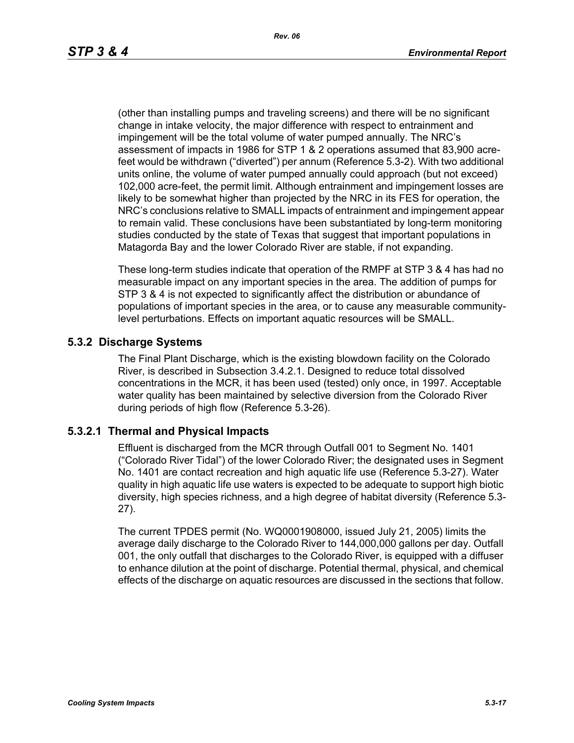(other than installing pumps and traveling screens) and there will be no significant change in intake velocity, the major difference with respect to entrainment and impingement will be the total volume of water pumped annually. The NRC's assessment of impacts in 1986 for STP 1 & 2 operations assumed that 83,900 acre-feet would be withdrawn ("diverted") per annum (Reference 5.3-2). With two additional units online, the volume of water pumped annually could approach (but not exceed) 102,000 acre-feet, the permit limit. Although entrainment and impingement losses are likely to be somewhat higher than projected by the NRC in its FES for operation, the NRC's conclusions relative to SMALL impacts of entrainment and impingement appear to remain valid. These conclusions have been substantiated by long-term monitoring studies conducted by the state of Texas that suggest that important populations in Matagorda Bay and the lower Colorado River are stable, if not expanding.

These long-term studies indicate that operation of the RMPF at STP 3 & 4 has had no measurable impact on any important species in the area. The addition of pumps for STP 3 & 4 is not expected to significantly affect the distribution or abundance of populations of important species in the area, or to cause any measurable community-level perturbations. Effects on important aquatic resources will be SMALL.

### 5.3.2 Discharge Systems

The Final Plant Discharge, which is the existing blowdown facility on the Colorado River, is described in Subsection 3.4.2.1. Designed to reduce total dissolved concentrations in the MCR, it has been used (tested) only once, in 1997. Acceptable water quality has been maintained by selective diversion from the Colorado River during periods of high flow (Reference 5.3-26).

#### 5.3.2.1 Thermal and Physical Impacts

Effluent is discharged from the MCR through Outfall 001 to Segment No. 1401 ("Colorado River Tidal") of the lower Colorado River; the designated uses in Segment No. 1401 are contact recreation and high aquatic life use (Reference 5.3-27). Water quality in high aquatic life use waters is expected to be adequate to support high biotic diversity, high species richness, and a high degree of habitat diversity (Reference 5.3-27).

The current TPDES permit (No. WQ0001908000, issued July 21, 2005) limits the average daily discharge to the Colorado River to 144,000,000 gallons per day. Outfall 001, the only outfall that discharges to the Colorado River, is equipped with a diffuser to enhance dilution at the point of discharge. Potential thermal, physical, and chemical effects of the discharge on aquatic resources are discussed in the sections that follow.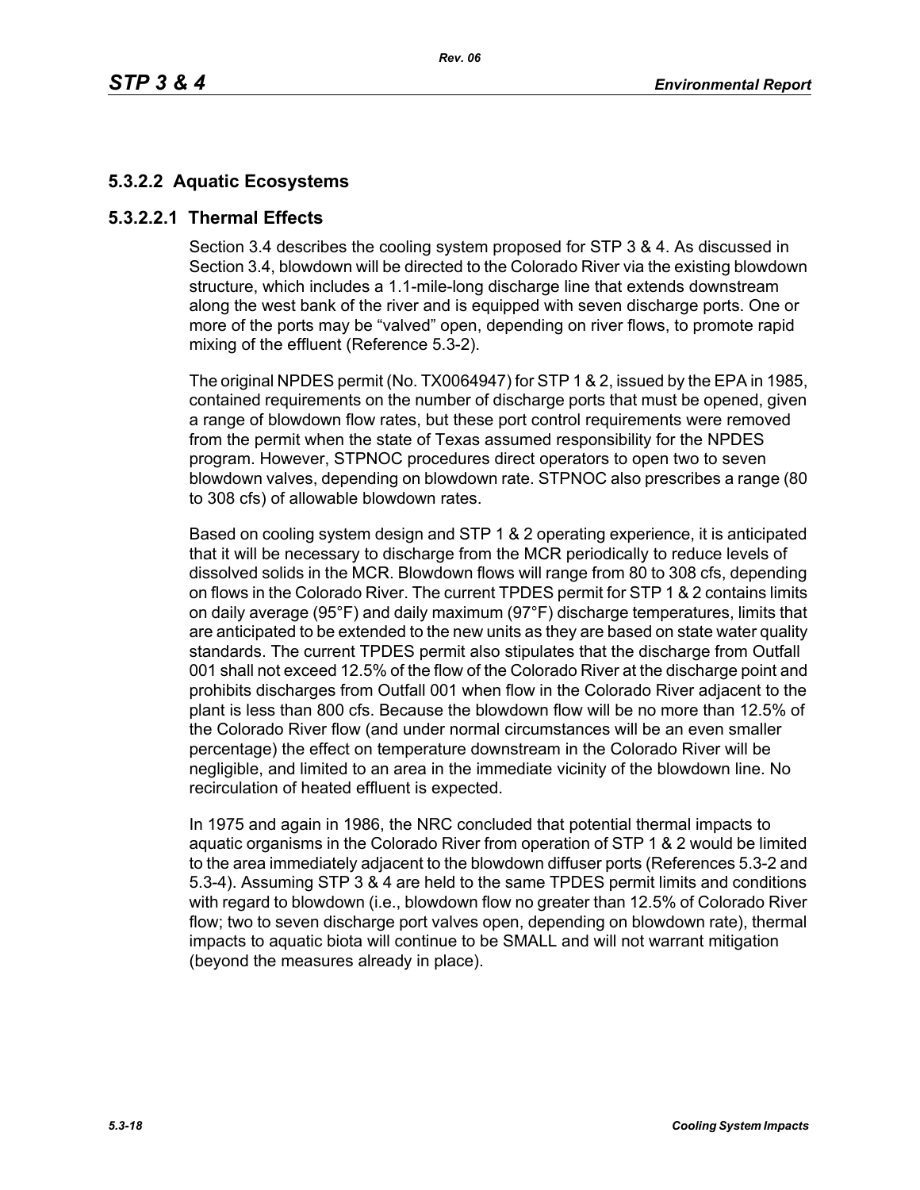### 5.3.2.2 Aquatic Ecosystems

#### 5.3.2.2.1 Thermal Effects

Section 3.4 describes the cooling system proposed for STP 3 & 4. As discussed in Section 3.4, blowdown will be directed to the Colorado River via the existing blowdown structure, which includes a 1.1-mile-long discharge line that extends downstream along the west bank of the river and is equipped with seven discharge ports. One or more of the ports may be "valved" open, depending on river flows, to promote rapid mixing of the effluent (Reference 5.3-2).

The original NPDES permit (No. TX0064947) for STP 1 & 2, issued by the EPA in 1985, contained requirements on the number of discharge ports that must be opened, given a range of blowdown flow rates, but these port control requirements were removed from the permit when the state of Texas assumed responsibility for the NPDES program. However, STPNOC procedures direct operators to open two to seven blowdown valves, depending on blowdown rate. STPNOC also prescribes a range (80 to 308 cfs) of allowable blowdown rates.

Based on cooling system design and STP 1 & 2 operating experience, it is anticipated that it will be necessary to discharge from the MCR periodically to reduce levels of dissolved solids in the MCR. Blowdown flows will range from 80 to 308 cfs, depending on flows in the Colorado River. The current TPDES permit for STP 1 & 2 contains limits on daily average (95°F) and daily maximum (97°F) discharge temperatures, limits that are anticipated to be extended to the new units as they are based on state water quality standards. The current TPDES permit also stipulates that the discharge from Outfall 001 shall not exceed 12.5% of the flow of the Colorado River at the discharge point and prohibits discharges from Outfall 001 when flow in the Colorado River adjacent to the plant is less than 800 cfs. Because the blowdown flow will be no more than 12.5% of the Colorado River flow (and under normal circumstances will be an even smaller percentage) the effect on temperature downstream in the Colorado River will be negligible, and limited to an area in the immediate vicinity of the blowdown line. No recirculation of heated effluent is expected.

In 1975 and again in 1986, the NRC concluded that potential thermal impacts to aquatic organisms in the Colorado River from operation of STP 1 & 2 would be limited to the area immediately adjacent to the blowdown diffuser ports (References 5.3-2 and 5.3-4). Assuming STP 3 & 4 are held to the same TPDES permit limits and conditions with regard to blowdown (i.e., blowdown flow no greater than 12.5% of Colorado River flow; two to seven discharge port valves open, depending on blowdown rate), thermal impacts to aquatic biota will continue to be SMALL and will not warrant mitigation (beyond the measures already in place).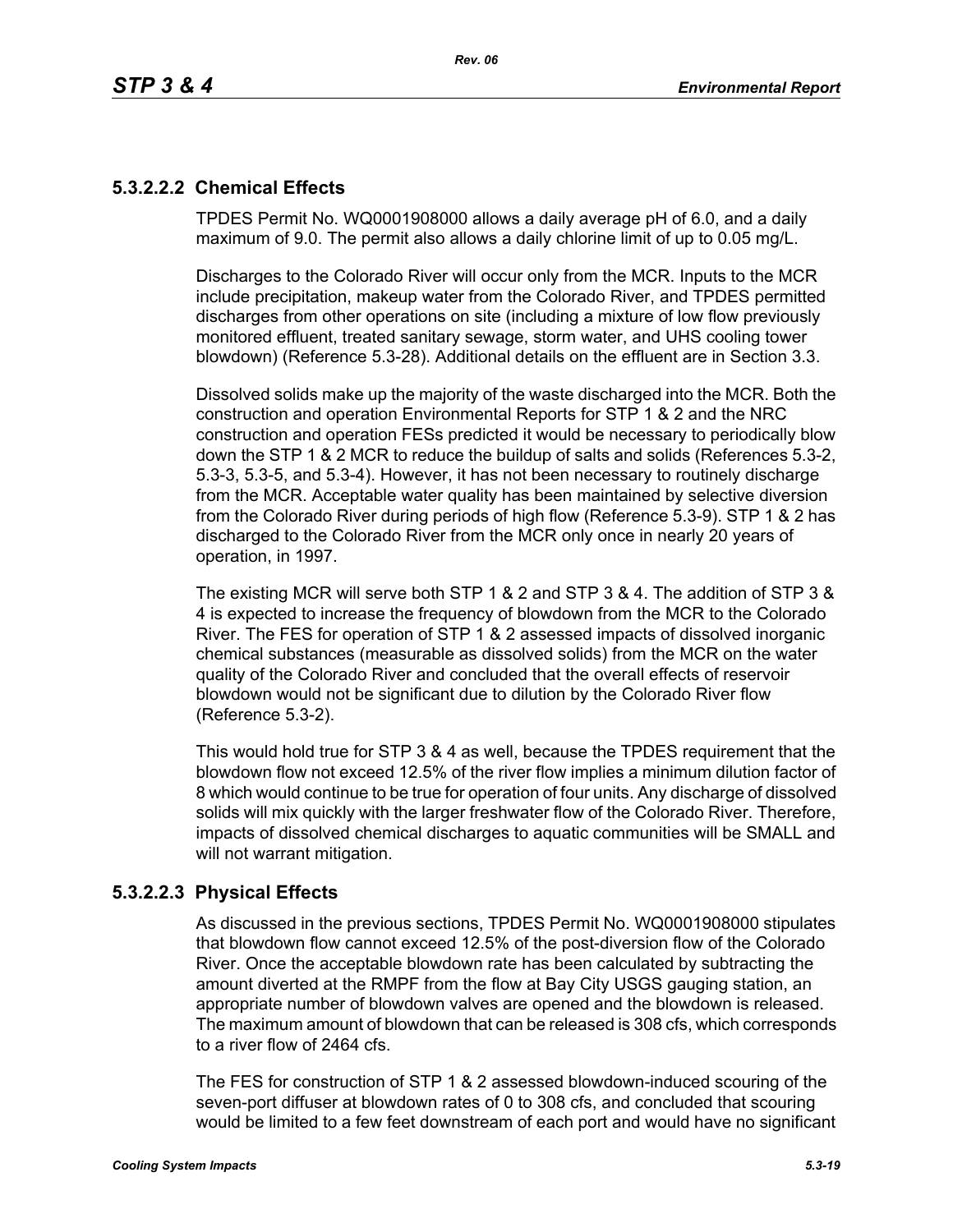### 5.3.2.2.2 Chemical Effects

TPDES Permit No. WQ0001908000 allows a daily average pH of 6.0, and a daily maximum of 9.0. The permit also allows a daily chlorine limit of up to 0.05 mg/L.

Discharges to the Colorado River will occur only from the MCR. Inputs to the MCR include precipitation, makeup water from the Colorado River, and TPDES permitted discharges from other operations on site (including a mixture of low flow previously monitored effluent, treated sanitary sewage, storm water, and UHS cooling tower blowdown) (Reference 5.3-28). Additional details on the effluent are in Section 3.3.

Dissolved solids make up the majority of the waste discharged into the MCR. Both the construction and operation Environmental Reports for STP 1 & 2 and the NRC construction and operation FESs predicted it would be necessary to periodically blow down the STP 1 & 2 MCR to reduce the buildup of salts and solids (References 5.3-2, 5.3-3, 5.3-5, and 5.3-4). However, it has not been necessary to routinely discharge from the MCR. Acceptable water quality has been maintained by selective diversion from the Colorado River during periods of high flow (Reference 5.3-9). STP 1 & 2 has discharged to the Colorado River from the MCR only once in nearly 20 years of operation, in 1997.

The existing MCR will serve both STP 1 & 2 and STP 3 & 4. The addition of STP 3 & 4 is expected to increase the frequency of blowdown from the MCR to the Colorado River. The FES for operation of STP 1 & 2 assessed impacts of dissolved inorganic chemical substances (measurable as dissolved solids) from the MCR on the water quality of the Colorado River and concluded that the overall effects of reservoir blowdown would not be significant due to dilution by the Colorado River flow (Reference 5.3-2).

This would hold true for STP 3 & 4 as well, because the TPDES requirement that the blowdown flow not exceed 12.5% of the river flow implies a minimum dilution factor of 8 which would continue to be true for operation of four units. Any discharge of dissolved solids will mix quickly with the larger freshwater flow of the Colorado River. Therefore, impacts of dissolved chemical discharges to aquatic communities will be SMALL and will not warrant mitigation.

### 5.3.2.2.3 Physical Effects

As discussed in the previous sections, TPDES Permit No. WQ0001908000 stipulates that blowdown flow cannot exceed 12.5% of the post-diversion flow of the Colorado River. Once the acceptable blowdown rate has been calculated by subtracting the amount diverted at the RMPF from the flow at Bay City USGS gauging station, an appropriate number of blowdown valves are opened and the blowdown is released. The maximum amount of blowdown that can be released is 308 cfs, which corresponds to a river flow of 2464 cfs.

The FES for construction of STP 1 & 2 assessed blowdown-induced scouring of the seven-port diffuser at blowdown rates of 0 to 308 cfs, and concluded that scouring would be limited to a few feet downstream of each port and would have no significant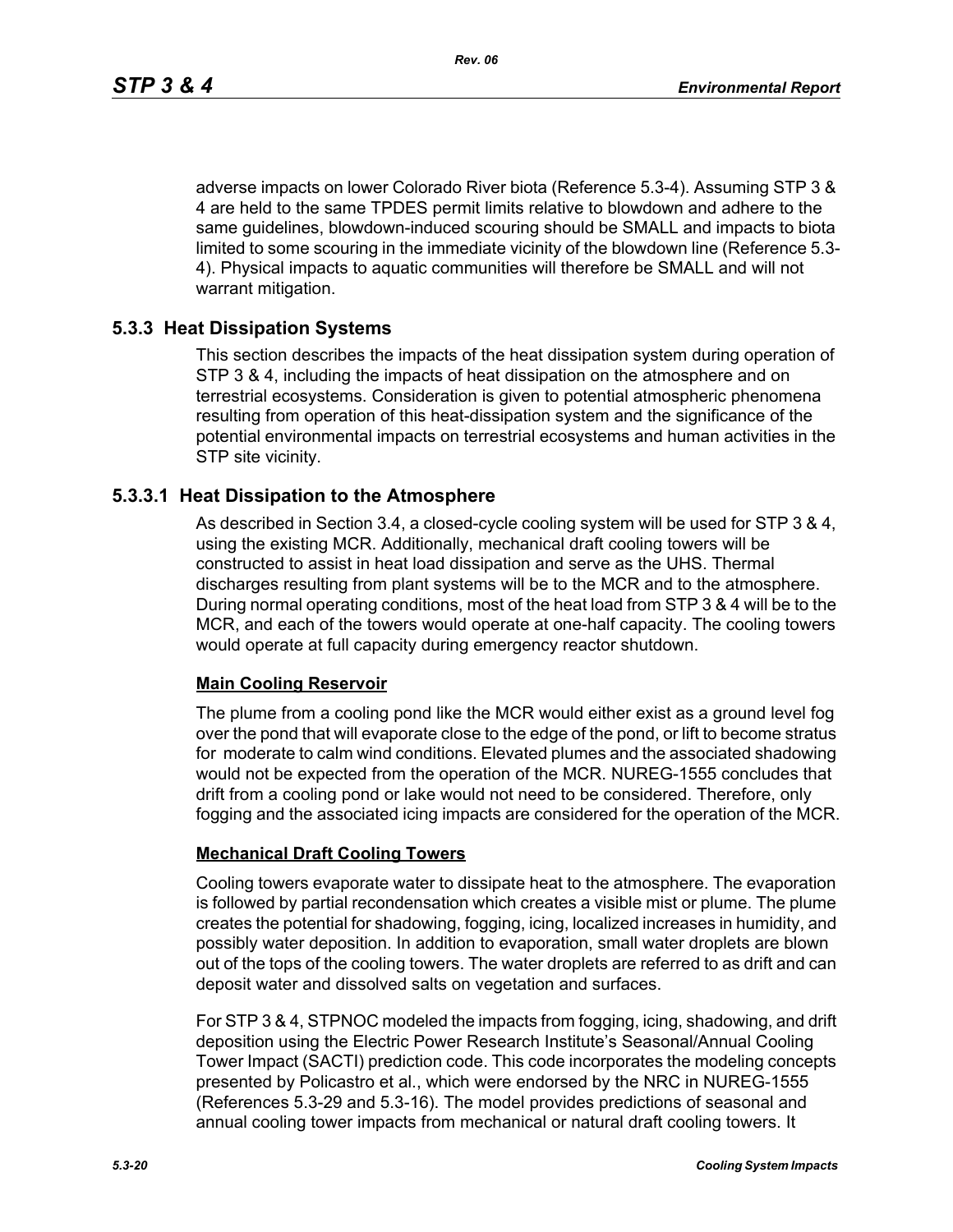adverse impacts on lower Colorado River biota (Reference 5.3-4). Assuming STP 3 & 4 are held to the same TPDES permit limits relative to blowdown and adhere to the same guidelines, blowdown-induced scouring should be SMALL and impacts to biota limited to some scouring in the immediate vicinity of the blowdown line (Reference 5.3-4). Physical impacts to aquatic communities will therefore be SMALL and will not warrant mitigation.

## 5.3.3 Heat Dissipation Systems

This section describes the impacts of the heat dissipation system during operation of STP 3 & 4, including the impacts of heat dissipation on the atmosphere and on terrestrial ecosystems. Consideration is given to potential atmospheric phenomena resulting from operation of this heat-dissipation system and the significance of the potential environmental impacts on terrestrial ecosystems and human activities in the STP site vicinity.

### 5.3.3.1 Heat Dissipation to the Atmosphere

As described in Section 3.4, a closed-cycle cooling system will be used for STP 3 & 4, using the existing MCR. Additionally, mechanical draft cooling towers will be constructed to assist in heat load dissipation and serve as the UHS. Thermal discharges resulting from plant systems will be to the MCR and to the atmosphere. During normal operating conditions, most of the heat load from STP 3 & 4 will be to the MCR, and each of the towers would operate at one-half capacity. The cooling towers would operate at full capacity during emergency reactor shutdown.

**Main Cooling Reservoir**

The plume from a cooling pond like the MCR would either exist as a ground level fog over the pond that will evaporate close to the edge of the pond, or lift to become stratus for moderate to calm wind conditions. Elevated plumes and the associated shadowing would not be expected from the operation of the MCR. NUREG-1555 concludes that drift from a cooling pond or lake would not need to be considered. Therefore, only fogging and the associated icing impacts are considered for the operation of the MCR.

**Mechanical Draft Cooling Towers**

Cooling towers evaporate water to dissipate heat to the atmosphere. The evaporation is followed by partial recondensation which creates a visible mist or plume. The plume creates the potential for shadowing, fogging, icing, localized increases in humidity, and possibly water deposition. In addition to evaporation, small water droplets are blown out of the tops of the cooling towers. The water droplets are referred to as drift and can deposit water and dissolved salts on vegetation and surfaces.

For STP 3 & 4, STPNOC modeled the impacts from fogging, icing, shadowing, and drift deposition using the Electric Power Research Institute's Seasonal/Annual Cooling Tower Impact (SACTI) prediction code. This code incorporates the modeling concepts presented by Policastro et al., which were endorsed by the NRC in NUREG-1555 (References 5.3-29 and 5.3-16). The model provides predictions of seasonal and annual cooling tower impacts from mechanical or natural draft cooling towers. It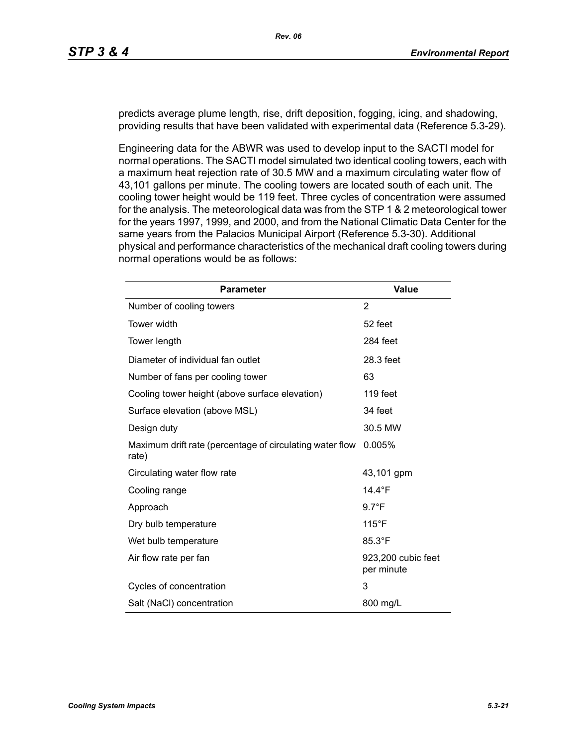predicts average plume length, rise, drift deposition, fogging, icing, and shadowing, providing results that have been validated with experimental data (Reference 5.3-29).

Engineering data for the ABWR was used to develop input to the SACTI model for normal operations. The SACTI model simulated two identical cooling towers, each with a maximum heat rejection rate of 30.5 MW and a maximum circulating water flow of 43,101 gallons per minute. The cooling towers are located south of each unit. The cooling tower height would be 119 feet. Three cycles of concentration were assumed for the analysis. The meteorological data was from the STP 1 & 2 meteorological tower for the years 1997, 1999, and 2000, and from the National Climatic Data Center for the same years from the Palacios Municipal Airport (Reference 5.3-30). Additional physical and performance characteristics of the mechanical draft cooling towers during normal operations would be as follows:

| Parameter | Value |
|---|---|
| Number of cooling towers | 2 |
| Tower width | 52 feet |
| Tower length | 284 feet |
| Diameter of individual fan outlet | 28.3 feet |
| Number of fans per cooling tower | 63 |
| Cooling tower height (above surface elevation) | 119 feet |
| Surface elevation (above MSL) | 34 feet |
| Design duty | 30.5 MW |
| Maximum drift rate (percentage of circulating water flow rate) | 0.005% |
| Circulating water flow rate | 43,101 gpm |
| Cooling range | 14.4°F |
| Approach | 9.7°F |
| Dry bulb temperature | 115°F |
| Wet bulb temperature | 85.3°F |
| Air flow rate per fan | 923,200 cubic feet per minute |
| Cycles of concentration | 3 |
| Salt (NaCl) concentration | 800 mg/L |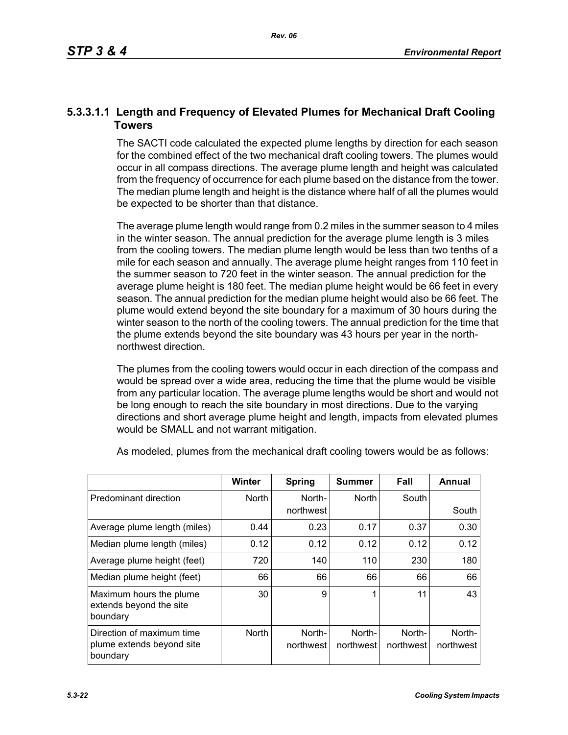#### 5.3.3.1.1 Length and Frequency of Elevated Plumes for Mechanical Draft Cooling Towers

The SACTI code calculated the expected plume lengths by direction for each season for the combined effect of the two mechanical draft cooling towers. The plumes would occur in all compass directions. The average plume length and height was calculated from the frequency of occurrence for each plume based on the distance from the tower. The median plume length and height is the distance where half of all the plumes would be expected to be shorter than that distance.

The average plume length would range from 0.2 miles in the summer season to 4 miles in the winter season. The annual prediction for the average plume length is 3 miles from the cooling towers. The median plume length would be less than two tenths of a mile for each season and annually. The average plume height ranges from 110 feet in the summer season to 720 feet in the winter season. The annual prediction for the average plume height is 180 feet. The median plume height would be 66 feet in every season. The annual prediction for the median plume height would also be 66 feet. The plume would extend beyond the site boundary for a maximum of 30 hours during the winter season to the north of the cooling towers. The annual prediction for the time that the plume extends beyond the site boundary was 43 hours per year in the north-northwest direction.

The plumes from the cooling towers would occur in each direction of the compass and would be spread over a wide area, reducing the time that the plume would be visible from any particular location. The average plume lengths would be short and would not be long enough to reach the site boundary in most directions. Due to the varying directions and short average plume height and length, impacts from elevated plumes would be SMALL and not warrant mitigation.

As modeled, plumes from the mechanical draft cooling towers would be as follows:

| | Winter | Spring | Summer | Fall | Annual |
|---|---|---|---|---|---|
| Predominant direction | North | North-northwest | North | South | South |
| Average plume length (miles) | 0.44 | 0.23 | 0.17 | 0.37 | 0.30 |
| Median plume length (miles) | 0.12 | 0.12 | 0.12 | 0.12 | 0.12 |
| Average plume height (feet) | 720 | 140 | 110 | 230 | 180 |
| Median plume height (feet) | 66 | 66 | 66 | 66 | 66 |
| Maximum hours the plume extends beyond the site boundary | 30 | 9 | 1 | 11 | 43 |
| Direction of maximum time plume extends beyond site boundary | North | North-northwest | North-northwest | North-northwest | North-northwest |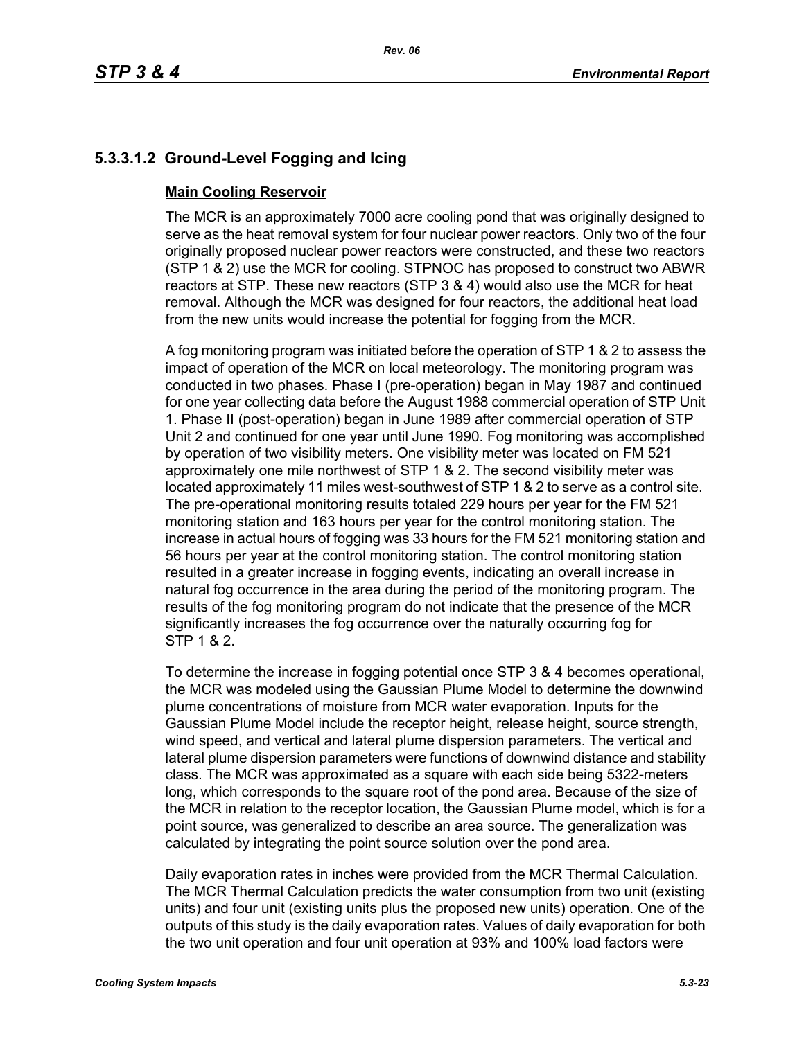## 5.3.3.1.2 Ground-Level Fogging and Icing

**Main Cooling Reservoir**

The MCR is an approximately 7000 acre cooling pond that was originally designed to serve as the heat removal system for four nuclear power reactors. Only two of the four originally proposed nuclear power reactors were constructed, and these two reactors (STP 1 & 2) use the MCR for cooling. STPNOC has proposed to construct two ABWR reactors at STP. These new reactors (STP 3 & 4) would also use the MCR for heat removal. Although the MCR was designed for four reactors, the additional heat load from the new units would increase the potential for fogging from the MCR.

A fog monitoring program was initiated before the operation of STP 1 & 2 to assess the impact of operation of the MCR on local meteorology. The monitoring program was conducted in two phases. Phase I (pre-operation) began in May 1987 and continued for one year collecting data before the August 1988 commercial operation of STP Unit 1. Phase II (post-operation) began in June 1989 after commercial operation of STP Unit 2 and continued for one year until June 1990. Fog monitoring was accomplished by operation of two visibility meters. One visibility meter was located on FM 521 approximately one mile northwest of STP 1 & 2. The second visibility meter was located approximately 11 miles west-southwest of STP 1 & 2 to serve as a control site. The pre-operational monitoring results totaled 229 hours per year for the FM 521 monitoring station and 163 hours per year for the control monitoring station. The increase in actual hours of fogging was 33 hours for the FM 521 monitoring station and 56 hours per year at the control monitoring station. The control monitoring station resulted in a greater increase in fogging events, indicating an overall increase in natural fog occurrence in the area during the period of the monitoring program. The results of the fog monitoring program do not indicate that the presence of the MCR significantly increases the fog occurrence over the naturally occurring fog for STP 1 & 2.

To determine the increase in fogging potential once STP 3 & 4 becomes operational, the MCR was modeled using the Gaussian Plume Model to determine the downwind plume concentrations of moisture from MCR water evaporation. Inputs for the Gaussian Plume Model include the receptor height, release height, source strength, wind speed, and vertical and lateral plume dispersion parameters. The vertical and lateral plume dispersion parameters were functions of downwind distance and stability class. The MCR was approximated as a square with each side being 5322-meters long, which corresponds to the square root of the pond area. Because of the size of the MCR in relation to the receptor location, the Gaussian Plume model, which is for a point source, was generalized to describe an area source. The generalization was calculated by integrating the point source solution over the pond area.

Daily evaporation rates in inches were provided from the MCR Thermal Calculation. The MCR Thermal Calculation predicts the water consumption from two unit (existing units) and four unit (existing units plus the proposed new units) operation. One of the outputs of this study is the daily evaporation rates. Values of daily evaporation for both the two unit operation and four unit operation at 93% and 100% load factors were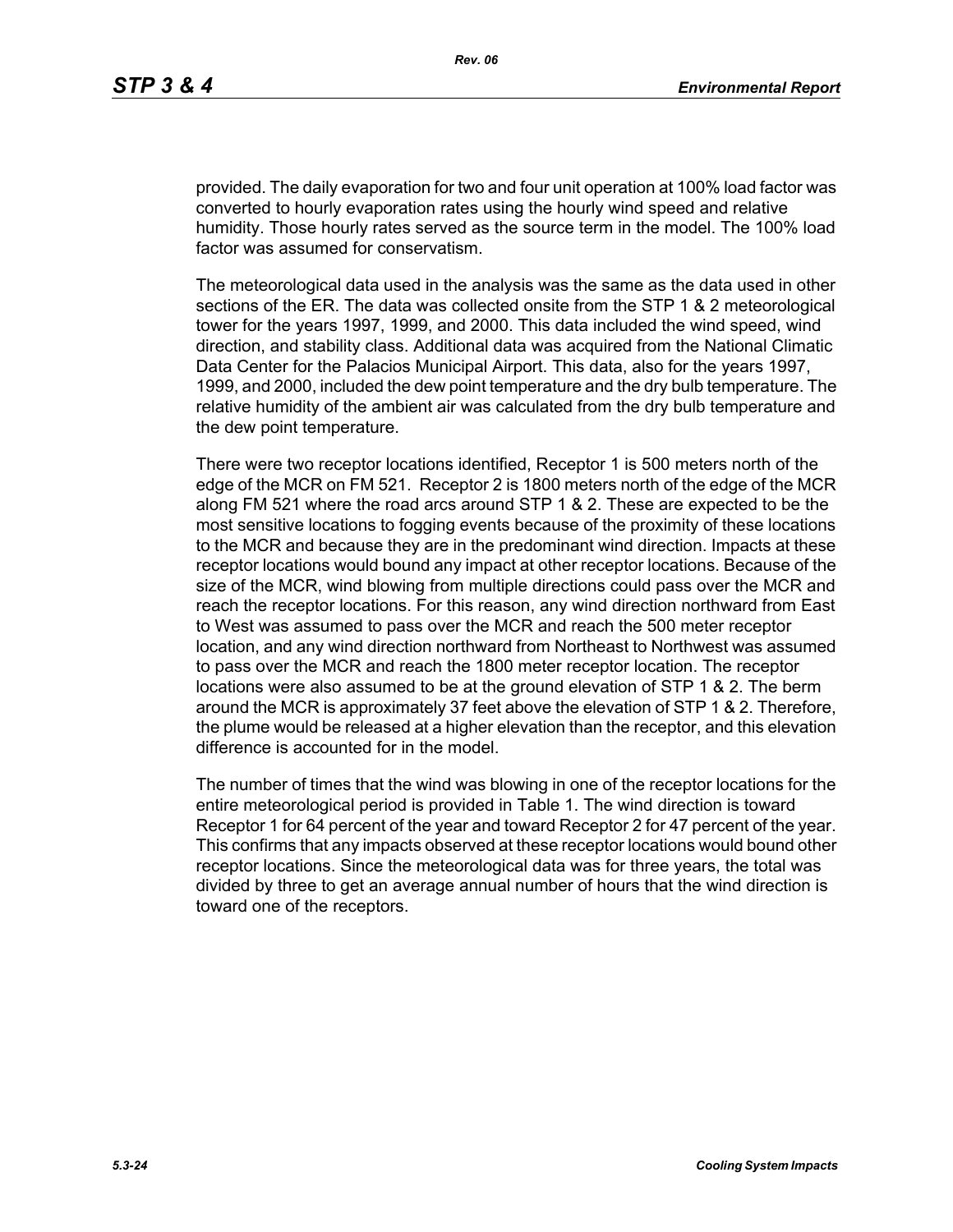provided. The daily evaporation for two and four unit operation at 100% load factor was converted to hourly evaporation rates using the hourly wind speed and relative humidity. Those hourly rates served as the source term in the model. The 100% load factor was assumed for conservatism.

The meteorological data used in the analysis was the same as the data used in other sections of the ER. The data was collected onsite from the STP 1 & 2 meteorological tower for the years 1997, 1999, and 2000. This data included the wind speed, wind direction, and stability class. Additional data was acquired from the National Climatic Data Center for the Palacios Municipal Airport. This data, also for the years 1997, 1999, and 2000, included the dew point temperature and the dry bulb temperature. The relative humidity of the ambient air was calculated from the dry bulb temperature and the dew point temperature.

There were two receptor locations identified, Receptor 1 is 500 meters north of the edge of the MCR on FM 521. Receptor 2 is 1800 meters north of the edge of the MCR along FM 521 where the road arcs around STP 1 & 2. These are expected to be the most sensitive locations to fogging events because of the proximity of these locations to the MCR and because they are in the predominant wind direction. Impacts at these receptor locations would bound any impact at other receptor locations. Because of the size of the MCR, wind blowing from multiple directions could pass over the MCR and reach the receptor locations. For this reason, any wind direction northward from East to West was assumed to pass over the MCR and reach the 500 meter receptor location, and any wind direction northward from Northeast to Northwest was assumed to pass over the MCR and reach the 1800 meter receptor location. The receptor locations were also assumed to be at the ground elevation of STP 1 & 2. The berm around the MCR is approximately 37 feet above the elevation of STP 1 & 2. Therefore, the plume would be released at a higher elevation than the receptor, and this elevation difference is accounted for in the model.

The number of times that the wind was blowing in one of the receptor locations for the entire meteorological period is provided in Table 1. The wind direction is toward Receptor 1 for 64 percent of the year and toward Receptor 2 for 47 percent of the year. This confirms that any impacts observed at these receptor locations would bound other receptor locations. Since the meteorological data was for three years, the total was divided by three to get an average annual number of hours that the wind direction is toward one of the receptors.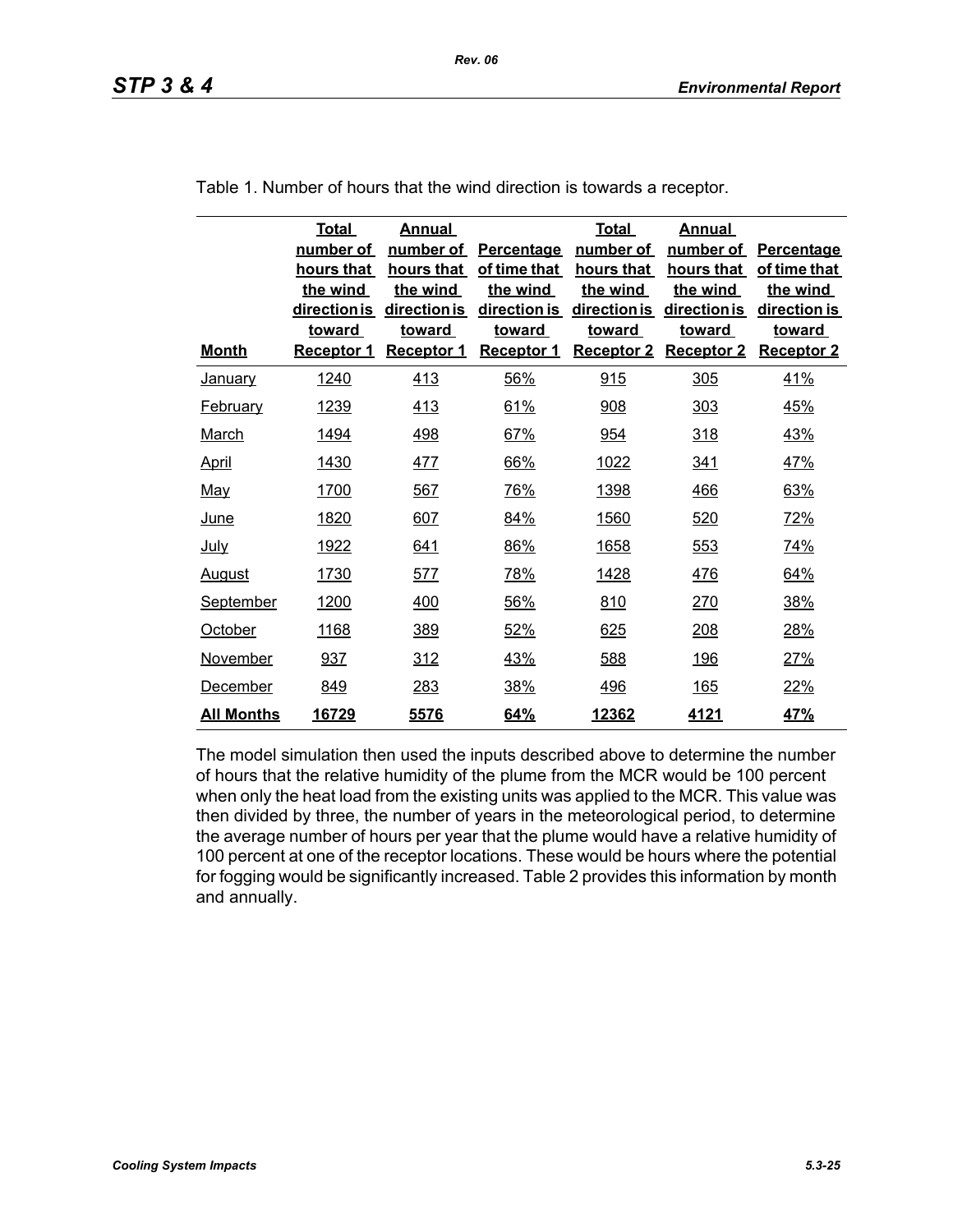Table 1. Number of hours that the wind direction is towards a receptor.

| Month | Total number of hours that the wind direction is toward Receptor 1 | Annual number of hours that the wind direction is toward Receptor 1 | Percentage of time that the wind direction is toward Receptor 1 | Total number of hours that the wind direction is toward Receptor 2 | Annual number of hours that the wind direction is toward Receptor 2 | Percentage of time that the wind direction is toward Receptor 2 |
|---|---|---|---|---|---|---|
| January | 1240 | 413 | 56% | 915 | 305 | 41% |
| February | 1239 | 413 | 61% | 908 | 303 | 45% |
| March | 1494 | 498 | 67% | 954 | 318 | 43% |
| April | 1430 | 477 | 66% | 1022 | 341 | 47% |
| May | 1700 | 567 | 76% | 1398 | 466 | 63% |
| June | 1820 | 607 | 84% | 1560 | 520 | 72% |
| July | 1922 | 641 | 86% | 1658 | 553 | 74% |
| August | 1730 | 577 | 78% | 1428 | 476 | 64% |
| September | 1200 | 400 | 56% | 810 | 270 | 38% |
| October | 1168 | 389 | 52% | 625 | 208 | 28% |
| November | 937 | 312 | 43% | 588 | 196 | 27% |
| December | 849 | 283 | 38% | 496 | 165 | 22% |
| **All Months** | **16729** | **5576** | **64%** | **12362** | **4121** | **47%** |

The model simulation then used the inputs described above to determine the number of hours that the relative humidity of the plume from the MCR would be 100 percent when only the heat load from the existing units was applied to the MCR. This value was then divided by three, the number of years in the meteorological period, to determine the average number of hours per year that the plume would have a relative humidity of 100 percent at one of the receptor locations. These would be hours where the potential for fogging would be significantly increased. Table 2 provides this information by month and annually.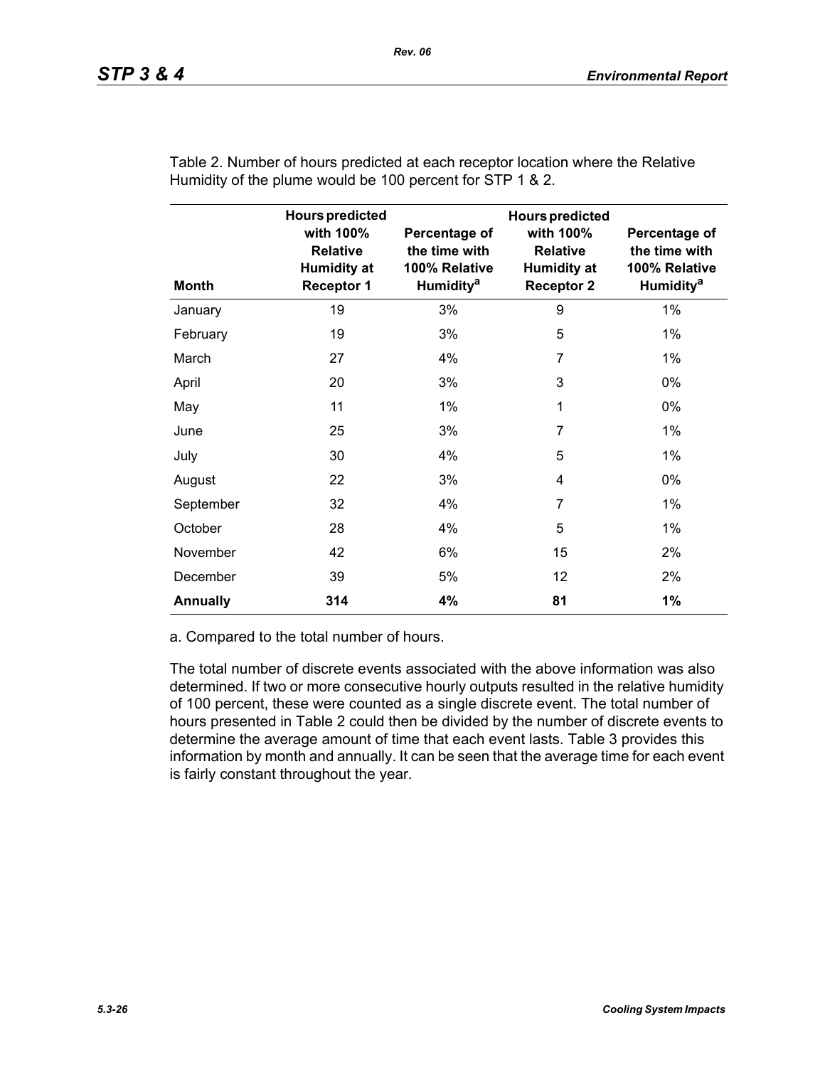Table 2. Number of hours predicted at each receptor location where the Relative Humidity of the plume would be 100 percent for STP 1 & 2.

| Month | Hours predicted with 100% Relative Humidity at Receptor 1 | Percentage of the time with 100% Relative Humidity[a] | Hours predicted with 100% Relative Humidity at Receptor 2 | Percentage of the time with 100% Relative Humidity[a] |
|---|---|---|---|---|
| January | 19 | 3% | 9 | 1% |
| February | 19 | 3% | 5 | 1% |
| March | 27 | 4% | 7 | 1% |
| April | 20 | 3% | 3 | 0% |
| May | 11 | 1% | 1 | 0% |
| June | 25 | 3% | 7 | 1% |
| July | 30 | 4% | 5 | 1% |
| August | 22 | 3% | 4 | 0% |
| September | 32 | 4% | 7 | 1% |
| October | 28 | 4% | 5 | 1% |
| November | 42 | 6% | 15 | 2% |
| December | 39 | 5% | 12 | 2% |
| **Annually** | **314** | **4%** | **81** | **1%** |

a. Compared to the total number of hours.

The total number of discrete events associated with the above information was also determined. If two or more consecutive hourly outputs resulted in the relative humidity of 100 percent, these were counted as a single discrete event. The total number of hours presented in Table 2 could then be divided by the number of discrete events to determine the average amount of time that each event lasts. Table 3 provides this information by month and annually. It can be seen that the average time for each event is fairly constant throughout the year.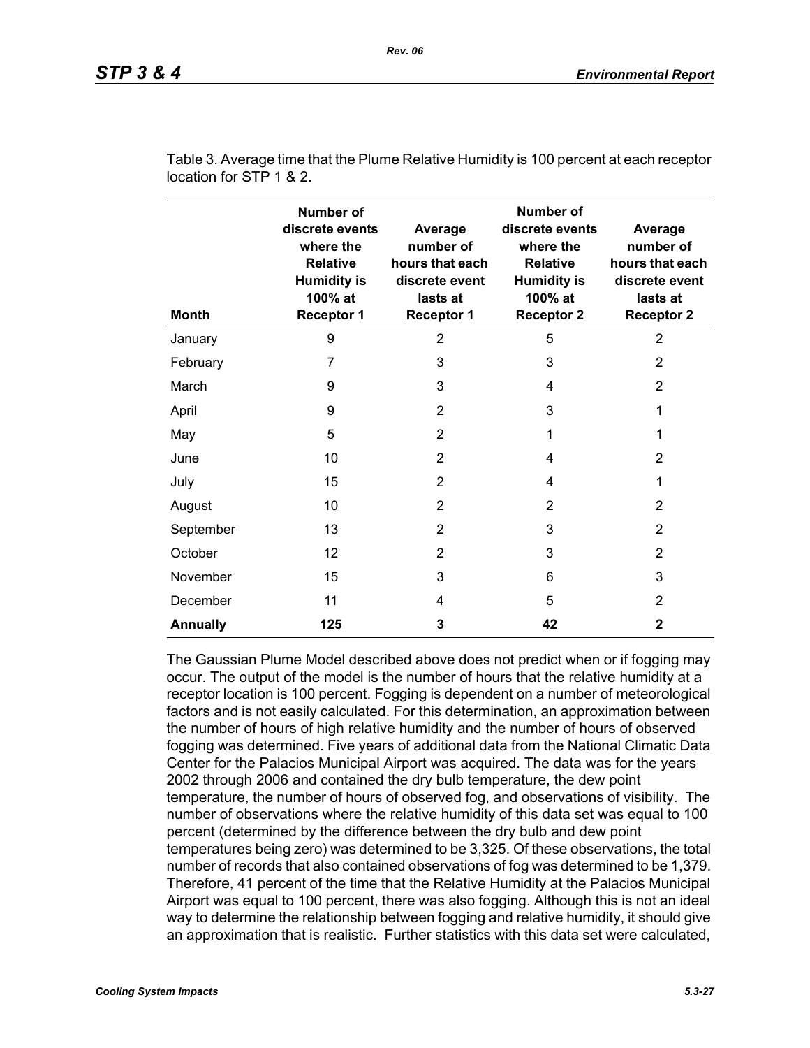Table 3. Average time that the Plume Relative Humidity is 100 percent at each receptor location for STP 1 & 2.

| Month | Number of discrete events where the Relative Humidity is 100% at Receptor 1 | Average number of hours that each discrete event lasts at Receptor 1 | Number of discrete events where the Relative Humidity is 100% at Receptor 2 | Average number of hours that each discrete event lasts at Receptor 2 |
|---|---|---|---|---|
| January | 9 | 2 | 5 | 2 |
| February | 7 | 3 | 3 | 2 |
| March | 9 | 3 | 4 | 2 |
| April | 9 | 2 | 3 | 1 |
| May | 5 | 2 | 1 | 1 |
| June | 10 | 2 | 4 | 2 |
| July | 15 | 2 | 4 | 1 |
| August | 10 | 2 | 2 | 2 |
| September | 13 | 2 | 3 | 2 |
| October | 12 | 2 | 3 | 2 |
| November | 15 | 3 | 6 | 3 |
| December | 11 | 4 | 5 | 2 |
| **Annually** | **125** | **3** | **42** | **2** |

The Gaussian Plume Model described above does not predict when or if fogging may occur. The output of the model is the number of hours that the relative humidity at a receptor location is 100 percent. Fogging is dependent on a number of meteorological factors and is not easily calculated. For this determination, an approximation between the number of hours of high relative humidity and the number of hours of observed fogging was determined. Five years of additional data from the National Climatic Data Center for the Palacios Municipal Airport was acquired. The data was for the years 2002 through 2006 and contained the dry bulb temperature, the dew point temperature, the number of hours of observed fog, and observations of visibility. The number of observations where the relative humidity of this data set was equal to 100 percent (determined by the difference between the dry bulb and dew point temperatures being zero) was determined to be 3,325. Of these observations, the total number of records that also contained observations of fog was determined to be 1,379. Therefore, 41 percent of the time that the Relative Humidity at the Palacios Municipal Airport was equal to 100 percent, there was also fogging. Although this is not an ideal way to determine the relationship between fogging and relative humidity, it should give an approximation that is realistic. Further statistics with this data set were calculated,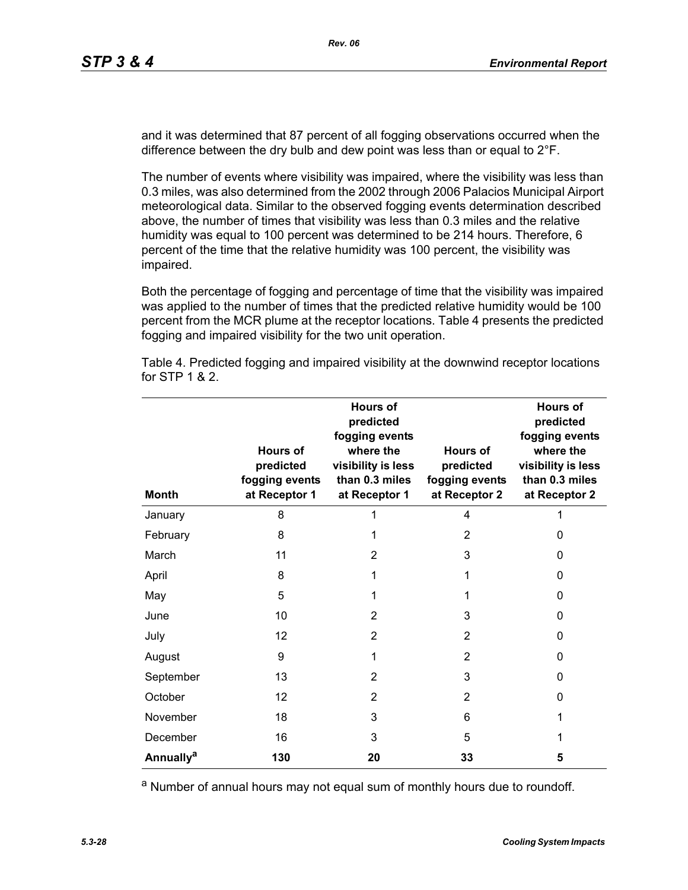and it was determined that 87 percent of all fogging observations occurred when the difference between the dry bulb and dew point was less than or equal to 2°F.

The number of events where visibility was impaired, where the visibility was less than 0.3 miles, was also determined from the 2002 through 2006 Palacios Municipal Airport meteorological data. Similar to the observed fogging events determination described above, the number of times that visibility was less than 0.3 miles and the relative humidity was equal to 100 percent was determined to be 214 hours. Therefore, 6 percent of the time that the relative humidity was 100 percent, the visibility was impaired.

Both the percentage of fogging and percentage of time that the visibility was impaired was applied to the number of times that the predicted relative humidity would be 100 percent from the MCR plume at the receptor locations. Table 4 presents the predicted fogging and impaired visibility for the two unit operation.

Table 4. Predicted fogging and impaired visibility at the downwind receptor locations for STP 1 & 2.

| Month | Hours of predicted fogging events at Receptor 1 | Hours of predicted fogging events where the visibility is less than 0.3 miles at Receptor 1 | Hours of predicted fogging events at Receptor 2 | Hours of predicted fogging events where the visibility is less than 0.3 miles at Receptor 2 |
|---|---|---|---|---|
| January | 8 | 1 | 4 | 1 |
| February | 8 | 1 | 2 | 0 |
| March | 11 | 2 | 3 | 0 |
| April | 8 | 1 | 1 | 0 |
| May | 5 | 1 | 1 | 0 |
| June | 10 | 2 | 3 | 0 |
| July | 12 | 2 | 2 | 0 |
| August | 9 | 1 | 2 | 0 |
| September | 13 | 2 | 3 | 0 |
| October | 12 | 2 | 2 | 0 |
| November | 18 | 3 | 6 | 1 |
| December | 16 | 3 | 5 | 1 |
| **Annually[a]** | **130** | **20** | **33** | **5** |

[a] Number of annual hours may not equal sum of monthly hours due to roundoff.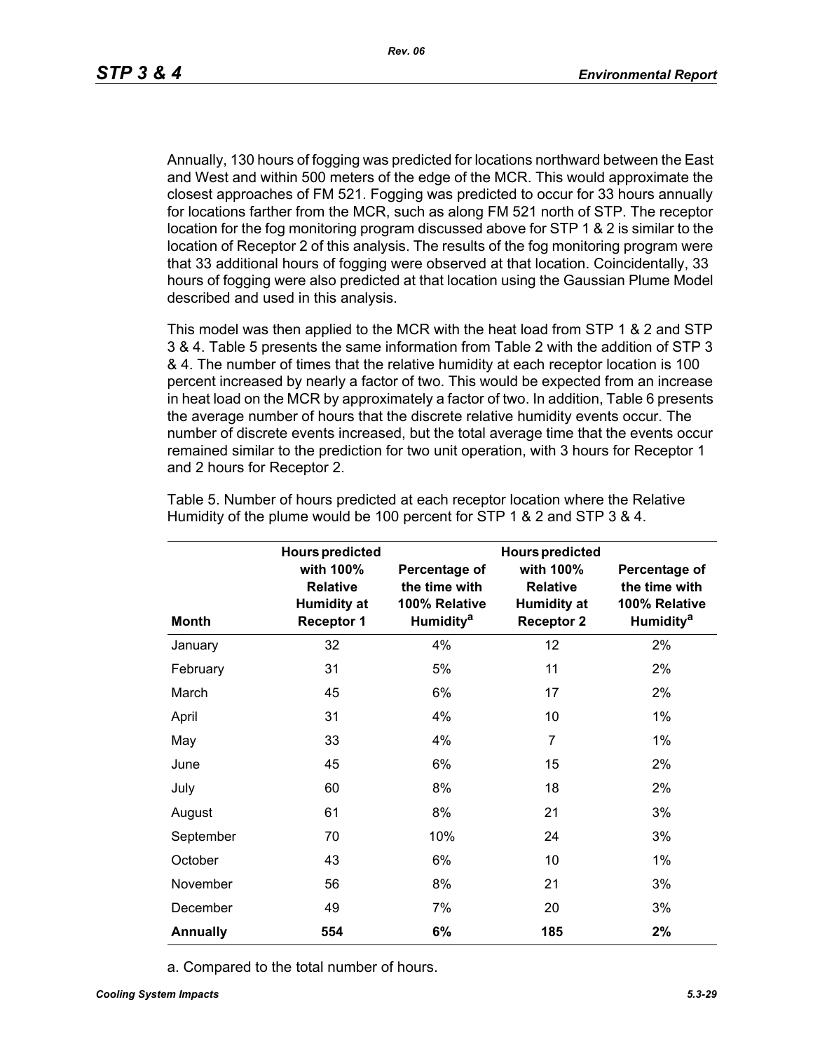Annually, 130 hours of fogging was predicted for locations northward between the East and West and within 500 meters of the edge of the MCR. This would approximate the closest approaches of FM 521. Fogging was predicted to occur for 33 hours annually for locations farther from the MCR, such as along FM 521 north of STP. The receptor location for the fog monitoring program discussed above for STP 1 & 2 is similar to the location of Receptor 2 of this analysis. The results of the fog monitoring program were that 33 additional hours of fogging were observed at that location. Coincidentally, 33 hours of fogging were also predicted at that location using the Gaussian Plume Model described and used in this analysis.

This model was then applied to the MCR with the heat load from STP 1 & 2 and STP 3 & 4. Table 5 presents the same information from Table 2 with the addition of STP 3 & 4. The number of times that the relative humidity at each receptor location is 100 percent increased by nearly a factor of two. This would be expected from an increase in heat load on the MCR by approximately a factor of two. In addition, Table 6 presents the average number of hours that the discrete relative humidity events occur. The number of discrete events increased, but the total average time that the events occur remained similar to the prediction for two unit operation, with 3 hours for Receptor 1 and 2 hours for Receptor 2.

Table 5. Number of hours predicted at each receptor location where the Relative Humidity of the plume would be 100 percent for STP 1 & 2 and STP 3 & 4.

| Month | Hours predicted with 100% Relative Humidity at Receptor 1 | Percentage of the time with 100% Relative Humidity[a] | Hours predicted with 100% Relative Humidity at Receptor 2 | Percentage of the time with 100% Relative Humidity[a] |
|---|---|---|---|---|
| January | 32 | 4% | 12 | 2% |
| February | 31 | 5% | 11 | 2% |
| March | 45 | 6% | 17 | 2% |
| April | 31 | 4% | 10 | 1% |
| May | 33 | 4% | 7 | 1% |
| June | 45 | 6% | 15 | 2% |
| July | 60 | 8% | 18 | 2% |
| August | 61 | 8% | 21 | 3% |
| September | 70 | 10% | 24 | 3% |
| October | 43 | 6% | 10 | 1% |
| November | 56 | 8% | 21 | 3% |
| December | 49 | 7% | 20 | 3% |
| **Annually** | **554** | **6%** | **185** | **2%** |

a. Compared to the total number of hours.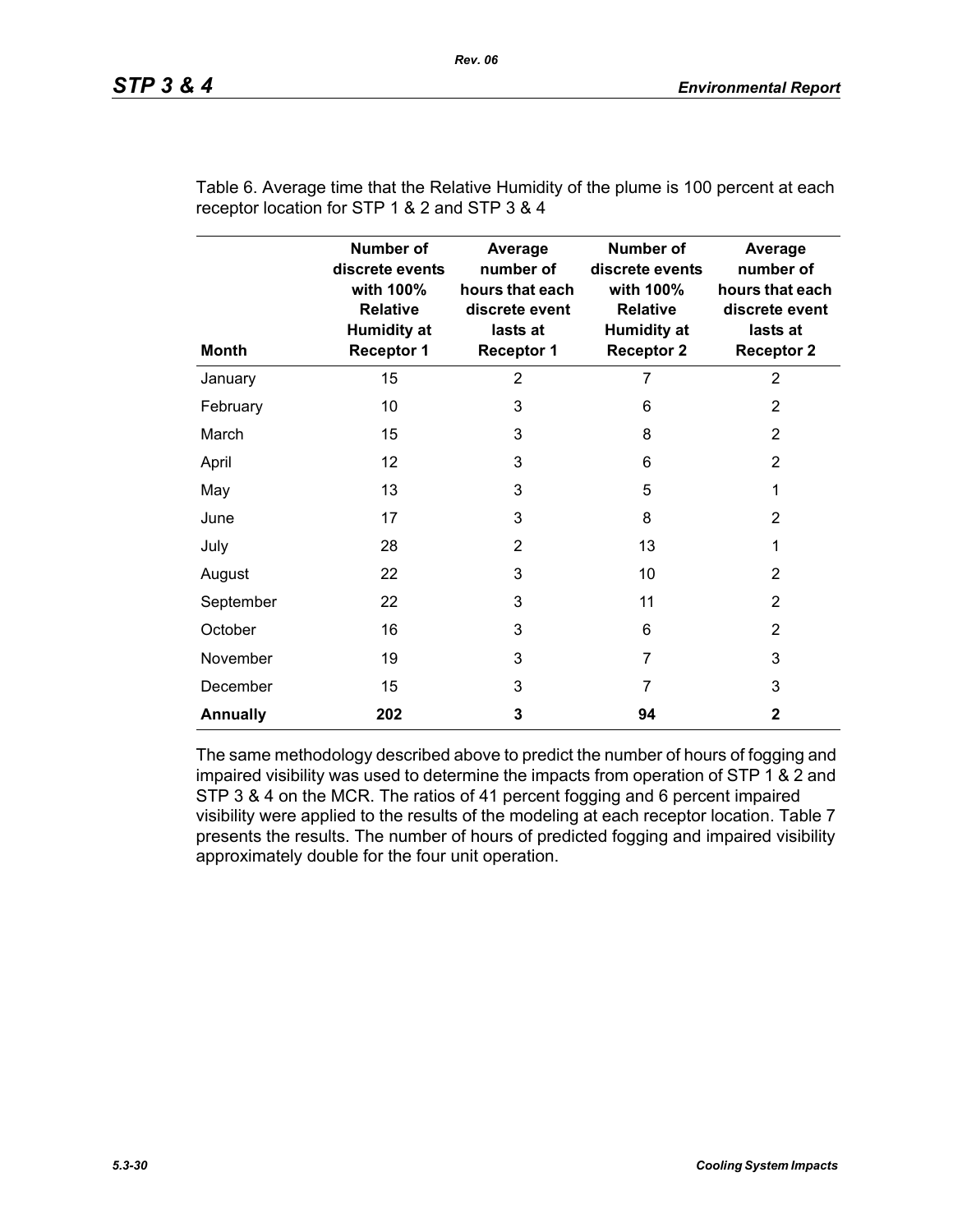Table 6. Average time that the Relative Humidity of the plume is 100 percent at each receptor location for STP 1 & 2 and STP 3 & 4

| Month | Number of discrete events with 100% Relative Humidity at Receptor 1 | Average number of hours that each discrete event lasts at Receptor 1 | Number of discrete events with 100% Relative Humidity at Receptor 2 | Average number of hours that each discrete event lasts at Receptor 2 |
|---|---|---|---|---|
| January | 15 | 2 | 7 | 2 |
| February | 10 | 3 | 6 | 2 |
| March | 15 | 3 | 8 | 2 |
| April | 12 | 3 | 6 | 2 |
| May | 13 | 3 | 5 | 1 |
| June | 17 | 3 | 8 | 2 |
| July | 28 | 2 | 13 | 1 |
| August | 22 | 3 | 10 | 2 |
| September | 22 | 3 | 11 | 2 |
| October | 16 | 3 | 6 | 2 |
| November | 19 | 3 | 7 | 3 |
| December | 15 | 3 | 7 | 3 |
| **Annually** | **202** | **3** | **94** | **2** |

The same methodology described above to predict the number of hours of fogging and impaired visibility was used to determine the impacts from operation of STP 1 & 2 and STP 3 & 4 on the MCR. The ratios of 41 percent fogging and 6 percent impaired visibility were applied to the results of the modeling at each receptor location. Table 7 presents the results. The number of hours of predicted fogging and impaired visibility approximately double for the four unit operation.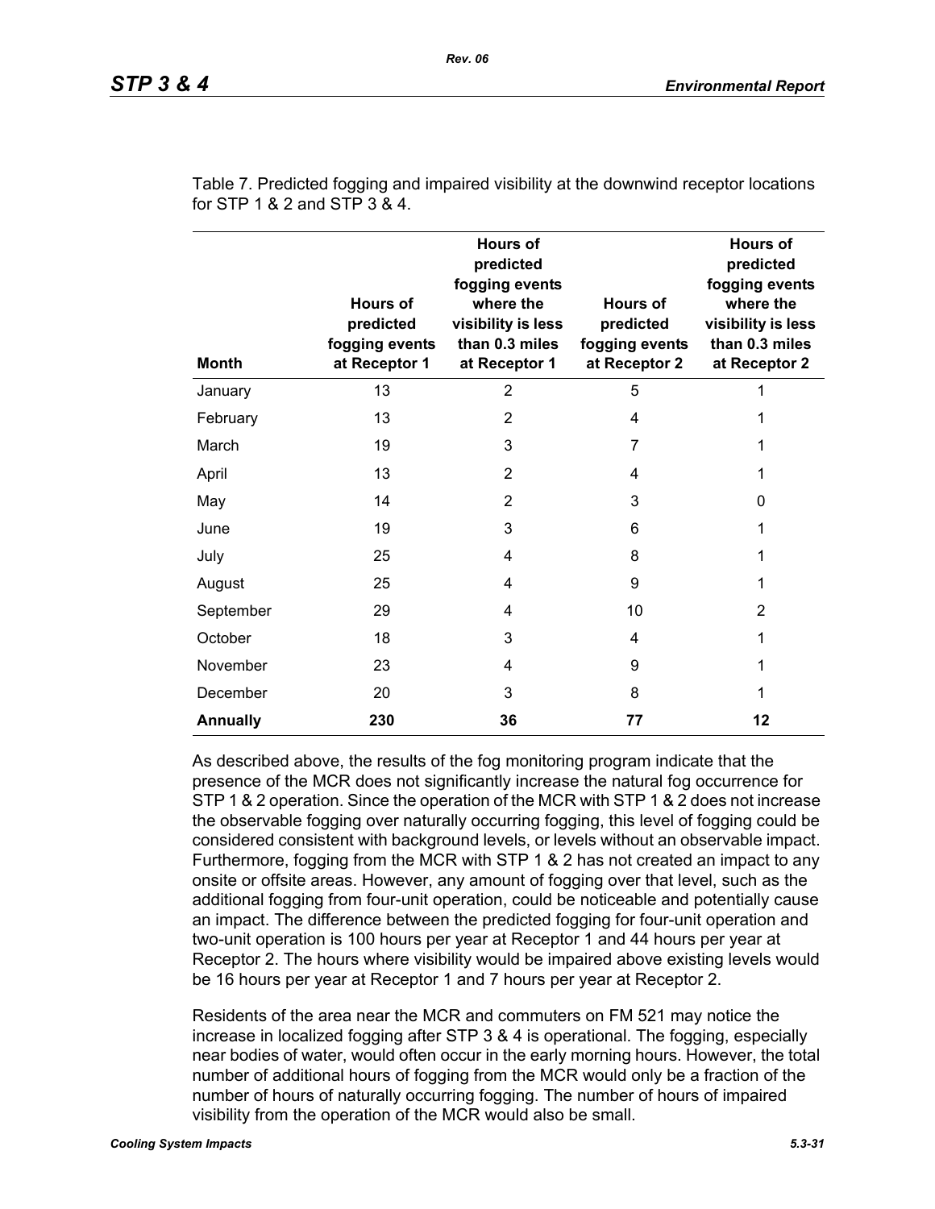Table 7. Predicted fogging and impaired visibility at the downwind receptor locations for STP 1 & 2 and STP 3 & 4.

| Month | Hours of predicted fogging events at Receptor 1 | Hours of predicted fogging events where the visibility is less than 0.3 miles at Receptor 1 | Hours of predicted fogging events at Receptor 2 | Hours of predicted fogging events where the visibility is less than 0.3 miles at Receptor 2 |
|---|---|---|---|---|
| January | 13 | 2 | 5 | 1 |
| February | 13 | 2 | 4 | 1 |
| March | 19 | 3 | 7 | 1 |
| April | 13 | 2 | 4 | 1 |
| May | 14 | 2 | 3 | 0 |
| June | 19 | 3 | 6 | 1 |
| July | 25 | 4 | 8 | 1 |
| August | 25 | 4 | 9 | 1 |
| September | 29 | 4 | 10 | 2 |
| October | 18 | 3 | 4 | 1 |
| November | 23 | 4 | 9 | 1 |
| December | 20 | 3 | 8 | 1 |
| **Annually** | **230** | **36** | **77** | **12** |

As described above, the results of the fog monitoring program indicate that the presence of the MCR does not significantly increase the natural fog occurrence for STP 1 & 2 operation. Since the operation of the MCR with STP 1 & 2 does not increase the observable fogging over naturally occurring fogging, this level of fogging could be considered consistent with background levels, or levels without an observable impact. Furthermore, fogging from the MCR with STP 1 & 2 has not created an impact to any onsite or offsite areas. However, any amount of fogging over that level, such as the additional fogging from four-unit operation, could be noticeable and potentially cause an impact. The difference between the predicted fogging for four-unit operation and two-unit operation is 100 hours per year at Receptor 1 and 44 hours per year at Receptor 2. The hours where visibility would be impaired above existing levels would be 16 hours per year at Receptor 1 and 7 hours per year at Receptor 2.

Residents of the area near the MCR and commuters on FM 521 may notice the increase in localized fogging after STP 3 & 4 is operational. The fogging, especially near bodies of water, would often occur in the early morning hours. However, the total number of additional hours of fogging from the MCR would only be a fraction of the number of hours of naturally occurring fogging. The number of hours of impaired visibility from the operation of the MCR would also be small.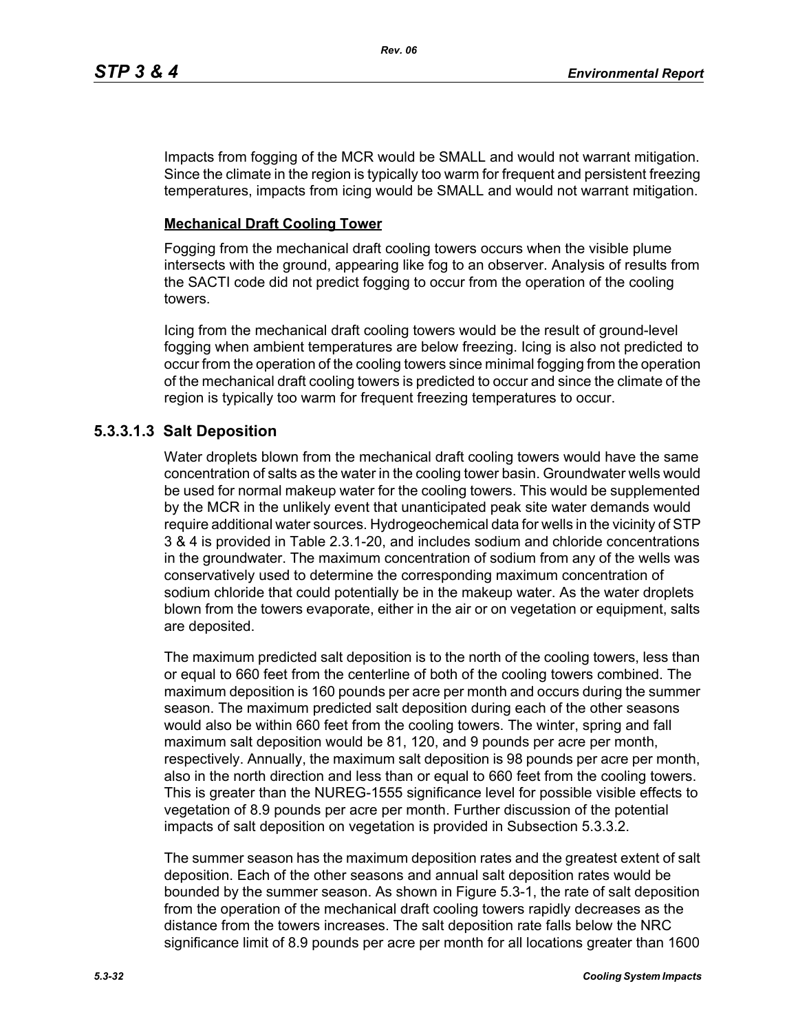Impacts from fogging of the MCR would be SMALL and would not warrant mitigation. Since the climate in the region is typically too warm for frequent and persistent freezing temperatures, impacts from icing would be SMALL and would not warrant mitigation.

**Mechanical Draft Cooling Tower**

Fogging from the mechanical draft cooling towers occurs when the visible plume intersects with the ground, appearing like fog to an observer. Analysis of results from the SACTI code did not predict fogging to occur from the operation of the cooling towers.

Icing from the mechanical draft cooling towers would be the result of ground-level fogging when ambient temperatures are below freezing. Icing is also not predicted to occur from the operation of the cooling towers since minimal fogging from the operation of the mechanical draft cooling towers is predicted to occur and since the climate of the region is typically too warm for frequent freezing temperatures to occur.

### 5.3.3.1.3 Salt Deposition

Water droplets blown from the mechanical draft cooling towers would have the same concentration of salts as the water in the cooling tower basin. Groundwater wells would be used for normal makeup water for the cooling towers. This would be supplemented by the MCR in the unlikely event that unanticipated peak site water demands would require additional water sources. Hydrogeochemical data for wells in the vicinity of STP 3 & 4 is provided in Table 2.3.1-20, and includes sodium and chloride concentrations in the groundwater. The maximum concentration of sodium from any of the wells was conservatively used to determine the corresponding maximum concentration of sodium chloride that could potentially be in the makeup water. As the water droplets blown from the towers evaporate, either in the air or on vegetation or equipment, salts are deposited.

The maximum predicted salt deposition is to the north of the cooling towers, less than or equal to 660 feet from the centerline of both of the cooling towers combined. The maximum deposition is 160 pounds per acre per month and occurs during the summer season. The maximum predicted salt deposition during each of the other seasons would also be within 660 feet from the cooling towers. The winter, spring and fall maximum salt deposition would be 81, 120, and 9 pounds per acre per month, respectively. Annually, the maximum salt deposition is 98 pounds per acre per month, also in the north direction and less than or equal to 660 feet from the cooling towers. This is greater than the NUREG-1555 significance level for possible visible effects to vegetation of 8.9 pounds per acre per month. Further discussion of the potential impacts of salt deposition on vegetation is provided in Subsection 5.3.3.2.

The summer season has the maximum deposition rates and the greatest extent of salt deposition. Each of the other seasons and annual salt deposition rates would be bounded by the summer season. As shown in Figure 5.3-1, the rate of salt deposition from the operation of the mechanical draft cooling towers rapidly decreases as the distance from the towers increases. The salt deposition rate falls below the NRC significance limit of 8.9 pounds per acre per month for all locations greater than 1600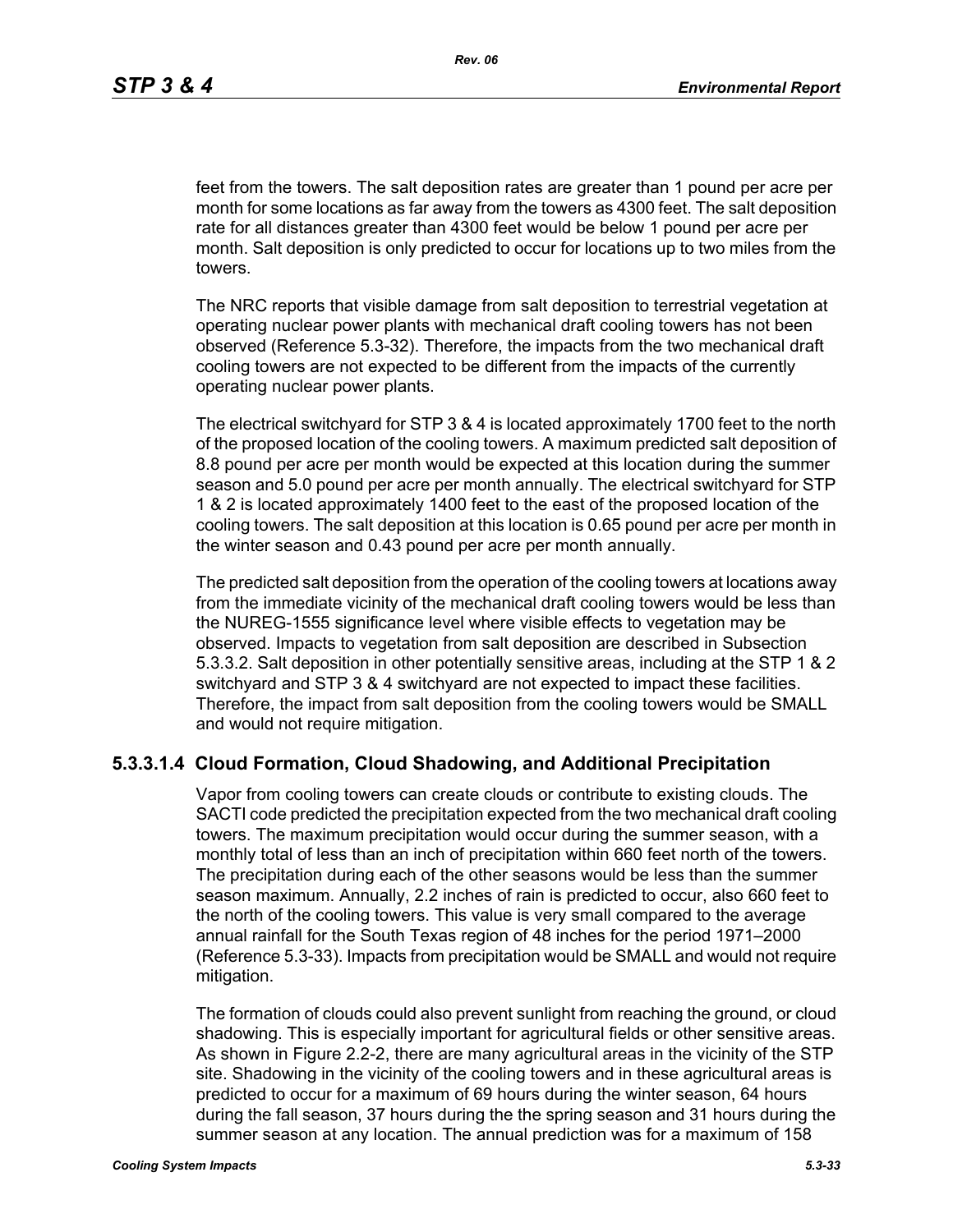feet from the towers. The salt deposition rates are greater than 1 pound per acre per month for some locations as far away from the towers as 4300 feet. The salt deposition rate for all distances greater than 4300 feet would be below 1 pound per acre per month. Salt deposition is only predicted to occur for locations up to two miles from the towers.

The NRC reports that visible damage from salt deposition to terrestrial vegetation at operating nuclear power plants with mechanical draft cooling towers has not been observed (Reference 5.3-32). Therefore, the impacts from the two mechanical draft cooling towers are not expected to be different from the impacts of the currently operating nuclear power plants.

The electrical switchyard for STP 3 & 4 is located approximately 1700 feet to the north of the proposed location of the cooling towers. A maximum predicted salt deposition of 8.8 pound per acre per month would be expected at this location during the summer season and 5.0 pound per acre per month annually. The electrical switchyard for STP 1 & 2 is located approximately 1400 feet to the east of the proposed location of the cooling towers. The salt deposition at this location is 0.65 pound per acre per month in the winter season and 0.43 pound per acre per month annually.

The predicted salt deposition from the operation of the cooling towers at locations away from the immediate vicinity of the mechanical draft cooling towers would be less than the NUREG-1555 significance level where visible effects to vegetation may be observed. Impacts to vegetation from salt deposition are described in Subsection 5.3.3.2. Salt deposition in other potentially sensitive areas, including at the STP 1 & 2 switchyard and STP 3 & 4 switchyard are not expected to impact these facilities. Therefore, the impact from salt deposition from the cooling towers would be SMALL and would not require mitigation.

#### 5.3.3.1.4 Cloud Formation, Cloud Shadowing, and Additional Precipitation

Vapor from cooling towers can create clouds or contribute to existing clouds. The SACTI code predicted the precipitation expected from the two mechanical draft cooling towers. The maximum precipitation would occur during the summer season, with a monthly total of less than an inch of precipitation within 660 feet north of the towers. The precipitation during each of the other seasons would be less than the summer season maximum. Annually, 2.2 inches of rain is predicted to occur, also 660 feet to the north of the cooling towers. This value is very small compared to the average annual rainfall for the South Texas region of 48 inches for the period 1971–2000 (Reference 5.3-33). Impacts from precipitation would be SMALL and would not require mitigation.

The formation of clouds could also prevent sunlight from reaching the ground, or cloud shadowing. This is especially important for agricultural fields or other sensitive areas. As shown in Figure 2.2-2, there are many agricultural areas in the vicinity of the STP site. Shadowing in the vicinity of the cooling towers and in these agricultural areas is predicted to occur for a maximum of 69 hours during the winter season, 64 hours during the fall season, 37 hours during the the spring season and 31 hours during the summer season at any location. The annual prediction was for a maximum of 158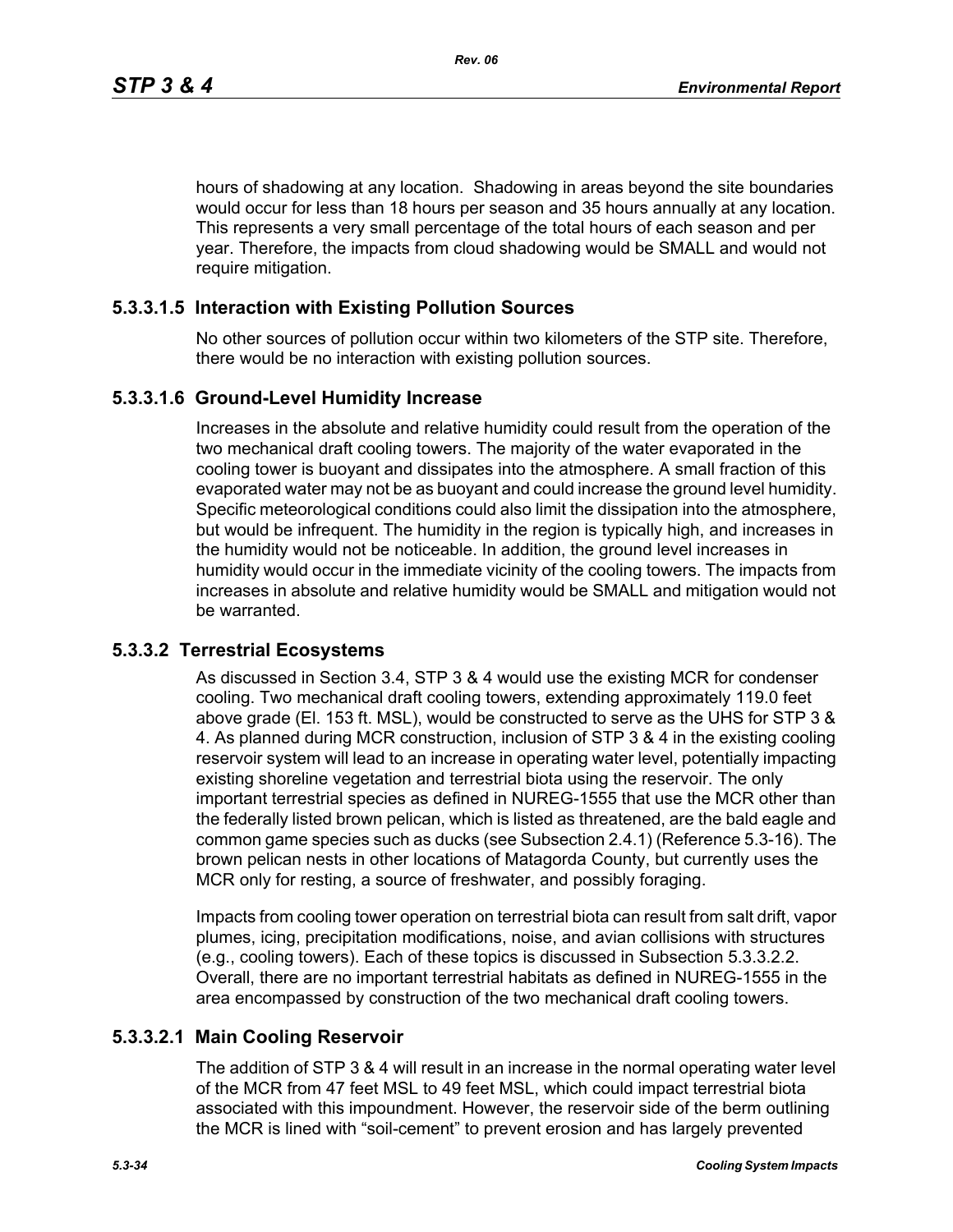hours of shadowing at any location. Shadowing in areas beyond the site boundaries would occur for less than 18 hours per season and 35 hours annually at any location. This represents a very small percentage of the total hours of each season and per year. Therefore, the impacts from cloud shadowing would be SMALL and would not require mitigation.

#### 5.3.3.1.5 Interaction with Existing Pollution Sources

No other sources of pollution occur within two kilometers of the STP site. Therefore, there would be no interaction with existing pollution sources.

#### 5.3.3.1.6 Ground-Level Humidity Increase

Increases in the absolute and relative humidity could result from the operation of the two mechanical draft cooling towers. The majority of the water evaporated in the cooling tower is buoyant and dissipates into the atmosphere. A small fraction of this evaporated water may not be as buoyant and could increase the ground level humidity. Specific meteorological conditions could also limit the dissipation into the atmosphere, but would be infrequent. The humidity in the region is typically high, and increases in the humidity would not be noticeable. In addition, the ground level increases in humidity would occur in the immediate vicinity of the cooling towers. The impacts from increases in absolute and relative humidity would be SMALL and mitigation would not be warranted.

### 5.3.3.2 Terrestrial Ecosystems

As discussed in Section 3.4, STP 3 & 4 would use the existing MCR for condenser cooling. Two mechanical draft cooling towers, extending approximately 119.0 feet above grade (El. 153 ft. MSL), would be constructed to serve as the UHS for STP 3 & 4. As planned during MCR construction, inclusion of STP 3 & 4 in the existing cooling reservoir system will lead to an increase in operating water level, potentially impacting existing shoreline vegetation and terrestrial biota using the reservoir. The only important terrestrial species as defined in NUREG-1555 that use the MCR other than the federally listed brown pelican, which is listed as threatened, are the bald eagle and common game species such as ducks (see Subsection 2.4.1) (Reference 5.3-16). The brown pelican nests in other locations of Matagorda County, but currently uses the MCR only for resting, a source of freshwater, and possibly foraging.

Impacts from cooling tower operation on terrestrial biota can result from salt drift, vapor plumes, icing, precipitation modifications, noise, and avian collisions with structures (e.g., cooling towers). Each of these topics is discussed in Subsection 5.3.3.2.2. Overall, there are no important terrestrial habitats as defined in NUREG-1555 in the area encompassed by construction of the two mechanical draft cooling towers.

#### 5.3.3.2.1 Main Cooling Reservoir

The addition of STP 3 & 4 will result in an increase in the normal operating water level of the MCR from 47 feet MSL to 49 feet MSL, which could impact terrestrial biota associated with this impoundment. However, the reservoir side of the berm outlining the MCR is lined with “soil-cement” to prevent erosion and has largely prevented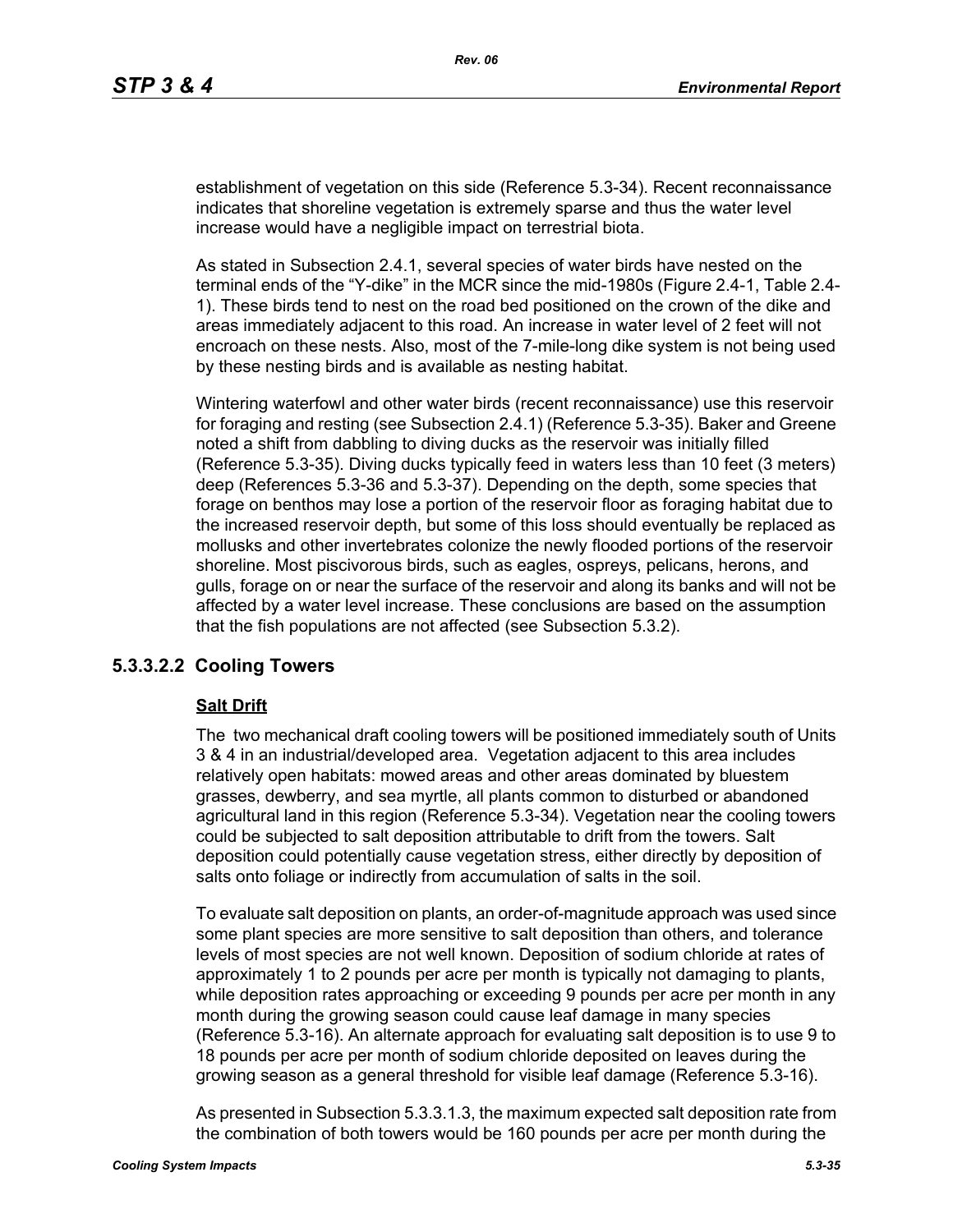establishment of vegetation on this side (Reference 5.3-34). Recent reconnaissance indicates that shoreline vegetation is extremely sparse and thus the water level increase would have a negligible impact on terrestrial biota.

As stated in Subsection 2.4.1, several species of water birds have nested on the terminal ends of the "Y-dike" in the MCR since the mid-1980s (Figure 2.4-1, Table 2.4-1). These birds tend to nest on the road bed positioned on the crown of the dike and areas immediately adjacent to this road. An increase in water level of 2 feet will not encroach on these nests. Also, most of the 7-mile-long dike system is not being used by these nesting birds and is available as nesting habitat.

Wintering waterfowl and other water birds (recent reconnaissance) use this reservoir for foraging and resting (see Subsection 2.4.1) (Reference 5.3-35). Baker and Greene noted a shift from dabbling to diving ducks as the reservoir was initially filled (Reference 5.3-35). Diving ducks typically feed in waters less than 10 feet (3 meters) deep (References 5.3-36 and 5.3-37). Depending on the depth, some species that forage on benthos may lose a portion of the reservoir floor as foraging habitat due to the increased reservoir depth, but some of this loss should eventually be replaced as mollusks and other invertebrates colonize the newly flooded portions of the reservoir shoreline. Most piscivorous birds, such as eagles, ospreys, pelicans, herons, and gulls, forage on or near the surface of the reservoir and along its banks and will not be affected by a water level increase. These conclusions are based on the assumption that the fish populations are not affected (see Subsection 5.3.2).

### 5.3.3.2.2 Cooling Towers

**Salt Drift**

The two mechanical draft cooling towers will be positioned immediately south of Units 3 & 4 in an industrial/developed area. Vegetation adjacent to this area includes relatively open habitats: mowed areas and other areas dominated by bluestem grasses, dewberry, and sea myrtle, all plants common to disturbed or abandoned agricultural land in this region (Reference 5.3-34). Vegetation near the cooling towers could be subjected to salt deposition attributable to drift from the towers. Salt deposition could potentially cause vegetation stress, either directly by deposition of salts onto foliage or indirectly from accumulation of salts in the soil.

To evaluate salt deposition on plants, an order-of-magnitude approach was used since some plant species are more sensitive to salt deposition than others, and tolerance levels of most species are not well known. Deposition of sodium chloride at rates of approximately 1 to 2 pounds per acre per month is typically not damaging to plants, while deposition rates approaching or exceeding 9 pounds per acre per month in any month during the growing season could cause leaf damage in many species (Reference 5.3-16). An alternate approach for evaluating salt deposition is to use 9 to 18 pounds per acre per month of sodium chloride deposited on leaves during the growing season as a general threshold for visible leaf damage (Reference 5.3-16).

As presented in Subsection 5.3.3.1.3, the maximum expected salt deposition rate from the combination of both towers would be 160 pounds per acre per month during the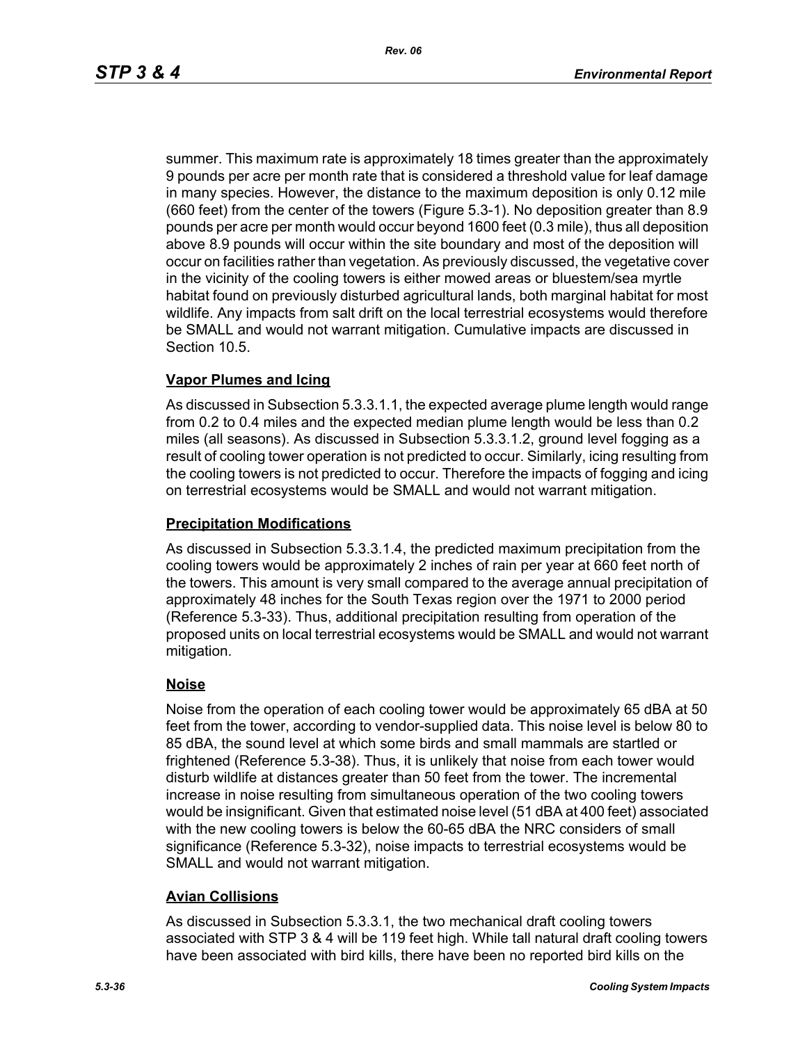summer. This maximum rate is approximately 18 times greater than the approximately 9 pounds per acre per month rate that is considered a threshold value for leaf damage in many species. However, the distance to the maximum deposition is only 0.12 mile (660 feet) from the center of the towers (Figure 5.3-1). No deposition greater than 8.9 pounds per acre per month would occur beyond 1600 feet (0.3 mile), thus all deposition above 8.9 pounds will occur within the site boundary and most of the deposition will occur on facilities rather than vegetation. As previously discussed, the vegetative cover in the vicinity of the cooling towers is either mowed areas or bluestem/sea myrtle habitat found on previously disturbed agricultural lands, both marginal habitat for most wildlife. Any impacts from salt drift on the local terrestrial ecosystems would therefore be SMALL and would not warrant mitigation. Cumulative impacts are discussed in Section 10.5.

**Vapor Plumes and Icing**

As discussed in Subsection 5.3.3.1.1, the expected average plume length would range from 0.2 to 0.4 miles and the expected median plume length would be less than 0.2 miles (all seasons). As discussed in Subsection 5.3.3.1.2, ground level fogging as a result of cooling tower operation is not predicted to occur. Similarly, icing resulting from the cooling towers is not predicted to occur. Therefore the impacts of fogging and icing on terrestrial ecosystems would be SMALL and would not warrant mitigation.

**Precipitation Modifications**

As discussed in Subsection 5.3.3.1.4, the predicted maximum precipitation from the cooling towers would be approximately 2 inches of rain per year at 660 feet north of the towers. This amount is very small compared to the average annual precipitation of approximately 48 inches for the South Texas region over the 1971 to 2000 period (Reference 5.3-33). Thus, additional precipitation resulting from operation of the proposed units on local terrestrial ecosystems would be SMALL and would not warrant mitigation.

**Noise**

Noise from the operation of each cooling tower would be approximately 65 dBA at 50 feet from the tower, according to vendor-supplied data. This noise level is below 80 to 85 dBA, the sound level at which some birds and small mammals are startled or frightened (Reference 5.3-38). Thus, it is unlikely that noise from each tower would disturb wildlife at distances greater than 50 feet from the tower. The incremental increase in noise resulting from simultaneous operation of the two cooling towers would be insignificant. Given that estimated noise level (51 dBA at 400 feet) associated with the new cooling towers is below the 60-65 dBA the NRC considers of small significance (Reference 5.3-32), noise impacts to terrestrial ecosystems would be SMALL and would not warrant mitigation.

**Avian Collisions**

As discussed in Subsection 5.3.3.1, the two mechanical draft cooling towers associated with STP 3 & 4 will be 119 feet high. While tall natural draft cooling towers have been associated with bird kills, there have been no reported bird kills on the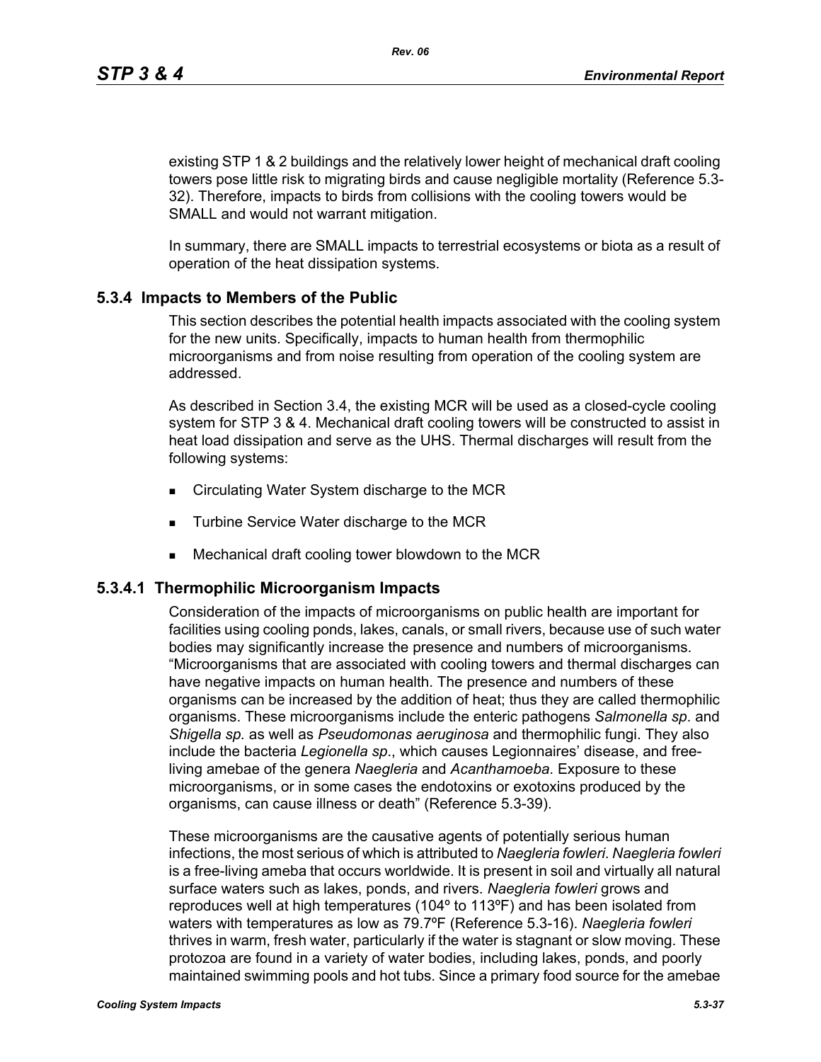existing STP 1 & 2 buildings and the relatively lower height of mechanical draft cooling towers pose little risk to migrating birds and cause negligible mortality (Reference 5.3-32). Therefore, impacts to birds from collisions with the cooling towers would be SMALL and would not warrant mitigation.

In summary, there are SMALL impacts to terrestrial ecosystems or biota as a result of operation of the heat dissipation systems.

### 5.3.4 Impacts to Members of the Public

This section describes the potential health impacts associated with the cooling system for the new units. Specifically, impacts to human health from thermophilic microorganisms and from noise resulting from operation of the cooling system are addressed.

As described in Section 3.4, the existing MCR will be used as a closed-cycle cooling system for STP 3 & 4. Mechanical draft cooling towers will be constructed to assist in heat load dissipation and serve as the UHS. Thermal discharges will result from the following systems:

- Circulating Water System discharge to the MCR
- Turbine Service Water discharge to the MCR
- Mechanical draft cooling tower blowdown to the MCR

#### 5.3.4.1 Thermophilic Microorganism Impacts

Consideration of the impacts of microorganisms on public health are important for facilities using cooling ponds, lakes, canals, or small rivers, because use of such water bodies may significantly increase the presence and numbers of microorganisms. "Microorganisms that are associated with cooling towers and thermal discharges can have negative impacts on human health. The presence and numbers of these organisms can be increased by the addition of heat; thus they are called thermophilic organisms. These microorganisms include the enteric pathogens *Salmonella sp*. and *Shigella sp.* as well as *Pseudomonas aeruginosa* and thermophilic fungi. They also include the bacteria *Legionella sp*., which causes Legionnaires' disease, and free-living amebae of the genera *Naegleria* and *Acanthamoeba*. Exposure to these microorganisms, or in some cases the endotoxins or exotoxins produced by the organisms, can cause illness or death" (Reference 5.3-39).

These microorganisms are the causative agents of potentially serious human infections, the most serious of which is attributed to *Naegleria fowleri*. *Naegleria fowleri* is a free-living ameba that occurs worldwide. It is present in soil and virtually all natural surface waters such as lakes, ponds, and rivers. *Naegleria fowleri* grows and reproduces well at high temperatures (104º to 113ºF) and has been isolated from waters with temperatures as low as 79.7ºF (Reference 5.3-16). *Naegleria fowleri* thrives in warm, fresh water, particularly if the water is stagnant or slow moving. These protozoa are found in a variety of water bodies, including lakes, ponds, and poorly maintained swimming pools and hot tubs. Since a primary food source for the amebae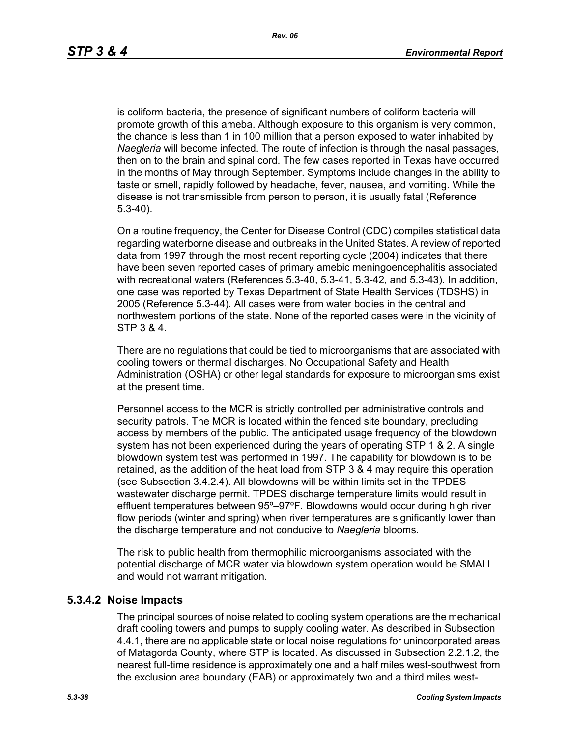is coliform bacteria, the presence of significant numbers of coliform bacteria will promote growth of this ameba. Although exposure to this organism is very common, the chance is less than 1 in 100 million that a person exposed to water inhabited by *Naegleria* will become infected. The route of infection is through the nasal passages, then on to the brain and spinal cord. The few cases reported in Texas have occurred in the months of May through September. Symptoms include changes in the ability to taste or smell, rapidly followed by headache, fever, nausea, and vomiting. While the disease is not transmissible from person to person, it is usually fatal (Reference 5.3-40).

On a routine frequency, the Center for Disease Control (CDC) compiles statistical data regarding waterborne disease and outbreaks in the United States. A review of reported data from 1997 through the most recent reporting cycle (2004) indicates that there have been seven reported cases of primary amebic meningoencephalitis associated with recreational waters (References 5.3-40, 5.3-41, 5.3-42, and 5.3-43). In addition, one case was reported by Texas Department of State Health Services (TDSHS) in 2005 (Reference 5.3-44). All cases were from water bodies in the central and northwestern portions of the state. None of the reported cases were in the vicinity of STP 3 & 4.

There are no regulations that could be tied to microorganisms that are associated with cooling towers or thermal discharges. No Occupational Safety and Health Administration (OSHA) or other legal standards for exposure to microorganisms exist at the present time.

Personnel access to the MCR is strictly controlled per administrative controls and security patrols. The MCR is located within the fenced site boundary, precluding access by members of the public. The anticipated usage frequency of the blowdown system has not been experienced during the years of operating STP 1 & 2. A single blowdown system test was performed in 1997. The capability for blowdown is to be retained, as the addition of the heat load from STP 3 & 4 may require this operation (see Subsection 3.4.2.4). All blowdowns will be within limits set in the TPDES wastewater discharge permit. TPDES discharge temperature limits would result in effluent temperatures between 95º–97ºF. Blowdowns would occur during high river flow periods (winter and spring) when river temperatures are significantly lower than the discharge temperature and not conducive to *Naegleria* blooms.

The risk to public health from thermophilic microorganisms associated with the potential discharge of MCR water via blowdown system operation would be SMALL and would not warrant mitigation.

### 5.3.4.2 Noise Impacts

The principal sources of noise related to cooling system operations are the mechanical draft cooling towers and pumps to supply cooling water. As described in Subsection 4.4.1, there are no applicable state or local noise regulations for unincorporated areas of Matagorda County, where STP is located. As discussed in Subsection 2.2.1.2, the nearest full-time residence is approximately one and a half miles west-southwest from the exclusion area boundary (EAB) or approximately two and a third miles west-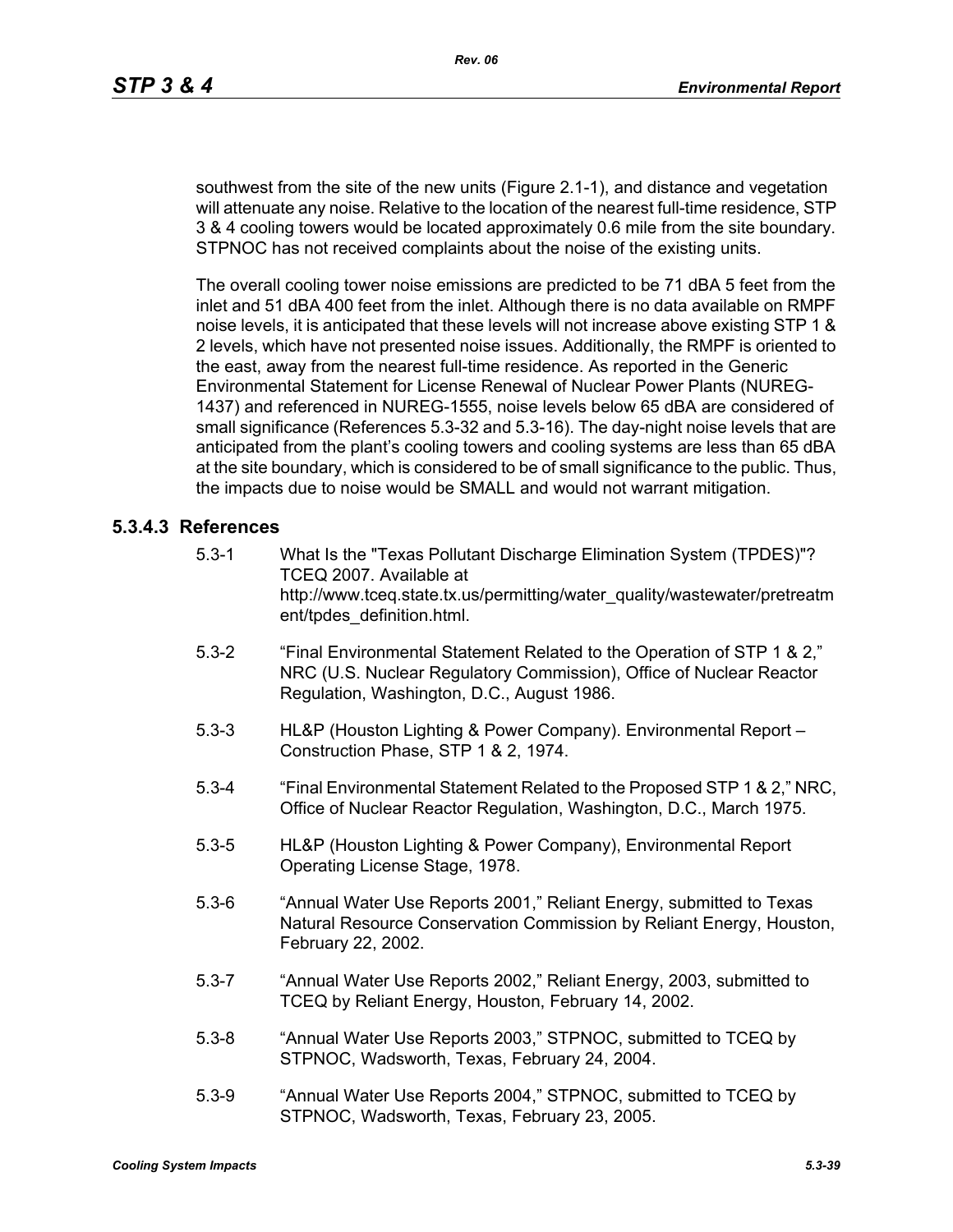southwest from the site of the new units (Figure 2.1-1), and distance and vegetation will attenuate any noise. Relative to the location of the nearest full-time residence, STP 3 & 4 cooling towers would be located approximately 0.6 mile from the site boundary. STPNOC has not received complaints about the noise of the existing units.

The overall cooling tower noise emissions are predicted to be 71 dBA 5 feet from the inlet and 51 dBA 400 feet from the inlet. Although there is no data available on RMPF noise levels, it is anticipated that these levels will not increase above existing STP 1 & 2 levels, which have not presented noise issues. Additionally, the RMPF is oriented to the east, away from the nearest full-time residence. As reported in the Generic Environmental Statement for License Renewal of Nuclear Power Plants (NUREG-1437) and referenced in NUREG-1555, noise levels below 65 dBA are considered of small significance (References 5.3-32 and 5.3-16). The day-night noise levels that are anticipated from the plant's cooling towers and cooling systems are less than 65 dBA at the site boundary, which is considered to be of small significance to the public. Thus, the impacts due to noise would be SMALL and would not warrant mitigation.

### 5.3.4.3 References

5.3-1 What Is the "Texas Pollutant Discharge Elimination System (TPDES)"? TCEQ 2007. Available at http://www.tceq.state.tx.us/permitting/water_quality/wastewater/pretreatment/tpdes_definition.html.

5.3-2 "Final Environmental Statement Related to the Operation of STP 1 & 2," NRC (U.S. Nuclear Regulatory Commission), Office of Nuclear Reactor Regulation, Washington, D.C., August 1986.

5.3-3 HL&P (Houston Lighting & Power Company). Environmental Report – Construction Phase, STP 1 & 2, 1974.

5.3-4 "Final Environmental Statement Related to the Proposed STP 1 & 2," NRC, Office of Nuclear Reactor Regulation, Washington, D.C., March 1975.

5.3-5 HL&P (Houston Lighting & Power Company), Environmental Report Operating License Stage, 1978.

5.3-6 "Annual Water Use Reports 2001," Reliant Energy, submitted to Texas Natural Resource Conservation Commission by Reliant Energy, Houston, February 22, 2002.

5.3-7 "Annual Water Use Reports 2002," Reliant Energy, 2003, submitted to TCEQ by Reliant Energy, Houston, February 14, 2002.

5.3-8 "Annual Water Use Reports 2003," STPNOC, submitted to TCEQ by STPNOC, Wadsworth, Texas, February 24, 2004.

5.3-9 "Annual Water Use Reports 2004," STPNOC, submitted to TCEQ by STPNOC, Wadsworth, Texas, February 23, 2005.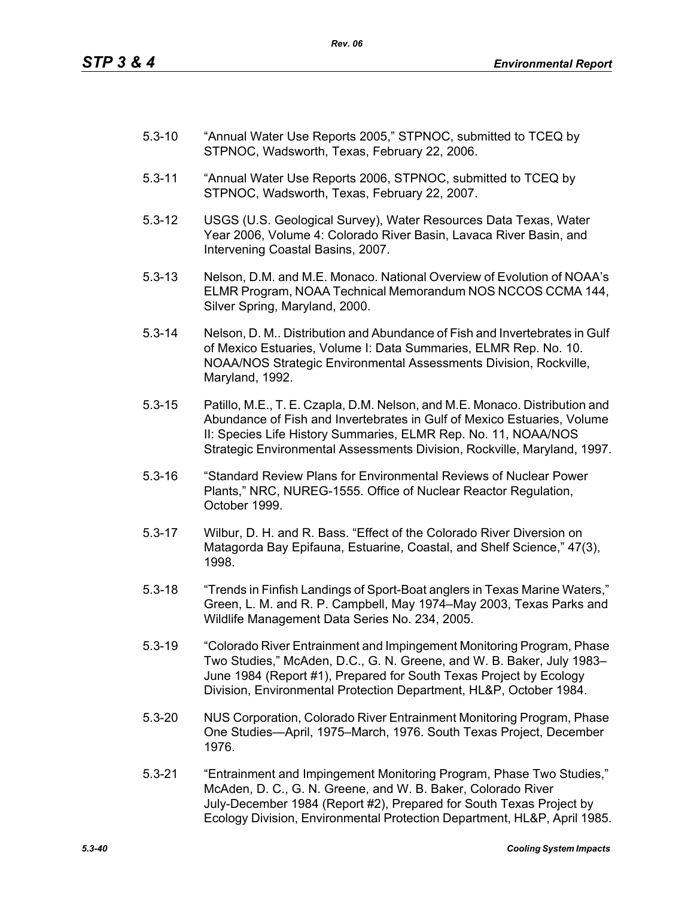5.3-10 "Annual Water Use Reports 2005," STPNOC, submitted to TCEQ by STPNOC, Wadsworth, Texas, February 22, 2006.

5.3-11 "Annual Water Use Reports 2006, STPNOC, submitted to TCEQ by STPNOC, Wadsworth, Texas, February 22, 2007.

5.3-12 USGS (U.S. Geological Survey), Water Resources Data Texas, Water Year 2006, Volume 4: Colorado River Basin, Lavaca River Basin, and Intervening Coastal Basins, 2007.

5.3-13 Nelson, D.M. and M.E. Monaco. National Overview of Evolution of NOAA's ELMR Program, NOAA Technical Memorandum NOS NCCOS CCMA 144, Silver Spring, Maryland, 2000.

5.3-14 Nelson, D. M.. Distribution and Abundance of Fish and Invertebrates in Gulf of Mexico Estuaries, Volume I: Data Summaries, ELMR Rep. No. 10. NOAA/NOS Strategic Environmental Assessments Division, Rockville, Maryland, 1992.

5.3-15 Patillo, M.E., T. E. Czapla, D.M. Nelson, and M.E. Monaco. Distribution and Abundance of Fish and Invertebrates in Gulf of Mexico Estuaries, Volume II: Species Life History Summaries, ELMR Rep. No. 11, NOAA/NOS Strategic Environmental Assessments Division, Rockville, Maryland, 1997.

5.3-16 "Standard Review Plans for Environmental Reviews of Nuclear Power Plants," NRC, NUREG-1555. Office of Nuclear Reactor Regulation, October 1999.

5.3-17 Wilbur, D. H. and R. Bass. "Effect of the Colorado River Diversion on Matagorda Bay Epifauna, Estuarine, Coastal, and Shelf Science," 47(3), 1998.

5.3-18 "Trends in Finfish Landings of Sport-Boat anglers in Texas Marine Waters," Green, L. M. and R. P. Campbell, May 1974–May 2003, Texas Parks and Wildlife Management Data Series No. 234, 2005.

5.3-19 "Colorado River Entrainment and Impingement Monitoring Program, Phase Two Studies," McAden, D.C., G. N. Greene, and W. B. Baker, July 1983–June 1984 (Report #1), Prepared for South Texas Project by Ecology Division, Environmental Protection Department, HL&P, October 1984.

5.3-20 NUS Corporation, Colorado River Entrainment Monitoring Program, Phase One Studies—April, 1975–March, 1976. South Texas Project, December 1976.

5.3-21 "Entrainment and Impingement Monitoring Program, Phase Two Studies," McAden, D. C., G. N. Greene, and W. B. Baker, Colorado River July-December 1984 (Report #2), Prepared for South Texas Project by Ecology Division, Environmental Protection Department, HL&P, April 1985.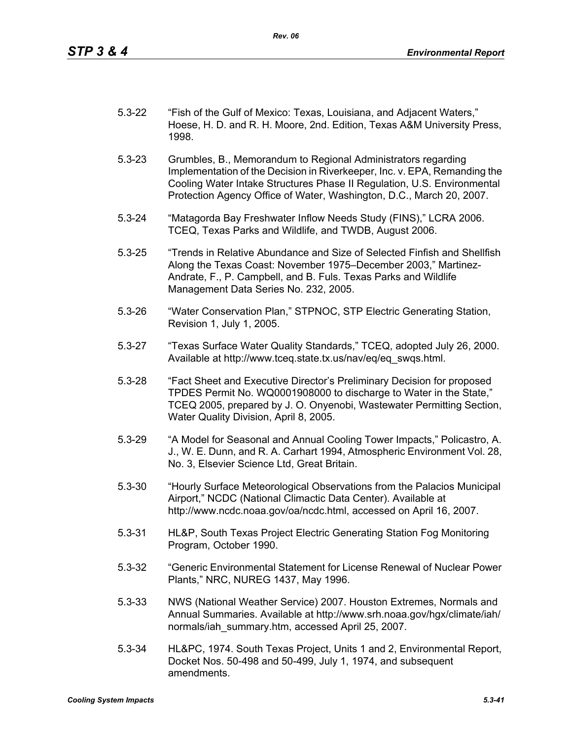5.3-22 “Fish of the Gulf of Mexico: Texas, Louisiana, and Adjacent Waters,” Hoese, H. D. and R. H. Moore, 2nd. Edition, Texas A&M University Press, 1998.

5.3-23 Grumbles, B., Memorandum to Regional Administrators regarding Implementation of the Decision in Riverkeeper, Inc. v. EPA, Remanding the Cooling Water Intake Structures Phase II Regulation, U.S. Environmental Protection Agency Office of Water, Washington, D.C., March 20, 2007.

5.3-24 “Matagorda Bay Freshwater Inflow Needs Study (FINS),” LCRA 2006. TCEQ, Texas Parks and Wildlife, and TWDB, August 2006.

5.3-25 “Trends in Relative Abundance and Size of Selected Finfish and Shellfish Along the Texas Coast: November 1975–December 2003,” Martinez-Andrate, F., P. Campbell, and B. Fuls. Texas Parks and Wildlife Management Data Series No. 232, 2005.

5.3-26 “Water Conservation Plan,” STPNOC, STP Electric Generating Station, Revision 1, July 1, 2005.

5.3-27 “Texas Surface Water Quality Standards,” TCEQ, adopted July 26, 2000. Available at http://www.tceq.state.tx.us/nav/eq/eq_swqs.html.

5.3-28 “Fact Sheet and Executive Director’s Preliminary Decision for proposed TPDES Permit No. WQ0001908000 to discharge to Water in the State,” TCEQ 2005, prepared by J. O. Onyenobi, Wastewater Permitting Section, Water Quality Division, April 8, 2005.

5.3-29 “A Model for Seasonal and Annual Cooling Tower Impacts,” Policastro, A. J., W. E. Dunn, and R. A. Carhart 1994, Atmospheric Environment Vol. 28, No. 3, Elsevier Science Ltd, Great Britain.

5.3-30 “Hourly Surface Meteorological Observations from the Palacios Municipal Airport,” NCDC (National Climactic Data Center). Available at http://www.ncdc.noaa.gov/oa/ncdc.html, accessed on April 16, 2007.

5.3-31 HL&P, South Texas Project Electric Generating Station Fog Monitoring Program, October 1990.

5.3-32 “Generic Environmental Statement for License Renewal of Nuclear Power Plants,” NRC, NUREG 1437, May 1996.

5.3-33 NWS (National Weather Service) 2007. Houston Extremes, Normals and Annual Summaries. Available at http://www.srh.noaa.gov/hgx/climate/iah/normals/iah_summary.htm, accessed April 25, 2007.

5.3-34 HL&PC, 1974. South Texas Project, Units 1 and 2, Environmental Report, Docket Nos. 50-498 and 50-499, July 1, 1974, and subsequent amendments.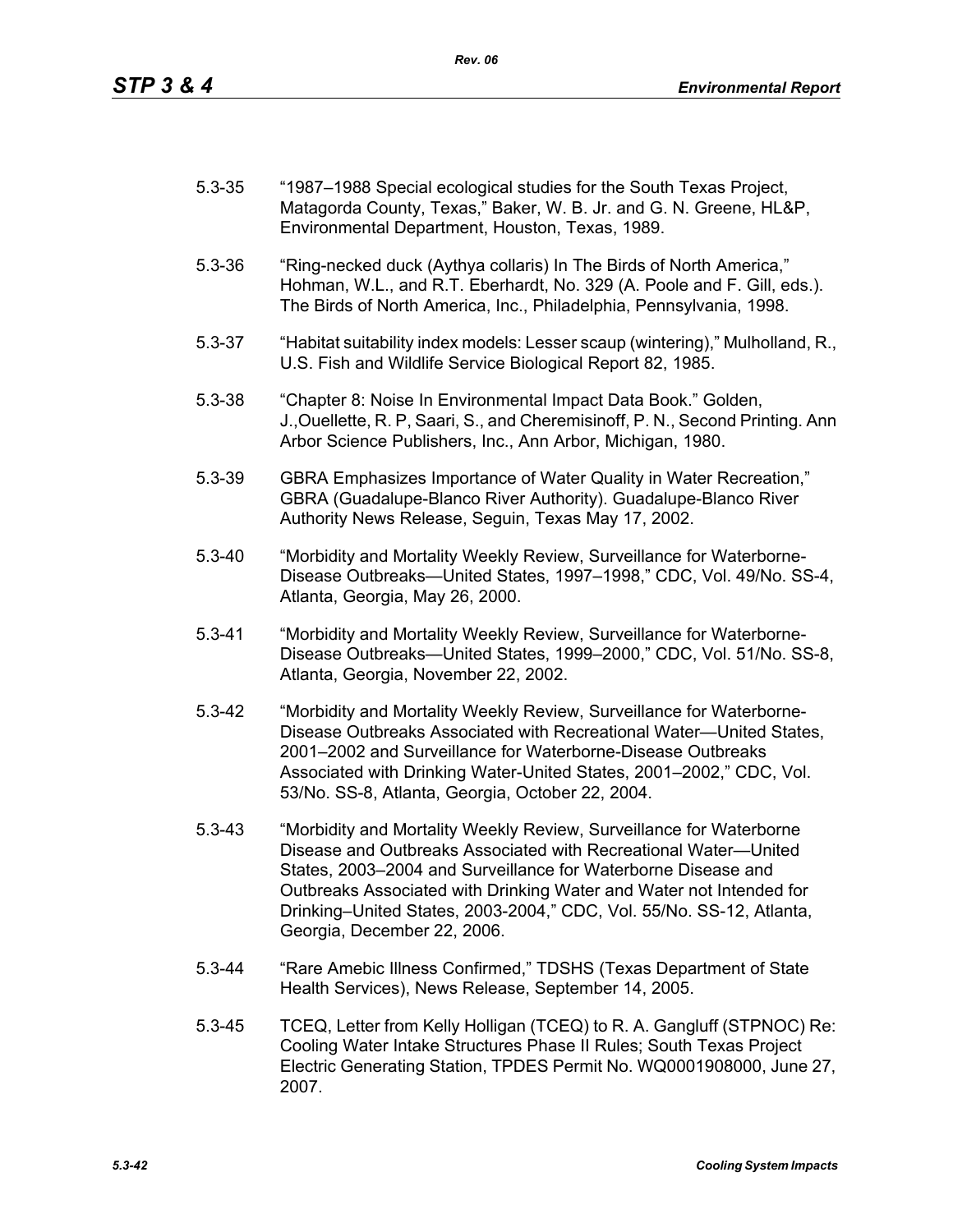5.3-35 "1987–1988 Special ecological studies for the South Texas Project, Matagorda County, Texas," Baker, W. B. Jr. and G. N. Greene, HL&P, Environmental Department, Houston, Texas, 1989.

5.3-36 "Ring-necked duck (Aythya collaris) In The Birds of North America," Hohman, W.L., and R.T. Eberhardt, No. 329 (A. Poole and F. Gill, eds.). The Birds of North America, Inc., Philadelphia, Pennsylvania, 1998.

5.3-37 "Habitat suitability index models: Lesser scaup (wintering)," Mulholland, R., U.S. Fish and Wildlife Service Biological Report 82, 1985.

5.3-38 "Chapter 8: Noise In Environmental Impact Data Book." Golden, J.,Ouellette, R. P, Saari, S., and Cheremisinoff, P. N., Second Printing. Ann Arbor Science Publishers, Inc., Ann Arbor, Michigan, 1980.

5.3-39 GBRA Emphasizes Importance of Water Quality in Water Recreation," GBRA (Guadalupe-Blanco River Authority). Guadalupe-Blanco River Authority News Release, Seguin, Texas May 17, 2002.

5.3-40 "Morbidity and Mortality Weekly Review, Surveillance for Waterborne-Disease Outbreaks—United States, 1997–1998," CDC, Vol. 49/No. SS-4, Atlanta, Georgia, May 26, 2000.

5.3-41 "Morbidity and Mortality Weekly Review, Surveillance for Waterborne-Disease Outbreaks—United States, 1999–2000," CDC, Vol. 51/No. SS-8, Atlanta, Georgia, November 22, 2002.

5.3-42 "Morbidity and Mortality Weekly Review, Surveillance for Waterborne-Disease Outbreaks Associated with Recreational Water—United States, 2001–2002 and Surveillance for Waterborne-Disease Outbreaks Associated with Drinking Water-United States, 2001–2002," CDC, Vol. 53/No. SS-8, Atlanta, Georgia, October 22, 2004.

5.3-43 "Morbidity and Mortality Weekly Review, Surveillance for Waterborne Disease and Outbreaks Associated with Recreational Water—United States, 2003–2004 and Surveillance for Waterborne Disease and Outbreaks Associated with Drinking Water and Water not Intended for Drinking–United States, 2003-2004," CDC, Vol. 55/No. SS-12, Atlanta, Georgia, December 22, 2006.

5.3-44 "Rare Amebic Illness Confirmed," TDSHS (Texas Department of State Health Services), News Release, September 14, 2005.

5.3-45 TCEQ, Letter from Kelly Holligan (TCEQ) to R. A. Gangluff (STPNOC) Re: Cooling Water Intake Structures Phase II Rules; South Texas Project Electric Generating Station, TPDES Permit No. WQ0001908000, June 27, 2007.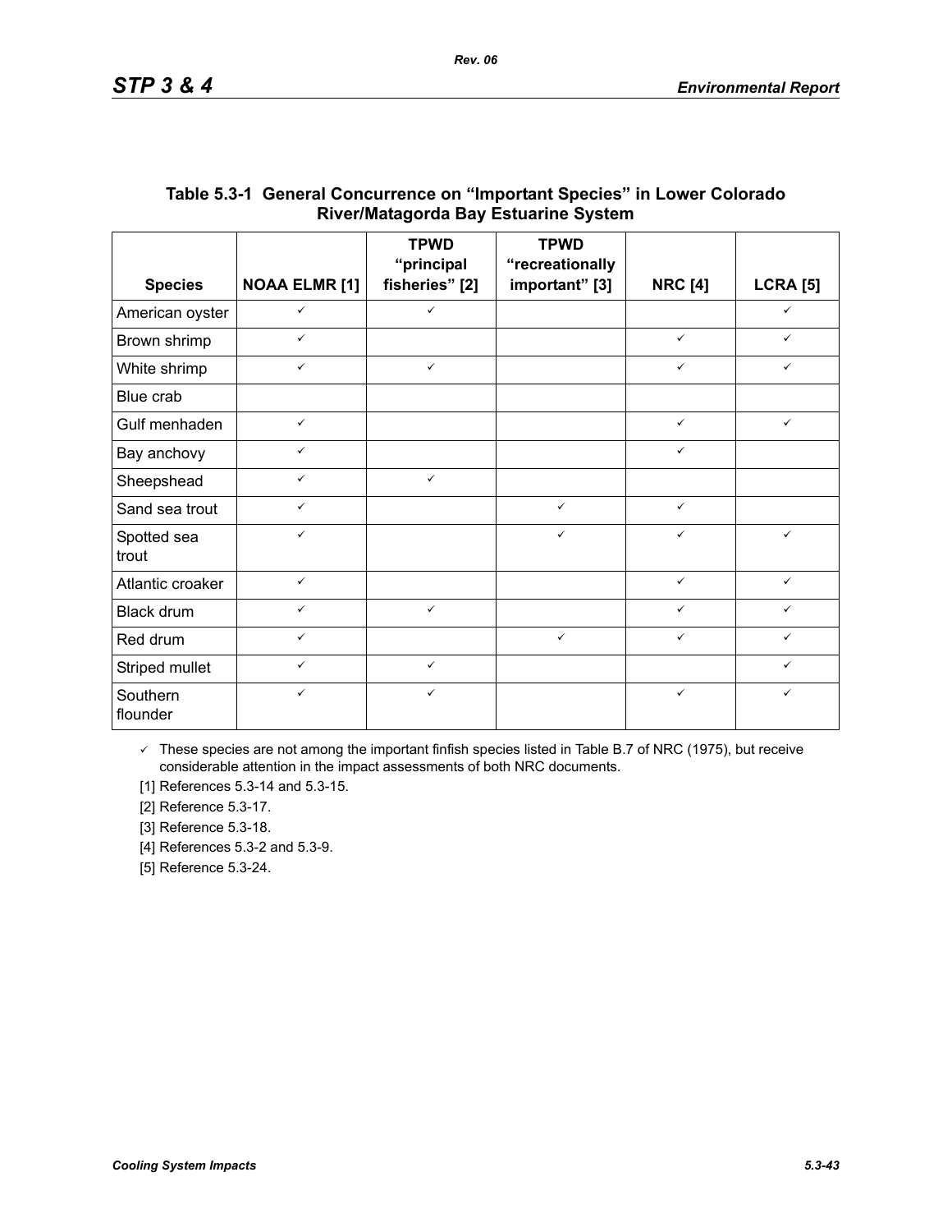**Table 5.3-1 General Concurrence on "Important Species" in Lower Colorado River/Matagorda Bay Estuarine System**

| Species | NOAA ELMR [1] | TPWD "principal fisheries" [2] | TPWD "recreationally important" [3] | NRC [4] | LCRA [5] |
|---|---|---|---|---|---|
| American oyster | ✓ | ✓ | | | ✓ |
| Brown shrimp | ✓ | | | ✓ | ✓ |
| White shrimp | ✓ | ✓ | | ✓ | ✓ |
| Blue crab | | | | | |
| Gulf menhaden | ✓ | | | ✓ | ✓ |
| Bay anchovy | ✓ | | | ✓ | |
| Sheepshead | ✓ | ✓ | | | |
| Sand sea trout | ✓ | | ✓ | ✓ | |
| Spotted sea trout | ✓ | | ✓ | ✓ | ✓ |
| Atlantic croaker | ✓ | | | ✓ | ✓ |
| Black drum | ✓ | ✓ | | ✓ | ✓ |
| Red drum | ✓ | | ✓ | ✓ | ✓ |
| Striped mullet | ✓ | ✓ | | | ✓ |
| Southern flounder | ✓ | ✓ | | ✓ | ✓ |

✓ These species are not among the important finfish species listed in Table B.7 of NRC (1975), but receive considerable attention in the impact assessments of both NRC documents.

[1] References 5.3-14 and 5.3-15.

[2] Reference 5.3-17.

[3] Reference 5.3-18.

[4] References 5.3-2 and 5.3-9.

[5] Reference 5.3-24.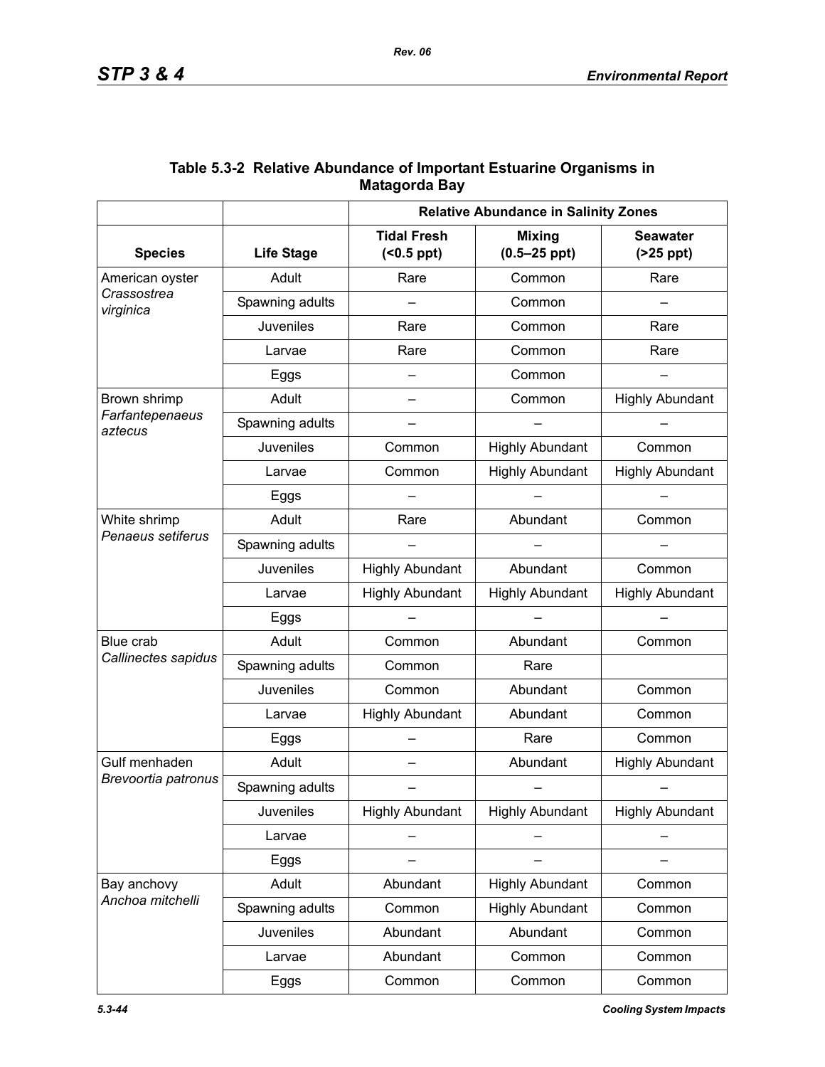**Table 5.3-2 Relative Abundance of Important Estuarine Organisms in Matagorda Bay**

| | | Relative Abundance in Salinity Zones | | |
|---|---|---|---|---|
| **Species** | **Life Stage** | **Tidal Fresh (<0.5 ppt)** | **Mixing (0.5–25 ppt)** | **Seawater (>25 ppt)** |
| American oyster *Crassostrea virginica* | Adult | Rare | Common | Rare |
| | Spawning adults | – | Common | – |
| | Juveniles | Rare | Common | Rare |
| | Larvae | Rare | Common | Rare |
| | Eggs | – | Common | – |
| Brown shrimp *Farfantepenaeus aztecus* | Adult | – | Common | Highly Abundant |
| | Spawning adults | – | – | – |
| | Juveniles | Common | Highly Abundant | Common |
| | Larvae | Common | Highly Abundant | Highly Abundant |
| | Eggs | – | – | – |
| White shrimp *Penaeus setiferus* | Adult | Rare | Abundant | Common |
| | Spawning adults | – | – | – |
| | Juveniles | Highly Abundant | Abundant | Common |
| | Larvae | Highly Abundant | Highly Abundant | Highly Abundant |
| | Eggs | – | – | – |
| Blue crab *Callinectes sapidus* | Adult | Common | Abundant | Common |
| | Spawning adults | Common | Rare | |
| | Juveniles | Common | Abundant | Common |
| | Larvae | Highly Abundant | Abundant | Common |
| | Eggs | – | Rare | Common |
| Gulf menhaden *Brevoortia patronus* | Adult | – | Abundant | Highly Abundant |
| | Spawning adults | – | – | – |
| | Juveniles | Highly Abundant | Highly Abundant | Highly Abundant |
| | Larvae | – | – | – |
| | Eggs | – | – | – |
| Bay anchovy *Anchoa mitchelli* | Adult | Abundant | Highly Abundant | Common |
| | Spawning adults | Common | Highly Abundant | Common |
| | Juveniles | Abundant | Abundant | Common |
| | Larvae | Abundant | Common | Common |
| | Eggs | Common | Common | Common |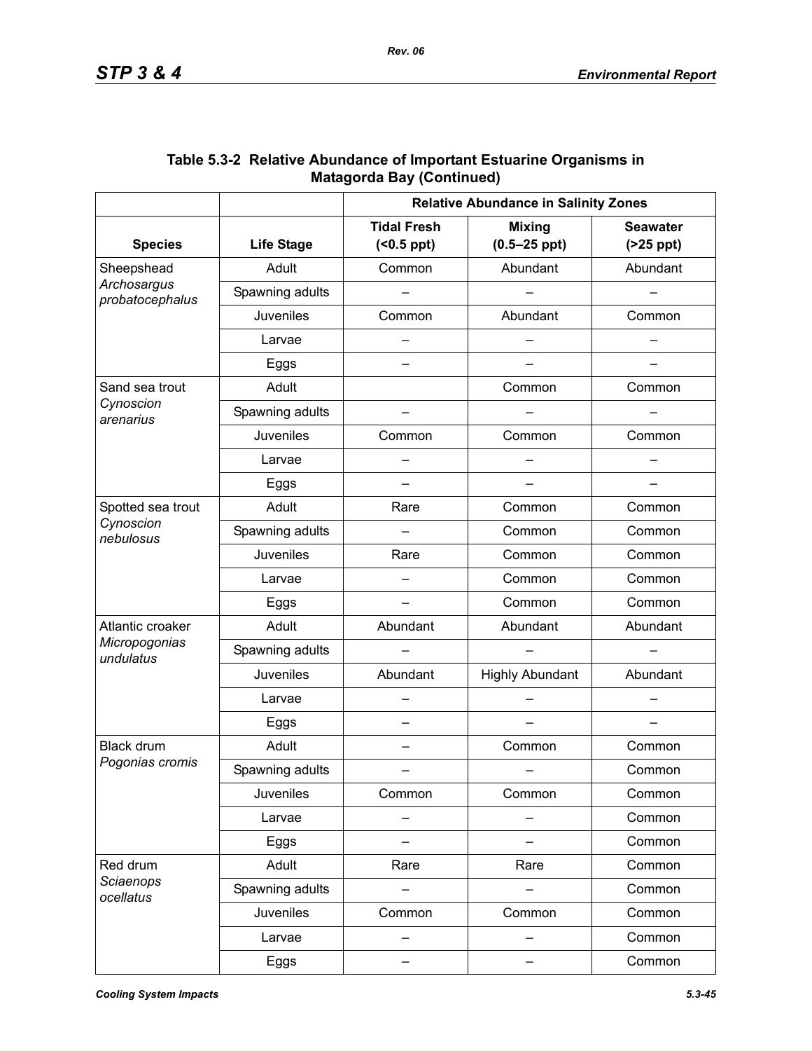**Table 5.3-2 Relative Abundance of Important Estuarine Organisms in Matagorda Bay (Continued)**

| | | Relative Abundance in Salinity Zones | | |
|---|---|---|---|---|
| **Species** | **Life Stage** | **Tidal Fresh (<0.5 ppt)** | **Mixing (0.5–25 ppt)** | **Seawater (>25 ppt)** |
| Sheepshead *Archosargus probatocephalus* | Adult | Common | Abundant | Abundant |
| | Spawning adults | – | – | – |
| | Juveniles | Common | Abundant | Common |
| | Larvae | – | – | – |
| | Eggs | – | – | – |
| Sand sea trout *Cynoscion arenarius* | Adult | | Common | Common |
| | Spawning adults | – | – | – |
| | Juveniles | Common | Common | Common |
| | Larvae | – | – | – |
| | Eggs | – | – | – |
| Spotted sea trout *Cynoscion nebulosus* | Adult | Rare | Common | Common |
| | Spawning adults | – | Common | Common |
| | Juveniles | Rare | Common | Common |
| | Larvae | – | Common | Common |
| | Eggs | – | Common | Common |
| Atlantic croaker *Micropogonias undulatus* | Adult | Abundant | Abundant | Abundant |
| | Spawning adults | – | – | – |
| | Juveniles | Abundant | Highly Abundant | Abundant |
| | Larvae | – | – | – |
| | Eggs | – | – | – |
| Black drum *Pogonias cromis* | Adult | – | Common | Common |
| | Spawning adults | – | – | Common |
| | Juveniles | Common | Common | Common |
| | Larvae | – | – | Common |
| | Eggs | – | – | Common |
| Red drum *Sciaenops ocellatus* | Adult | Rare | Rare | Common |
| | Spawning adults | – | – | Common |
| | Juveniles | Common | Common | Common |
| | Larvae | – | – | Common |
| | Eggs | – | – | Common |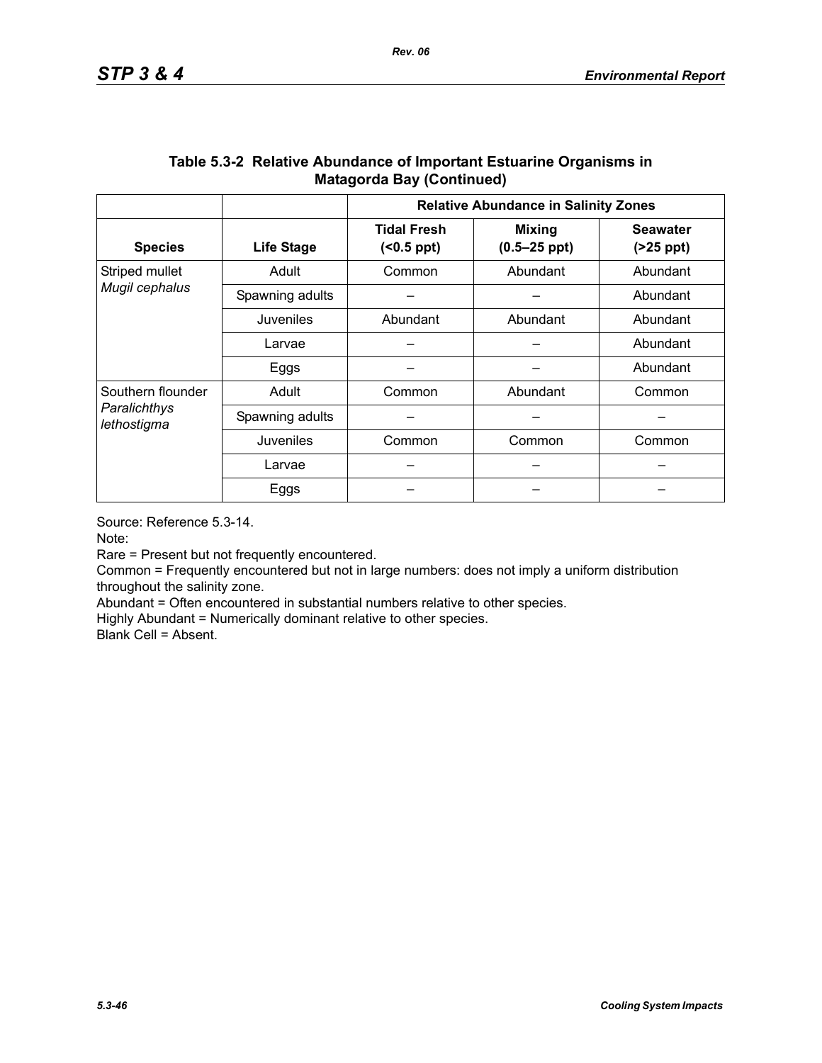**Table 5.3-2 Relative Abundance of Important Estuarine Organisms in Matagorda Bay (Continued)**

| | | Relative Abundance in Salinity Zones | | |
|---|---|---|---|---|
| **Species** | **Life Stage** | **Tidal Fresh (<0.5 ppt)** | **Mixing (0.5–25 ppt)** | **Seawater (>25 ppt)** |
| Striped mullet *Mugil cephalus* | Adult | Common | Abundant | Abundant |
| | Spawning adults | – | – | Abundant |
| | Juveniles | Abundant | Abundant | Abundant |
| | Larvae | – | – | Abundant |
| | Eggs | – | – | Abundant |
| Southern flounder *Paralichthys lethostigma* | Adult | Common | Abundant | Common |
| | Spawning adults | – | – | – |
| | Juveniles | Common | Common | Common |
| | Larvae | – | – | – |
| | Eggs | – | – | – |

Source: Reference 5.3-14.

Note:

Rare = Present but not frequently encountered.

Common = Frequently encountered but not in large numbers: does not imply a uniform distribution throughout the salinity zone.

Abundant = Often encountered in substantial numbers relative to other species.

Highly Abundant = Numerically dominant relative to other species.

Blank Cell = Absent.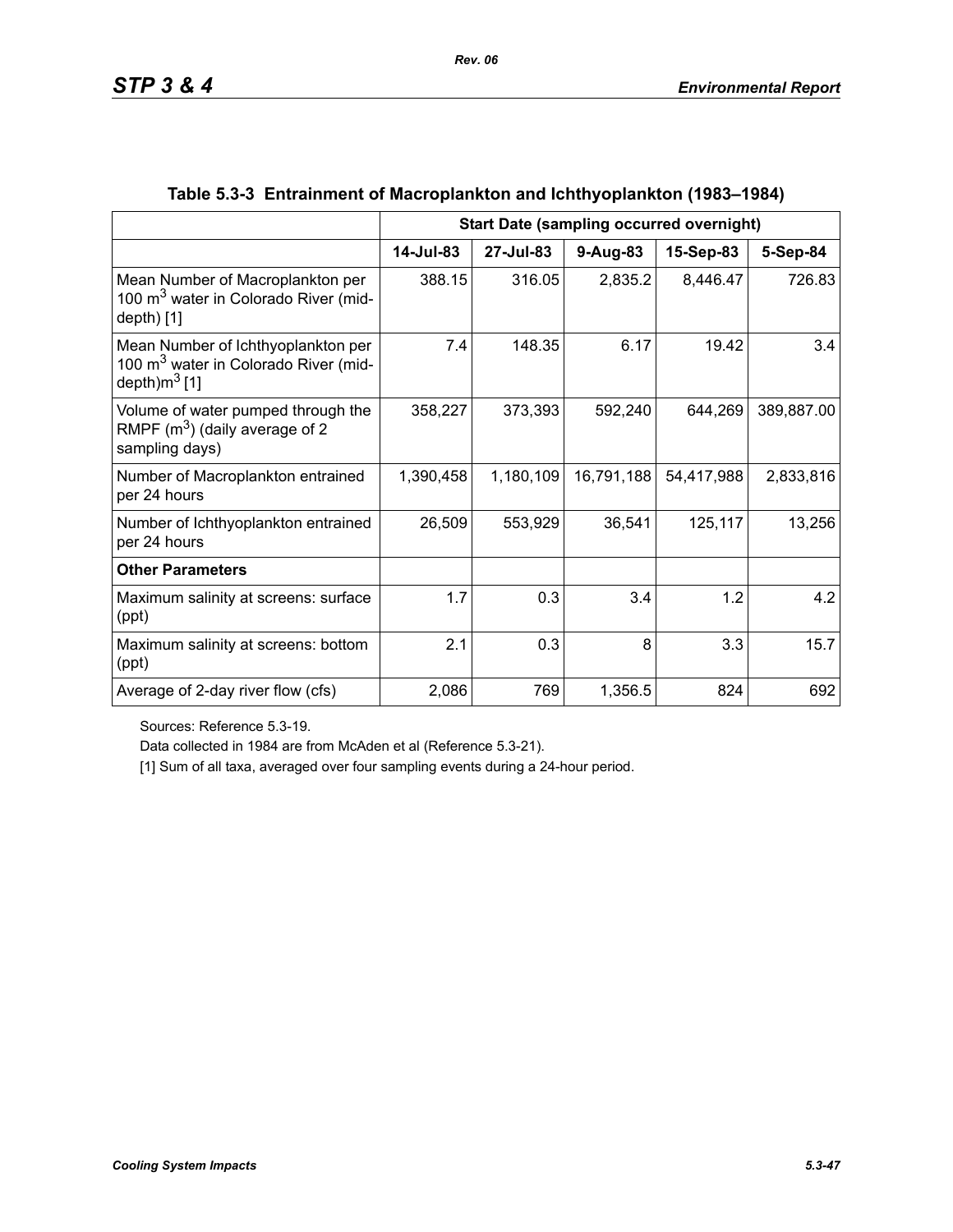## Table 5.3-3 Entrainment of Macroplankton and Ichthyoplankton (1983–1984)

| | Start Date (sampling occurred overnight) | | | | |
|---|---|---|---|---|---|
| | 14-Jul-83 | 27-Jul-83 | 9-Aug-83 | 15-Sep-83 | 5-Sep-84 |
| Mean Number of Macroplankton per 100 $m^3$ water in Colorado River (mid-depth) [1] | 388.15 | 316.05 | 2,835.2 | 8,446.47 | 726.83 |
| Mean Number of Ichthyoplankton per 100 $m^3$ water in Colorado River (mid-depth)$m^3$ [1] | 7.4 | 148.35 | 6.17 | 19.42 | 3.4 |
| Volume of water pumped through the RMPF ($m^3$) (daily average of 2 sampling days) | 358,227 | 373,393 | 592,240 | 644,269 | 389,887.00 |
| Number of Macroplankton entrained per 24 hours | 1,390,458 | 1,180,109 | 16,791,188 | 54,417,988 | 2,833,816 |
| Number of Ichthyoplankton entrained per 24 hours | 26,509 | 553,929 | 36,541 | 125,117 | 13,256 |
| **Other Parameters** | | | | | |
| Maximum salinity at screens: surface (ppt) | 1.7 | 0.3 | 3.4 | 1.2 | 4.2 |
| Maximum salinity at screens: bottom (ppt) | 2.1 | 0.3 | 8 | 3.3 | 15.7 |
| Average of 2-day river flow (cfs) | 2,086 | 769 | 1,356.5 | 824 | 692 |

Sources: Reference 5.3-19.

Data collected in 1984 are from McAden et al (Reference 5.3-21).

[1] Sum of all taxa, averaged over four sampling events during a 24-hour period.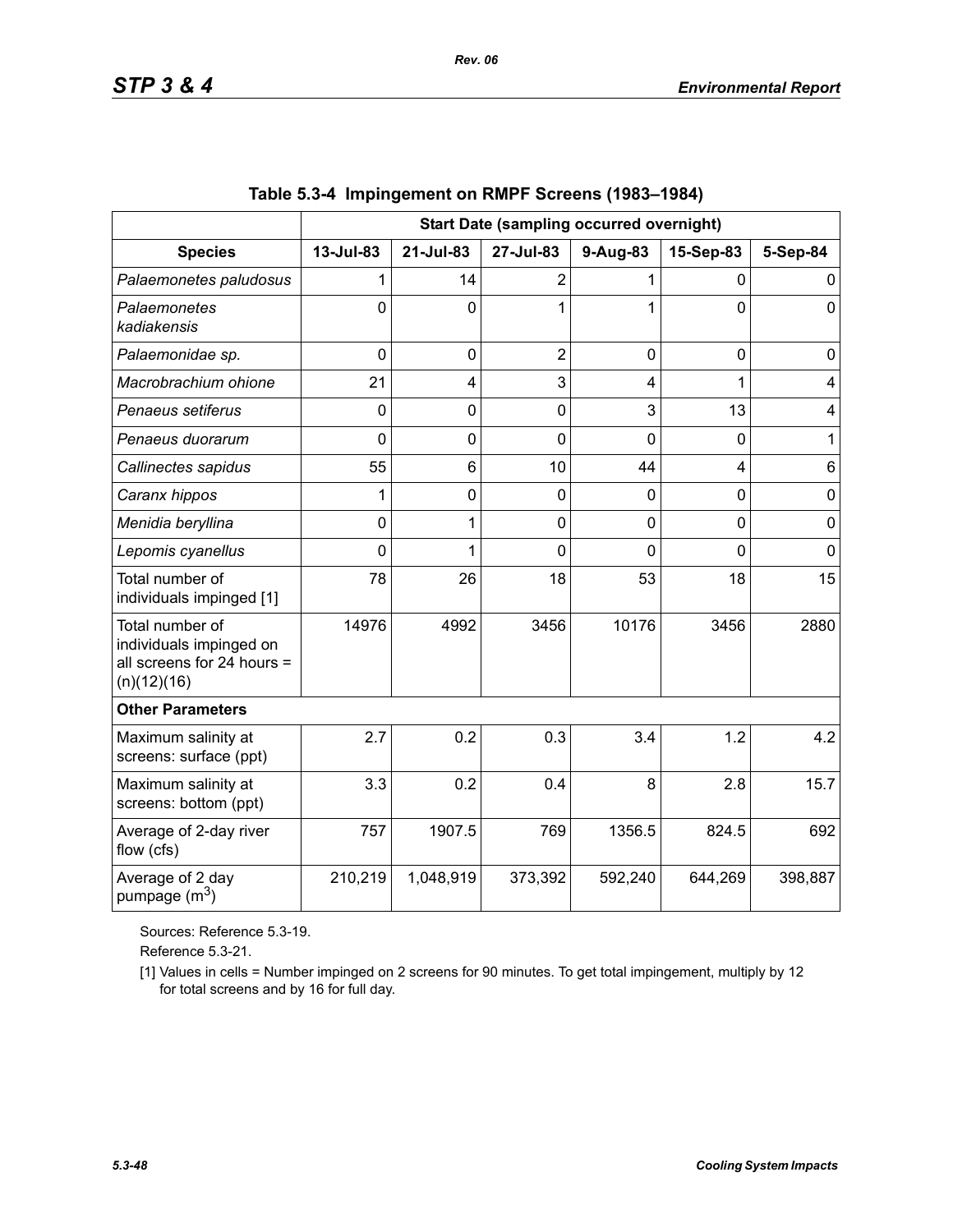**Table 5.3-4 Impingement on RMPF Screens (1983–1984)**

| | Start Date (sampling occurred overnight) | | | | | |
|---|---|---|---|---|---|---|
| **Species** | **13-Jul-83** | **21-Jul-83** | **27-Jul-83** | **9-Aug-83** | **15-Sep-83** | **5-Sep-84** |
| *Palaemonetes paludosus* | 1 | 14 | 2 | 1 | 0 | 0 |
| *Palaemonetes kadiakensis* | 0 | 0 | 1 | 1 | 0 | 0 |
| *Palaemonidae sp.* | 0 | 0 | 2 | 0 | 0 | 0 |
| *Macrobrachium ohione* | 21 | 4 | 3 | 4 | 1 | 4 |
| *Penaeus setiferus* | 0 | 0 | 0 | 3 | 13 | 4 |
| *Penaeus duorarum* | 0 | 0 | 0 | 0 | 0 | 1 |
| *Callinectes sapidus* | 55 | 6 | 10 | 44 | 4 | 6 |
| *Caranx hippos* | 1 | 0 | 0 | 0 | 0 | 0 |
| *Menidia beryllina* | 0 | 1 | 0 | 0 | 0 | 0 |
| *Lepomis cyanellus* | 0 | 1 | 0 | 0 | 0 | 0 |
| Total number of individuals impinged [1] | 78 | 26 | 18 | 53 | 18 | 15 |
| Total number of individuals impinged on all screens for 24 hours = (n)(12)(16) | 14976 | 4992 | 3456 | 10176 | 3456 | 2880 |
| **Other Parameters** | | | | | | |
| Maximum salinity at screens: surface (ppt) | 2.7 | 0.2 | 0.3 | 3.4 | 1.2 | 4.2 |
| Maximum salinity at screens: bottom (ppt) | 3.3 | 0.2 | 0.4 | 8 | 2.8 | 15.7 |
| Average of 2-day river flow (cfs) | 757 | 1907.5 | 769 | 1356.5 | 824.5 | 692 |
| Average of 2 day pumpage ($m^3$) | 210,219 | 1,048,919 | 373,392 | 592,240 | 644,269 | 398,887 |

Sources: Reference 5.3-19.

Reference 5.3-21.

[1] Values in cells = Number impinged on 2 screens for 90 minutes. To get total impingement, multiply by 12 for total screens and by 16 for full day.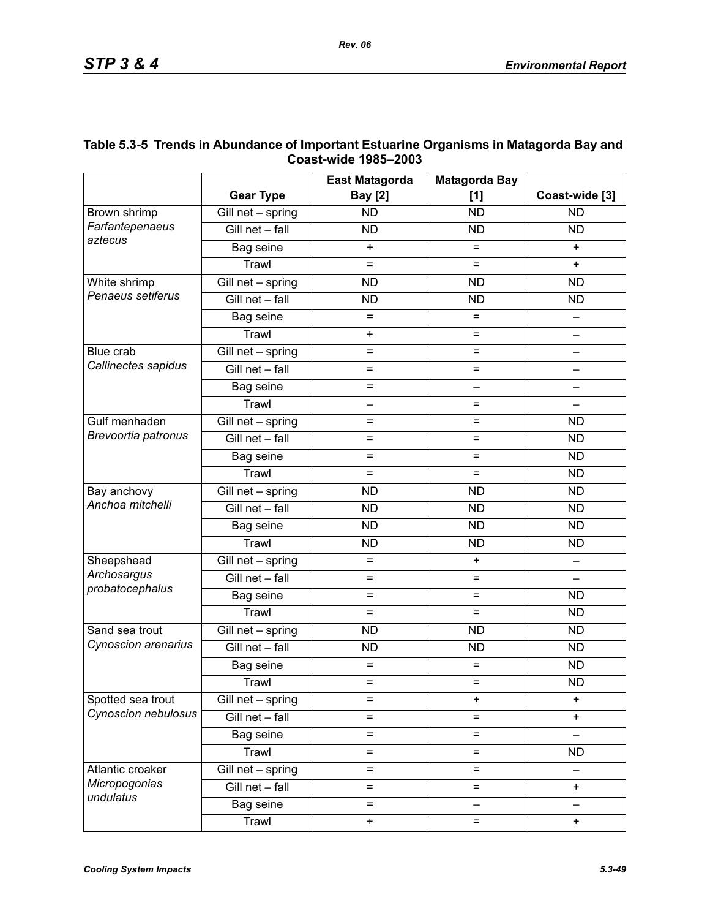### Table 5.3-5 Trends in Abundance of Important Estuarine Organisms in Matagorda Bay and Coast-wide 1985–2003

| | Gear Type | East Matagorda Bay [2] | Matagorda Bay [1] | Coast-wide [3] |
|---|---|---|---|---|
| Brown shrimp *Farfantepenaeus aztecus* | Gill net – spring | ND | ND | ND |
| | Gill net – fall | ND | ND | ND |
| | Bag seine | + | = | + |
| | Trawl | = | = | + |
| White shrimp *Penaeus setiferus* | Gill net – spring | ND | ND | ND |
| | Gill net – fall | ND | ND | ND |
| | Bag seine | = | = | – |
| | Trawl | + | = | – |
| Blue crab *Callinectes sapidus* | Gill net – spring | = | = | – |
| | Gill net – fall | = | = | – |
| | Bag seine | = | – | – |
| | Trawl | – | = | – |
| Gulf menhaden *Brevoortia patronus* | Gill net – spring | = | = | ND |
| | Gill net – fall | = | = | ND |
| | Bag seine | = | = | ND |
| | Trawl | = | = | ND |
| Bay anchovy *Anchoa mitchelli* | Gill net – spring | ND | ND | ND |
| | Gill net – fall | ND | ND | ND |
| | Bag seine | ND | ND | ND |
| | Trawl | ND | ND | ND |
| Sheepshead *Archosargus probatocephalus* | Gill net – spring | = | + | – |
| | Gill net – fall | = | = | – |
| | Bag seine | = | = | ND |
| | Trawl | = | = | ND |
| Sand sea trout *Cynoscion arenarius* | Gill net – spring | ND | ND | ND |
| | Gill net – fall | ND | ND | ND |
| | Bag seine | = | = | ND |
| | Trawl | = | = | ND |
| Spotted sea trout *Cynoscion nebulosus* | Gill net – spring | = | + | + |
| | Gill net – fall | = | = | + |
| | Bag seine | = | = | – |
| | Trawl | = | = | ND |
| Atlantic croaker *Micropogonias undulatus* | Gill net – spring | = | = | – |
| | Gill net – fall | = | = | + |
| | Bag seine | = | – | – |
| | Trawl | + | = | + |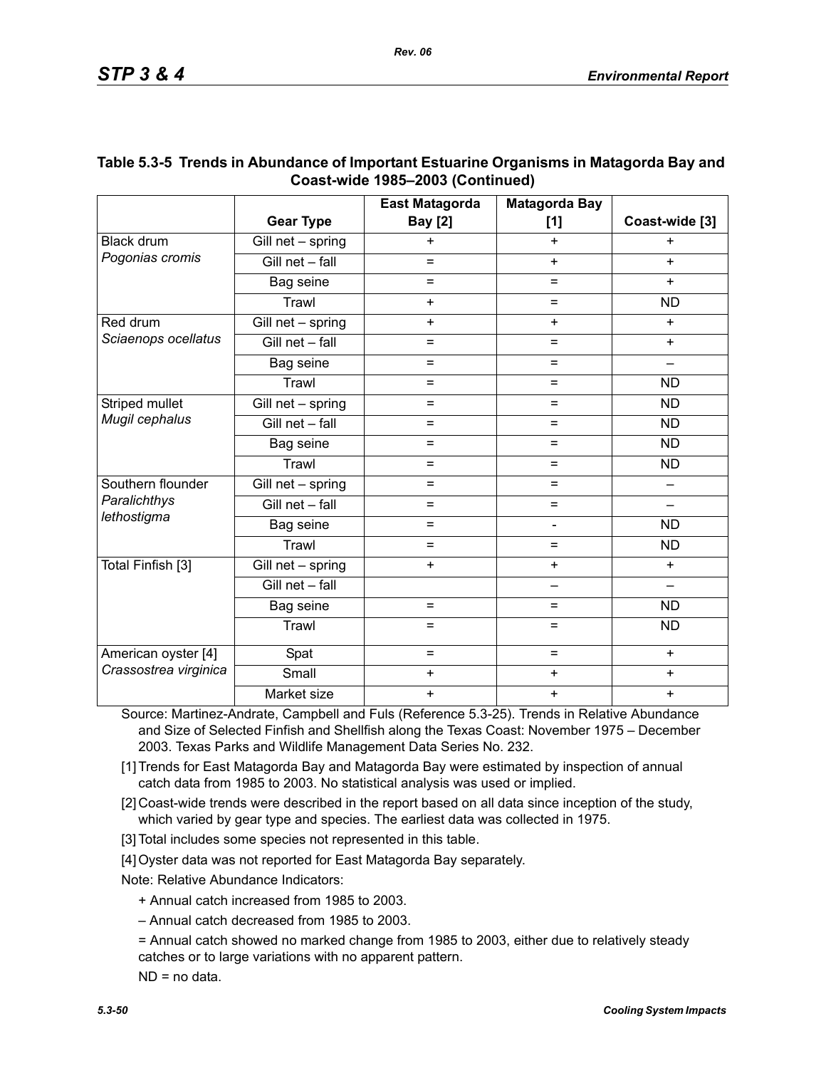### Table 5.3-5 Trends in Abundance of Important Estuarine Organisms in Matagorda Bay and Coast-wide 1985–2003 (Continued)

| | Gear Type | East Matagorda Bay [2] | Matagorda Bay [1] | Coast-wide [3] |
|---|---|---|---|---|
| Black drum *Pogonias cromis* | Gill net – spring | + | + | + |
| | Gill net – fall | = | + | + |
| | Bag seine | = | = | + |
| | Trawl | + | = | ND |
| Red drum *Sciaenops ocellatus* | Gill net – spring | + | + | + |
| | Gill net – fall | = | = | + |
| | Bag seine | = | = | – |
| | Trawl | = | = | ND |
| Striped mullet *Mugil cephalus* | Gill net – spring | = | = | ND |
| | Gill net – fall | = | = | ND |
| | Bag seine | = | = | ND |
| | Trawl | = | = | ND |
| Southern flounder *Paralichthys lethostigma* | Gill net – spring | = | = | – |
| | Gill net – fall | = | = | – |
| | Bag seine | = | - | ND |
| | Trawl | = | = | ND |
| Total Finfish [3] | Gill net – spring | + | + | + |
| | Gill net – fall | | – | – |
| | Bag seine | = | = | ND |
| | Trawl | = | = | ND |
| American oyster [4] *Crassostrea virginica* | Spat | = | = | + |
| | Small | + | + | + |
| | Market size | + | + | + |

Source: Martinez-Andrate, Campbell and Fuls (Reference 5.3-25). Trends in Relative Abundance and Size of Selected Finfish and Shellfish along the Texas Coast: November 1975 – December 2003. Texas Parks and Wildlife Management Data Series No. 232.

[1] Trends for East Matagorda Bay and Matagorda Bay were estimated by inspection of annual catch data from 1985 to 2003. No statistical analysis was used or implied.

[2] Coast-wide trends were described in the report based on all data since inception of the study, which varied by gear type and species. The earliest data was collected in 1975.

[3] Total includes some species not represented in this table.

[4] Oyster data was not reported for East Matagorda Bay separately.

Note: Relative Abundance Indicators:

+ Annual catch increased from 1985 to 2003.

– Annual catch decreased from 1985 to 2003.

= Annual catch showed no marked change from 1985 to 2003, either due to relatively steady catches or to large variations with no apparent pattern.

ND = no data.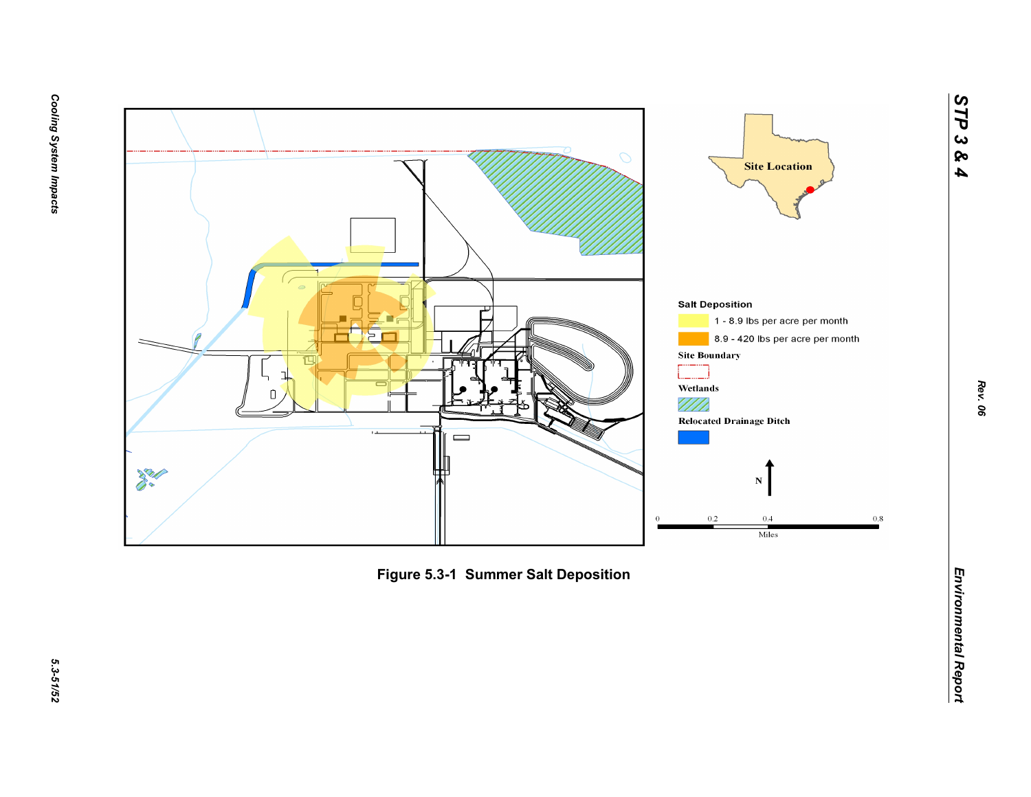Site Location

Salt Deposition

1 - 8.9 lbs per acre per month

8.9 - 420 lbs per acre per month

Site Boundary

Wetlands

Relocated Drainage Ditch

N

0 0.2 0.4 0.8

Miles

Figure 5.3-1 Summer Salt Deposition